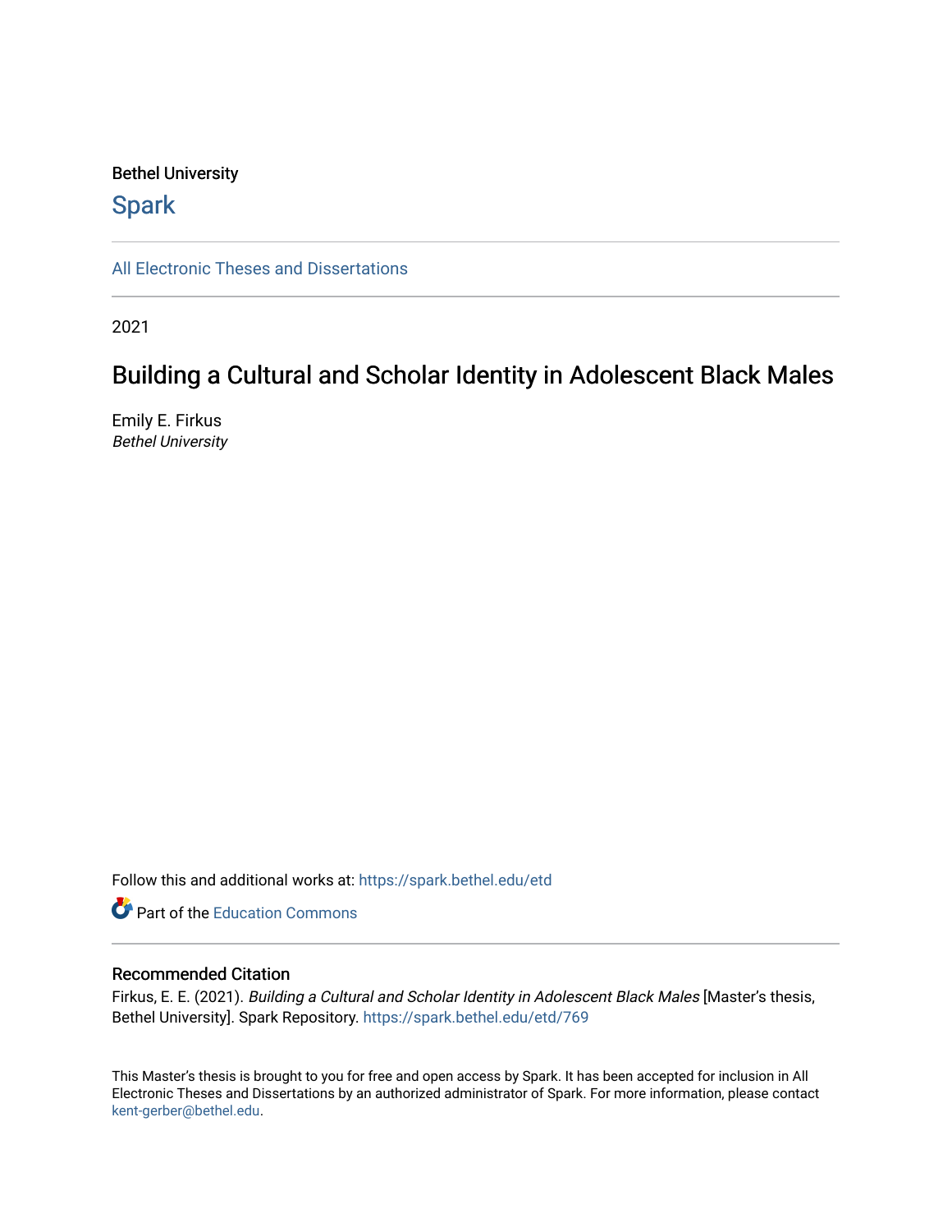Bethel University

# Spark

All Electronic Theses and Dissertations

2021

## Building a Cultural and Scholar Identity in Adolescent Black Males

Emily E. Firkus
*Bethel University*

Follow this and additional works at: https://spark.bethel.edu/etd

Part of the Education Commons

### Recommended Citation

Firkus, E. E. (2021). *Building a Cultural and Scholar Identity in Adolescent Black Males* [Master's thesis, Bethel University]. Spark Repository. https://spark.bethel.edu/etd/769

This Master's thesis is brought to you for free and open access by Spark. It has been accepted for inclusion in All Electronic Theses and Dissertations by an authorized administrator of Spark. For more information, please contact kent-gerber@bethel.edu.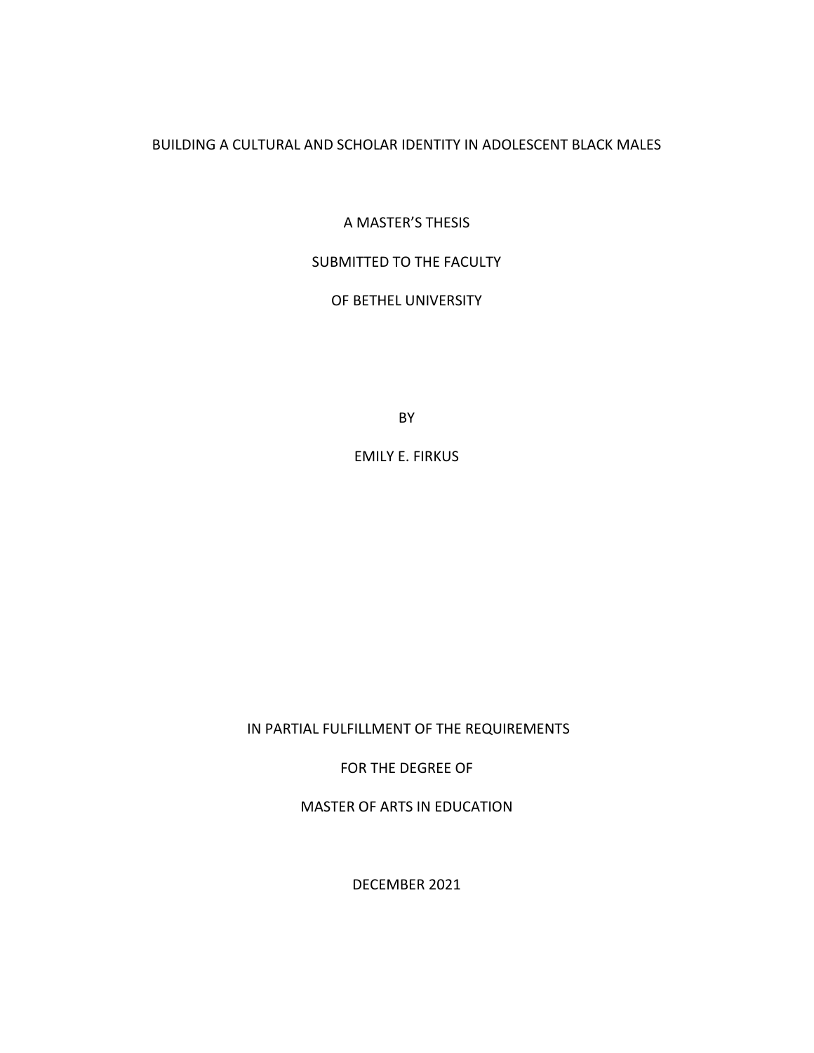BUILDING A CULTURAL AND SCHOLAR IDENTITY IN ADOLESCENT BLACK MALES

A MASTER'S THESIS

SUBMITTED TO THE FACULTY

OF BETHEL UNIVERSITY

BY

EMILY E. FIRKUS

IN PARTIAL FULFILLMENT OF THE REQUIREMENTS

FOR THE DEGREE OF

MASTER OF ARTS IN EDUCATION

DECEMBER 2021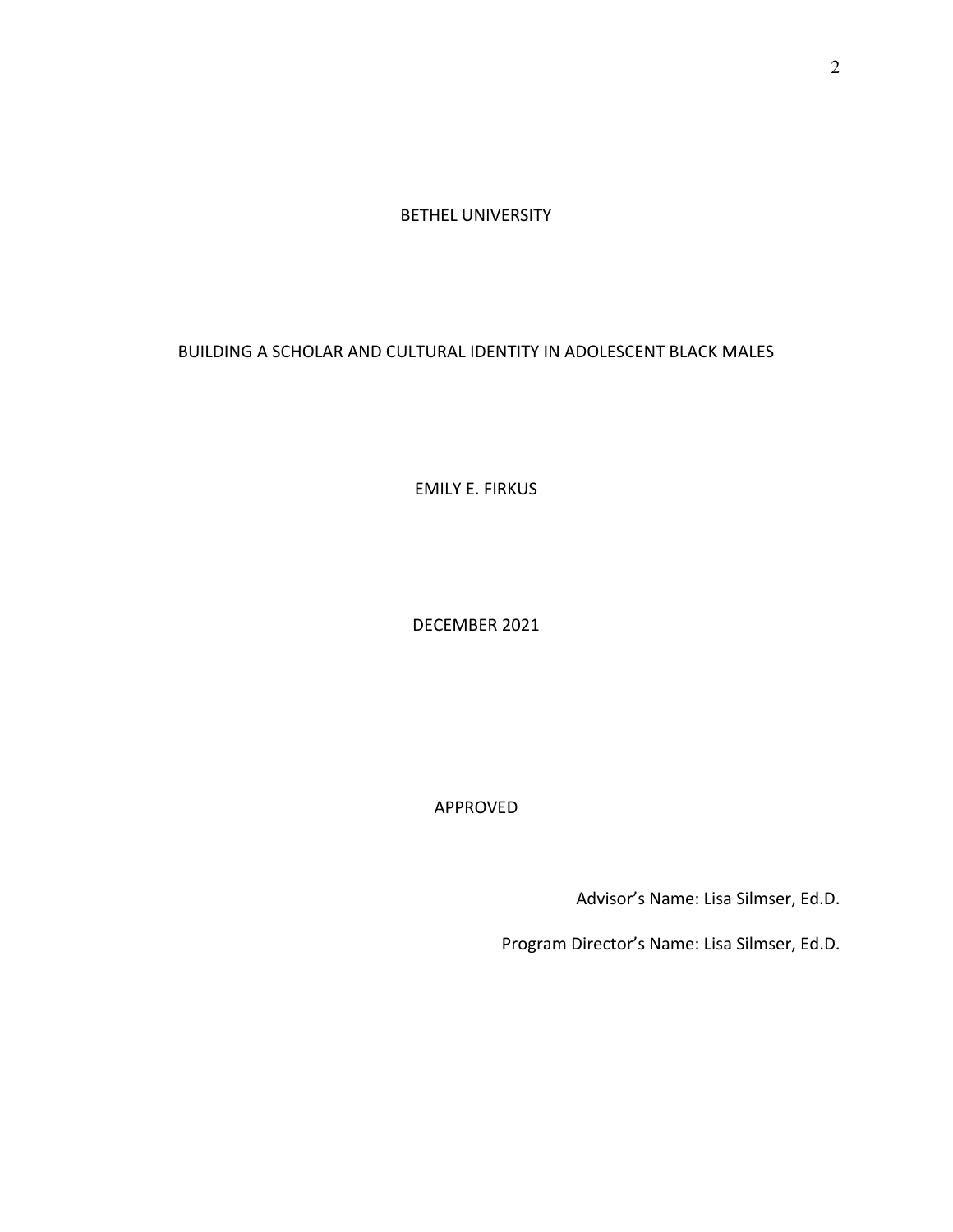BETHEL UNIVERSITY

BUILDING A SCHOLAR AND CULTURAL IDENTITY IN ADOLESCENT BLACK MALES

EMILY E. FIRKUS

DECEMBER 2021

APPROVED

Advisor's Name: Lisa Silmser, Ed.D.

Program Director's Name: Lisa Silmser, Ed.D.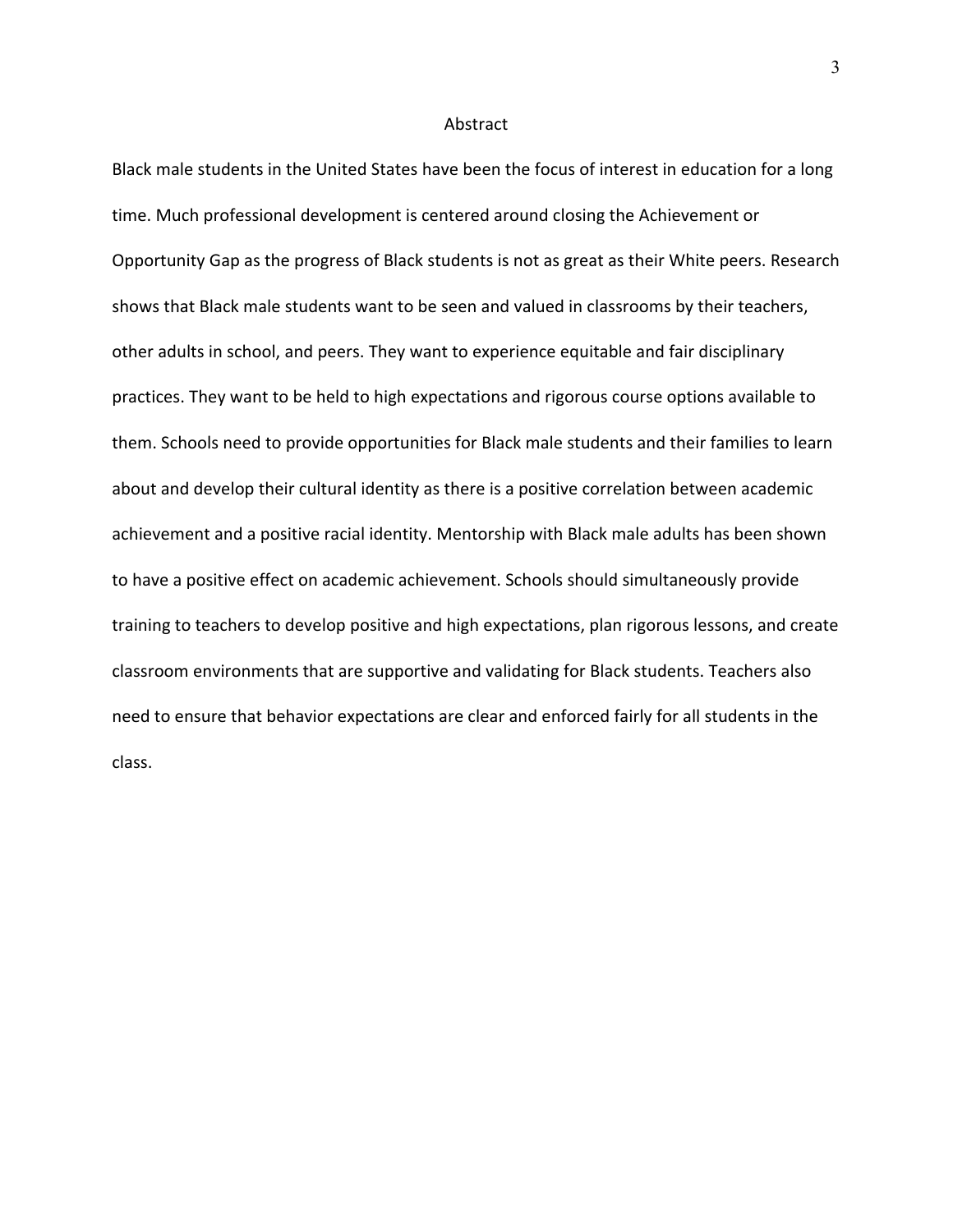# Abstract

Black male students in the United States have been the focus of interest in education for a long time. Much professional development is centered around closing the Achievement or Opportunity Gap as the progress of Black students is not as great as their White peers. Research shows that Black male students want to be seen and valued in classrooms by their teachers, other adults in school, and peers. They want to experience equitable and fair disciplinary practices. They want to be held to high expectations and rigorous course options available to them. Schools need to provide opportunities for Black male students and their families to learn about and develop their cultural identity as there is a positive correlation between academic achievement and a positive racial identity. Mentorship with Black male adults has been shown to have a positive effect on academic achievement. Schools should simultaneously provide training to teachers to develop positive and high expectations, plan rigorous lessons, and create classroom environments that are supportive and validating for Black students. Teachers also need to ensure that behavior expectations are clear and enforced fairly for all students in the class.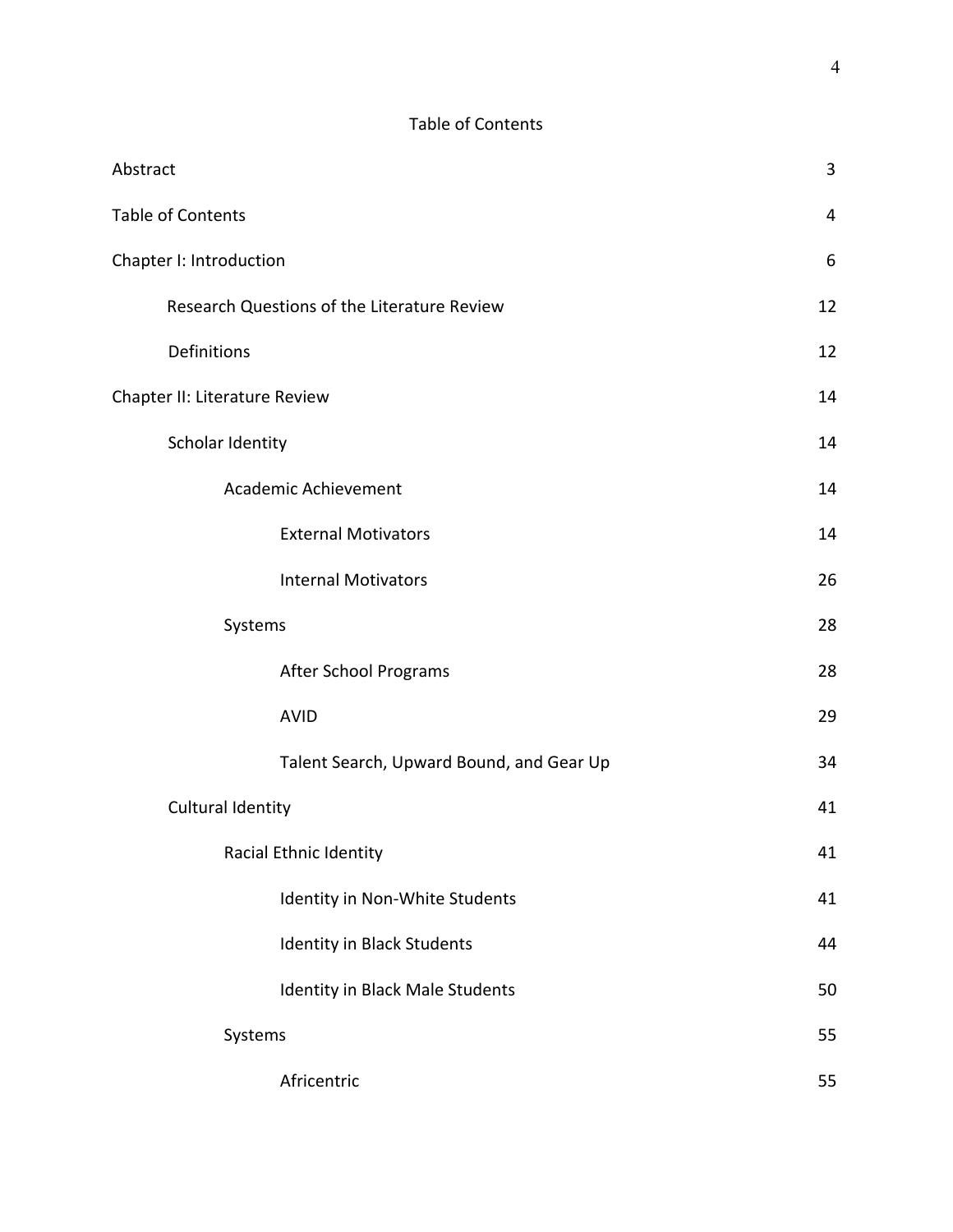Table of Contents

| | |
|---|---|
| Abstract | 3 |
| Table of Contents | 4 |
| Chapter I: Introduction | 6 |
| &nbsp;&nbsp;&nbsp;&nbsp;Research Questions of the Literature Review | 12 |
| &nbsp;&nbsp;&nbsp;&nbsp;Definitions | 12 |
| Chapter II: Literature Review | 14 |
| &nbsp;&nbsp;&nbsp;&nbsp;Scholar Identity | 14 |
| &nbsp;&nbsp;&nbsp;&nbsp;&nbsp;&nbsp;&nbsp;&nbsp;Academic Achievement | 14 |
| &nbsp;&nbsp;&nbsp;&nbsp;&nbsp;&nbsp;&nbsp;&nbsp;&nbsp;&nbsp;&nbsp;&nbsp;External Motivators | 14 |
| &nbsp;&nbsp;&nbsp;&nbsp;&nbsp;&nbsp;&nbsp;&nbsp;&nbsp;&nbsp;&nbsp;&nbsp;Internal Motivators | 26 |
| &nbsp;&nbsp;&nbsp;&nbsp;&nbsp;&nbsp;&nbsp;&nbsp;Systems | 28 |
| &nbsp;&nbsp;&nbsp;&nbsp;&nbsp;&nbsp;&nbsp;&nbsp;&nbsp;&nbsp;&nbsp;&nbsp;After School Programs | 28 |
| &nbsp;&nbsp;&nbsp;&nbsp;&nbsp;&nbsp;&nbsp;&nbsp;&nbsp;&nbsp;&nbsp;&nbsp;AVID | 29 |
| &nbsp;&nbsp;&nbsp;&nbsp;&nbsp;&nbsp;&nbsp;&nbsp;&nbsp;&nbsp;&nbsp;&nbsp;Talent Search, Upward Bound, and Gear Up | 34 |
| &nbsp;&nbsp;&nbsp;&nbsp;Cultural Identity | 41 |
| &nbsp;&nbsp;&nbsp;&nbsp;&nbsp;&nbsp;&nbsp;&nbsp;Racial Ethnic Identity | 41 |
| &nbsp;&nbsp;&nbsp;&nbsp;&nbsp;&nbsp;&nbsp;&nbsp;&nbsp;&nbsp;&nbsp;&nbsp;Identity in Non-White Students | 41 |
| &nbsp;&nbsp;&nbsp;&nbsp;&nbsp;&nbsp;&nbsp;&nbsp;&nbsp;&nbsp;&nbsp;&nbsp;Identity in Black Students | 44 |
| &nbsp;&nbsp;&nbsp;&nbsp;&nbsp;&nbsp;&nbsp;&nbsp;&nbsp;&nbsp;&nbsp;&nbsp;Identity in Black Male Students | 50 |
| &nbsp;&nbsp;&nbsp;&nbsp;&nbsp;&nbsp;&nbsp;&nbsp;Systems | 55 |
| &nbsp;&nbsp;&nbsp;&nbsp;&nbsp;&nbsp;&nbsp;&nbsp;&nbsp;&nbsp;&nbsp;&nbsp;Africentric | 55 |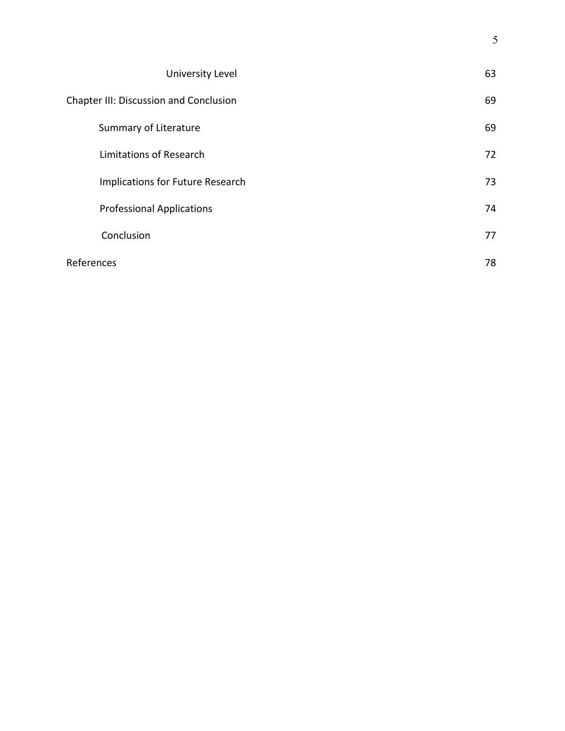| | |
|---|---|
| University Level | 63 |
| Chapter III: Discussion and Conclusion | 69 |
| Summary of Literature | 69 |
| Limitations of Research | 72 |
| Implications for Future Research | 73 |
| Professional Applications | 74 |
| Conclusion | 77 |
| References | 78 |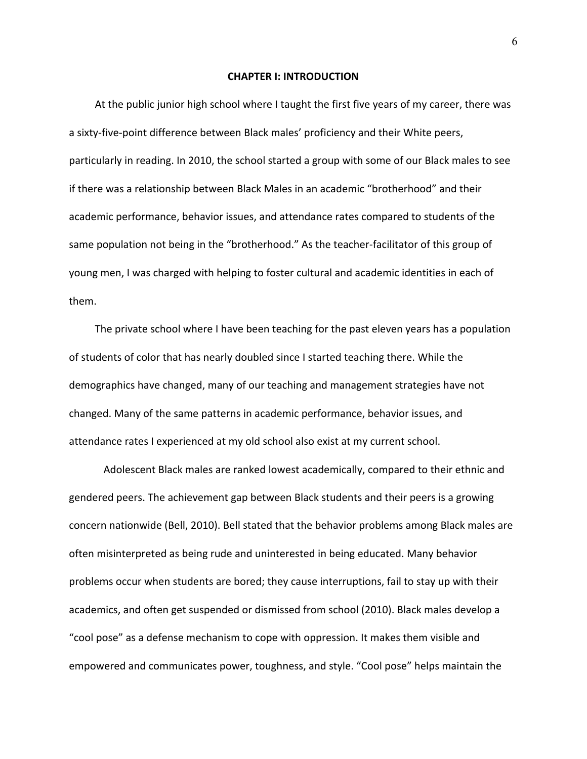# CHAPTER I: INTRODUCTION

At the public junior high school where I taught the first five years of my career, there was a sixty-five-point difference between Black males' proficiency and their White peers, particularly in reading. In 2010, the school started a group with some of our Black males to see if there was a relationship between Black Males in an academic "brotherhood" and their academic performance, behavior issues, and attendance rates compared to students of the same population not being in the "brotherhood." As the teacher-facilitator of this group of young men, I was charged with helping to foster cultural and academic identities in each of them.

The private school where I have been teaching for the past eleven years has a population of students of color that has nearly doubled since I started teaching there. While the demographics have changed, many of our teaching and management strategies have not changed. Many of the same patterns in academic performance, behavior issues, and attendance rates I experienced at my old school also exist at my current school.

Adolescent Black males are ranked lowest academically, compared to their ethnic and gendered peers. The achievement gap between Black students and their peers is a growing concern nationwide (Bell, 2010). Bell stated that the behavior problems among Black males are often misinterpreted as being rude and uninterested in being educated. Many behavior problems occur when students are bored; they cause interruptions, fail to stay up with their academics, and often get suspended or dismissed from school (2010). Black males develop a "cool pose" as a defense mechanism to cope with oppression. It makes them visible and empowered and communicates power, toughness, and style. "Cool pose" helps maintain the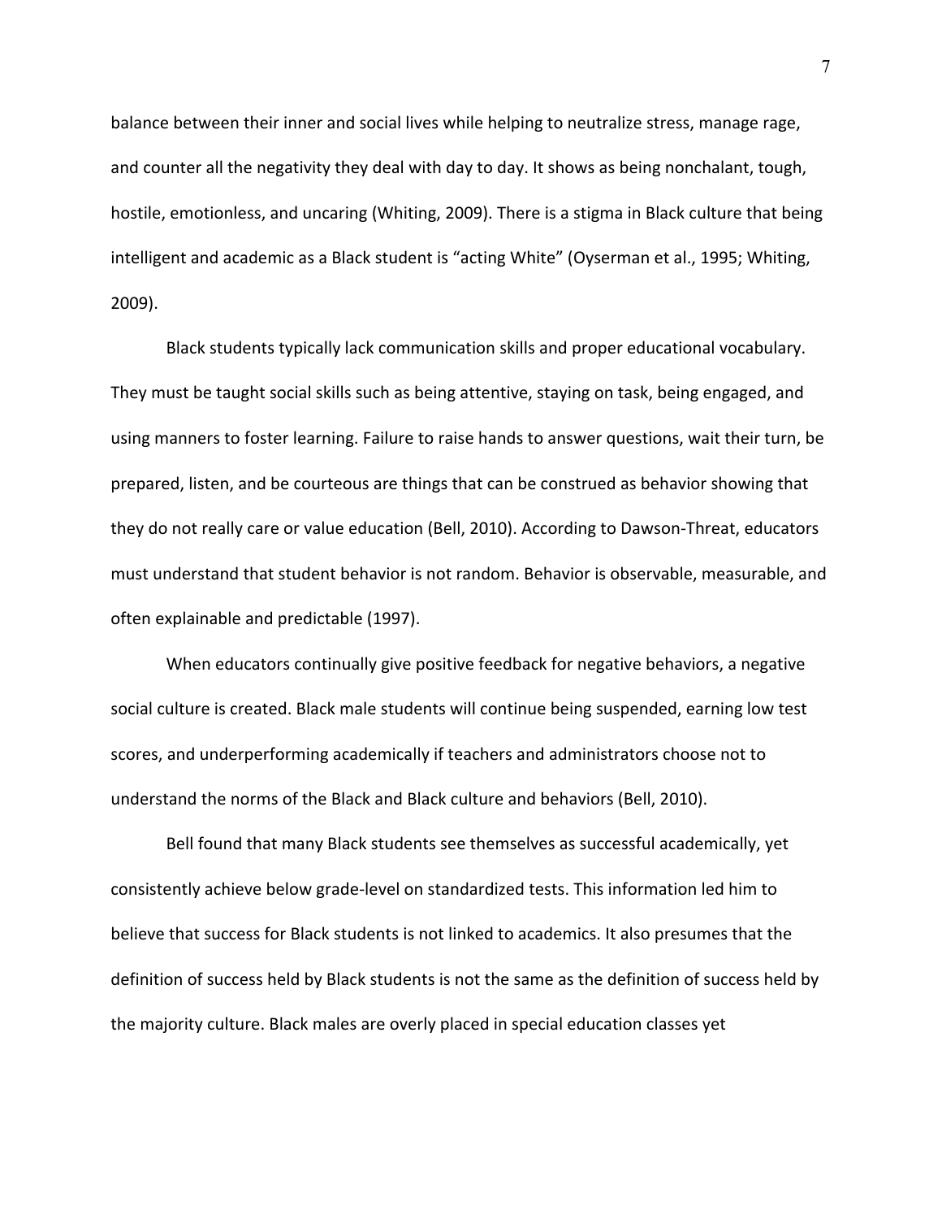balance between their inner and social lives while helping to neutralize stress, manage rage, and counter all the negativity they deal with day to day. It shows as being nonchalant, tough, hostile, emotionless, and uncaring (Whiting, 2009). There is a stigma in Black culture that being intelligent and academic as a Black student is "acting White" (Oyserman et al., 1995; Whiting, 2009).

Black students typically lack communication skills and proper educational vocabulary. They must be taught social skills such as being attentive, staying on task, being engaged, and using manners to foster learning. Failure to raise hands to answer questions, wait their turn, be prepared, listen, and be courteous are things that can be construed as behavior showing that they do not really care or value education (Bell, 2010). According to Dawson-Threat, educators must understand that student behavior is not random. Behavior is observable, measurable, and often explainable and predictable (1997).

When educators continually give positive feedback for negative behaviors, a negative social culture is created. Black male students will continue being suspended, earning low test scores, and underperforming academically if teachers and administrators choose not to understand the norms of the Black and Black culture and behaviors (Bell, 2010).

Bell found that many Black students see themselves as successful academically, yet consistently achieve below grade-level on standardized tests. This information led him to believe that success for Black students is not linked to academics. It also presumes that the definition of success held by Black students is not the same as the definition of success held by the majority culture. Black males are overly placed in special education classes yet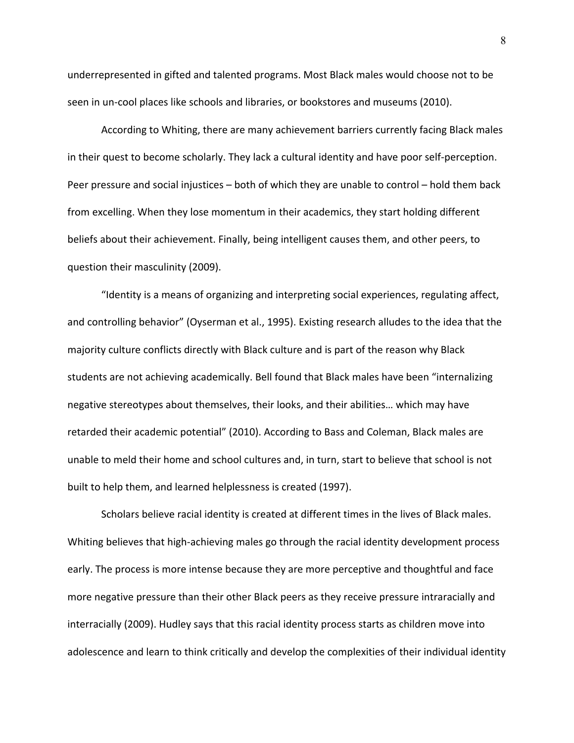underrepresented in gifted and talented programs. Most Black males would choose not to be seen in un-cool places like schools and libraries, or bookstores and museums (2010).

According to Whiting, there are many achievement barriers currently facing Black males in their quest to become scholarly. They lack a cultural identity and have poor self-perception. Peer pressure and social injustices – both of which they are unable to control – hold them back from excelling. When they lose momentum in their academics, they start holding different beliefs about their achievement. Finally, being intelligent causes them, and other peers, to question their masculinity (2009).

"Identity is a means of organizing and interpreting social experiences, regulating affect, and controlling behavior" (Oyserman et al., 1995). Existing research alludes to the idea that the majority culture conflicts directly with Black culture and is part of the reason why Black students are not achieving academically. Bell found that Black males have been "internalizing negative stereotypes about themselves, their looks, and their abilities… which may have retarded their academic potential" (2010). According to Bass and Coleman, Black males are unable to meld their home and school cultures and, in turn, start to believe that school is not built to help them, and learned helplessness is created (1997).

Scholars believe racial identity is created at different times in the lives of Black males. Whiting believes that high-achieving males go through the racial identity development process early. The process is more intense because they are more perceptive and thoughtful and face more negative pressure than their other Black peers as they receive pressure intraracially and interracially (2009). Hudley says that this racial identity process starts as children move into adolescence and learn to think critically and develop the complexities of their individual identity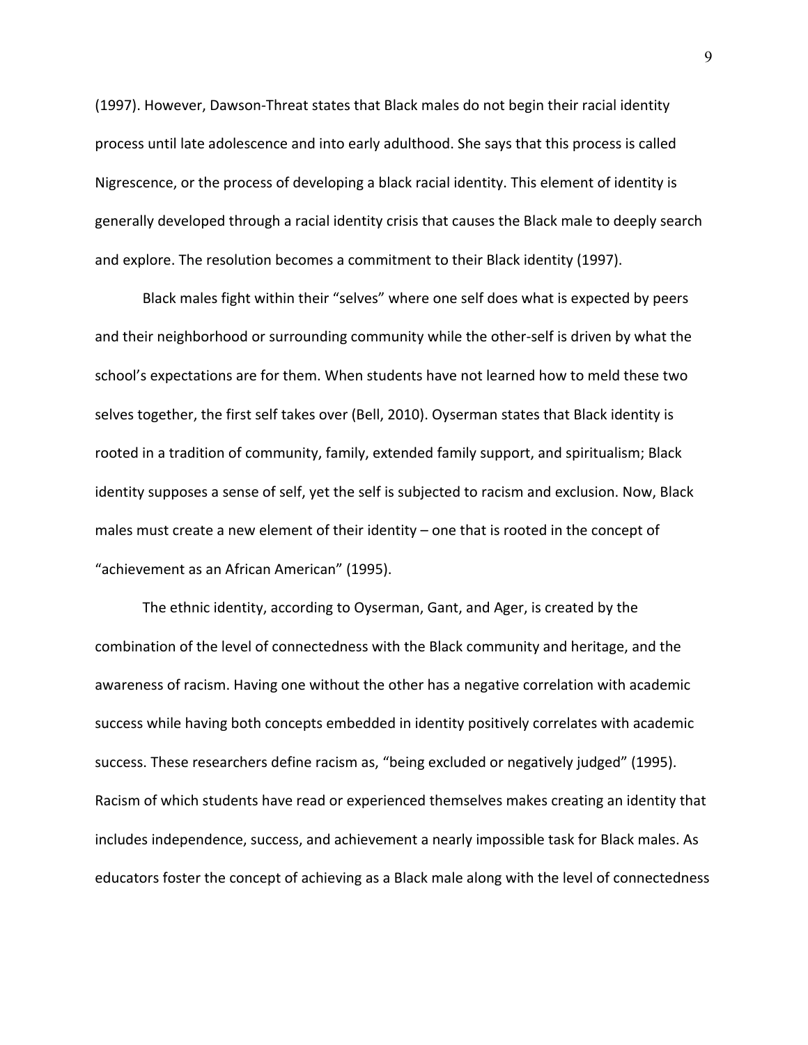(1997). However, Dawson-Threat states that Black males do not begin their racial identity process until late adolescence and into early adulthood. She says that this process is called Nigrescence, or the process of developing a black racial identity. This element of identity is generally developed through a racial identity crisis that causes the Black male to deeply search and explore. The resolution becomes a commitment to their Black identity (1997).

Black males fight within their "selves" where one self does what is expected by peers and their neighborhood or surrounding community while the other-self is driven by what the school's expectations are for them. When students have not learned how to meld these two selves together, the first self takes over (Bell, 2010). Oyserman states that Black identity is rooted in a tradition of community, family, extended family support, and spiritualism; Black identity supposes a sense of self, yet the self is subjected to racism and exclusion. Now, Black males must create a new element of their identity – one that is rooted in the concept of "achievement as an African American" (1995).

The ethnic identity, according to Oyserman, Gant, and Ager, is created by the combination of the level of connectedness with the Black community and heritage, and the awareness of racism. Having one without the other has a negative correlation with academic success while having both concepts embedded in identity positively correlates with academic success. These researchers define racism as, "being excluded or negatively judged" (1995). Racism of which students have read or experienced themselves makes creating an identity that includes independence, success, and achievement a nearly impossible task for Black males. As educators foster the concept of achieving as a Black male along with the level of connectedness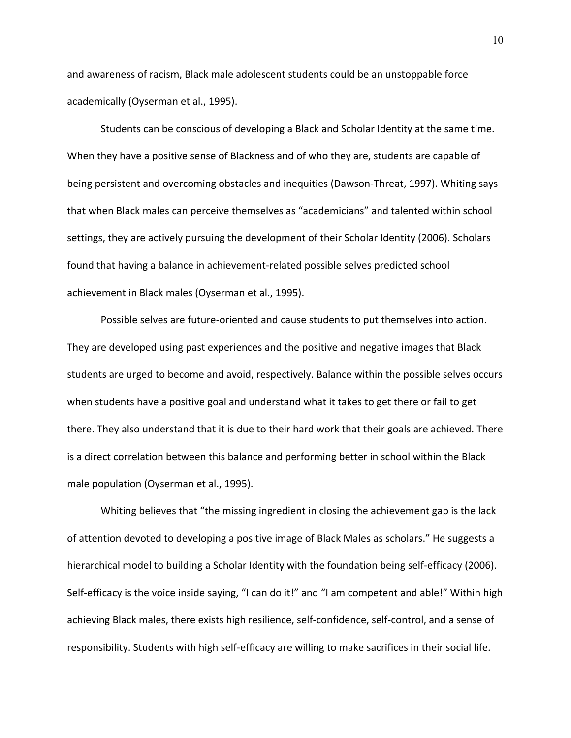and awareness of racism, Black male adolescent students could be an unstoppable force academically (Oyserman et al., 1995).

Students can be conscious of developing a Black and Scholar Identity at the same time. When they have a positive sense of Blackness and of who they are, students are capable of being persistent and overcoming obstacles and inequities (Dawson-Threat, 1997). Whiting says that when Black males can perceive themselves as "academicians" and talented within school settings, they are actively pursuing the development of their Scholar Identity (2006). Scholars found that having a balance in achievement-related possible selves predicted school achievement in Black males (Oyserman et al., 1995).

Possible selves are future-oriented and cause students to put themselves into action. They are developed using past experiences and the positive and negative images that Black students are urged to become and avoid, respectively. Balance within the possible selves occurs when students have a positive goal and understand what it takes to get there or fail to get there. They also understand that it is due to their hard work that their goals are achieved. There is a direct correlation between this balance and performing better in school within the Black male population (Oyserman et al., 1995).

Whiting believes that "the missing ingredient in closing the achievement gap is the lack of attention devoted to developing a positive image of Black Males as scholars." He suggests a hierarchical model to building a Scholar Identity with the foundation being self-efficacy (2006). Self-efficacy is the voice inside saying, "I can do it!" and "I am competent and able!" Within high achieving Black males, there exists high resilience, self-confidence, self-control, and a sense of responsibility. Students with high self-efficacy are willing to make sacrifices in their social life.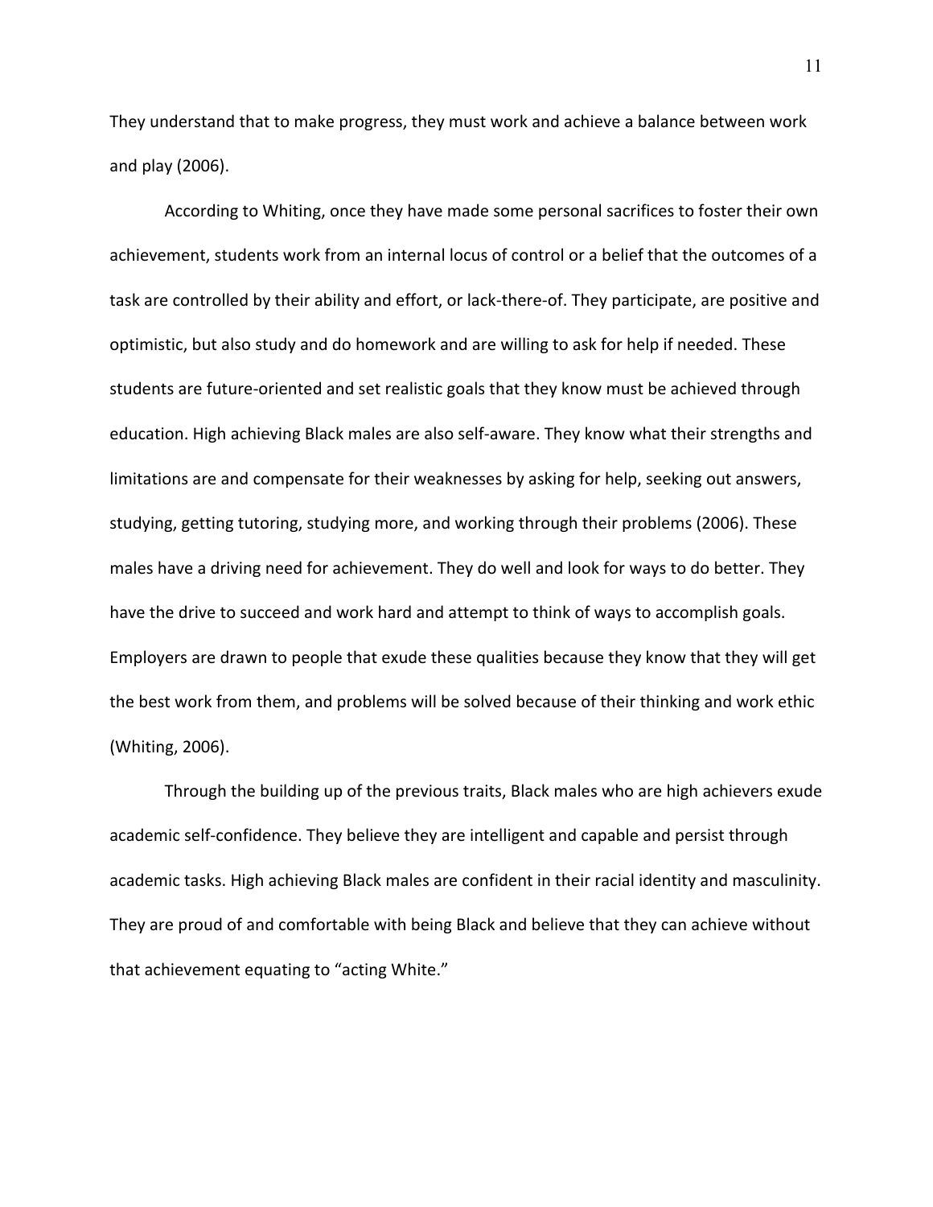They understand that to make progress, they must work and achieve a balance between work and play (2006).

According to Whiting, once they have made some personal sacrifices to foster their own achievement, students work from an internal locus of control or a belief that the outcomes of a task are controlled by their ability and effort, or lack-there-of. They participate, are positive and optimistic, but also study and do homework and are willing to ask for help if needed. These students are future-oriented and set realistic goals that they know must be achieved through education. High achieving Black males are also self-aware. They know what their strengths and limitations are and compensate for their weaknesses by asking for help, seeking out answers, studying, getting tutoring, studying more, and working through their problems (2006). These males have a driving need for achievement. They do well and look for ways to do better. They have the drive to succeed and work hard and attempt to think of ways to accomplish goals. Employers are drawn to people that exude these qualities because they know that they will get the best work from them, and problems will be solved because of their thinking and work ethic (Whiting, 2006).

Through the building up of the previous traits, Black males who are high achievers exude academic self-confidence. They believe they are intelligent and capable and persist through academic tasks. High achieving Black males are confident in their racial identity and masculinity. They are proud of and comfortable with being Black and believe that they can achieve without that achievement equating to "acting White."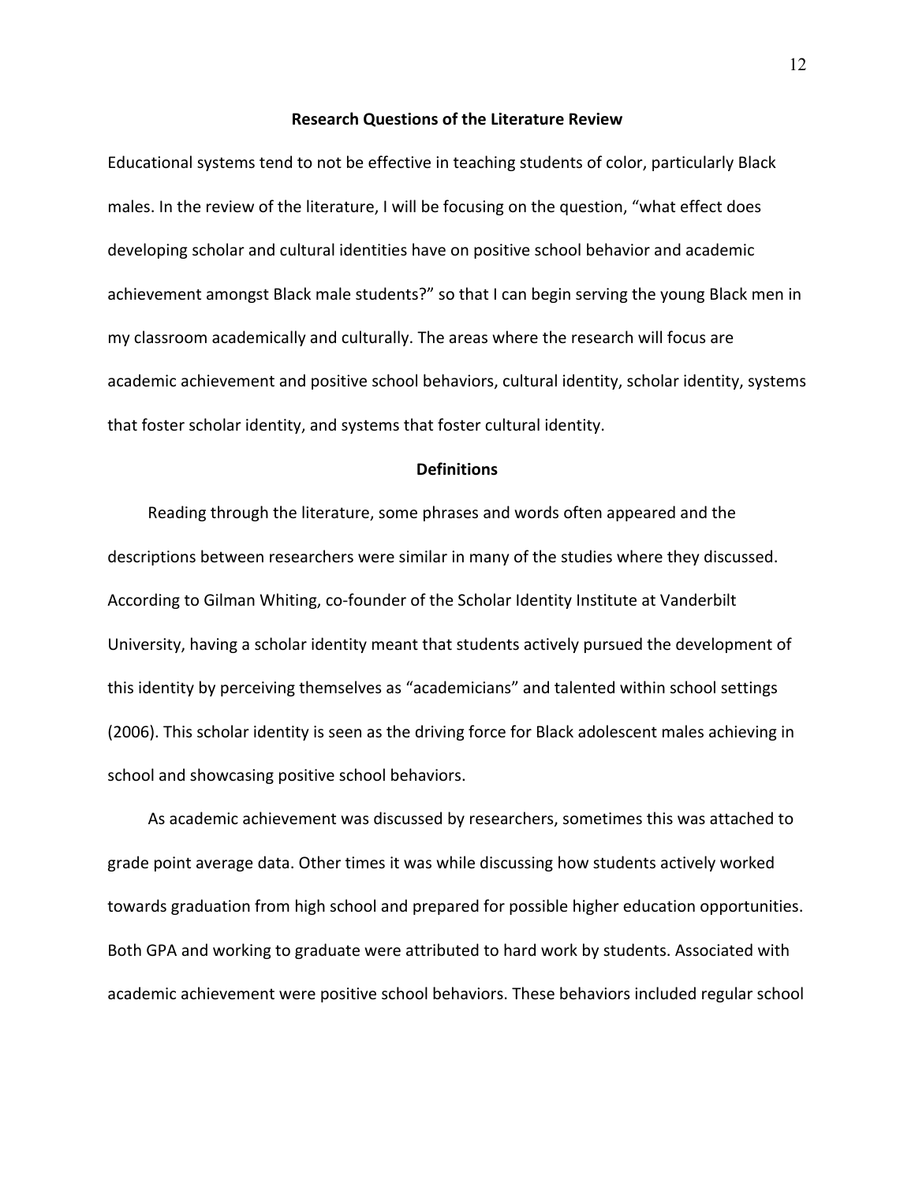## Research Questions of the Literature Review

Educational systems tend to not be effective in teaching students of color, particularly Black males. In the review of the literature, I will be focusing on the question, "what effect does developing scholar and cultural identities have on positive school behavior and academic achievement amongst Black male students?" so that I can begin serving the young Black men in my classroom academically and culturally. The areas where the research will focus are academic achievement and positive school behaviors, cultural identity, scholar identity, systems that foster scholar identity, and systems that foster cultural identity.

## Definitions

Reading through the literature, some phrases and words often appeared and the descriptions between researchers were similar in many of the studies where they discussed. According to Gilman Whiting, co-founder of the Scholar Identity Institute at Vanderbilt University, having a scholar identity meant that students actively pursued the development of this identity by perceiving themselves as "academicians" and talented within school settings (2006). This scholar identity is seen as the driving force for Black adolescent males achieving in school and showcasing positive school behaviors.

As academic achievement was discussed by researchers, sometimes this was attached to grade point average data. Other times it was while discussing how students actively worked towards graduation from high school and prepared for possible higher education opportunities. Both GPA and working to graduate were attributed to hard work by students. Associated with academic achievement were positive school behaviors. These behaviors included regular school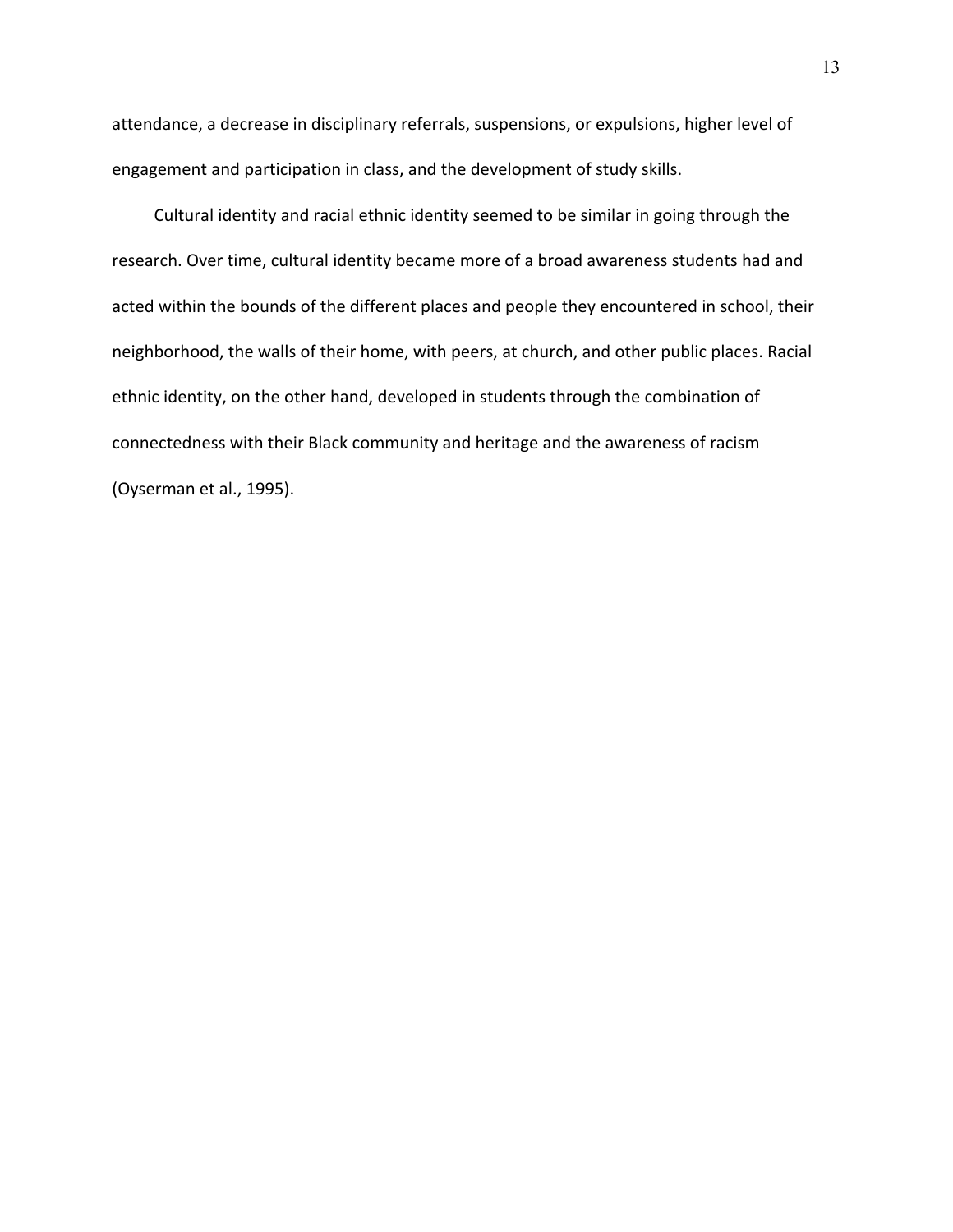attendance, a decrease in disciplinary referrals, suspensions, or expulsions, higher level of engagement and participation in class, and the development of study skills.

Cultural identity and racial ethnic identity seemed to be similar in going through the research. Over time, cultural identity became more of a broad awareness students had and acted within the bounds of the different places and people they encountered in school, their neighborhood, the walls of their home, with peers, at church, and other public places. Racial ethnic identity, on the other hand, developed in students through the combination of connectedness with their Black community and heritage and the awareness of racism (Oyserman et al., 1995).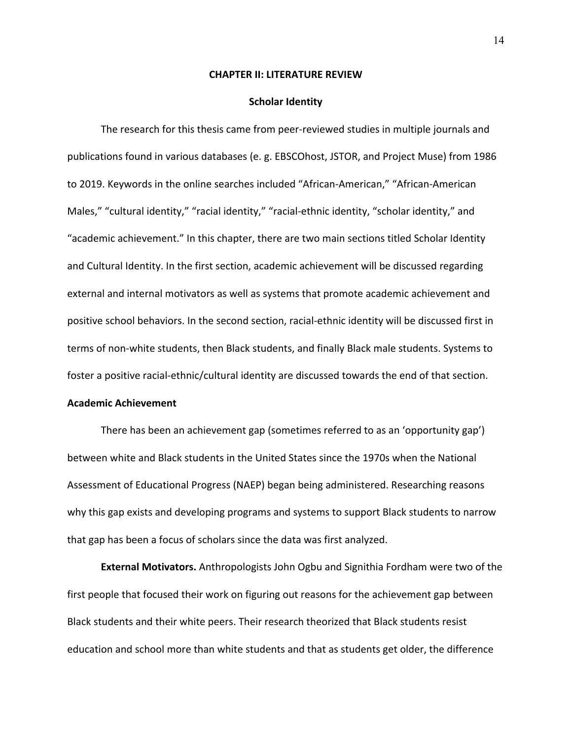# CHAPTER II: LITERATURE REVIEW

## Scholar Identity

The research for this thesis came from peer-reviewed studies in multiple journals and publications found in various databases (e. g. EBSCOhost, JSTOR, and Project Muse) from 1986 to 2019. Keywords in the online searches included "African-American," "African-American Males," "cultural identity," "racial identity," "racial-ethnic identity, "scholar identity," and "academic achievement." In this chapter, there are two main sections titled Scholar Identity and Cultural Identity. In the first section, academic achievement will be discussed regarding external and internal motivators as well as systems that promote academic achievement and positive school behaviors. In the second section, racial-ethnic identity will be discussed first in terms of non-white students, then Black students, and finally Black male students. Systems to foster a positive racial-ethnic/cultural identity are discussed towards the end of that section.

### Academic Achievement

There has been an achievement gap (sometimes referred to as an 'opportunity gap') between white and Black students in the United States since the 1970s when the National Assessment of Educational Progress (NAEP) began being administered. Researching reasons why this gap exists and developing programs and systems to support Black students to narrow that gap has been a focus of scholars since the data was first analyzed.

**External Motivators.** Anthropologists John Ogbu and Signithia Fordham were two of the first people that focused their work on figuring out reasons for the achievement gap between Black students and their white peers. Their research theorized that Black students resist education and school more than white students and that as students get older, the difference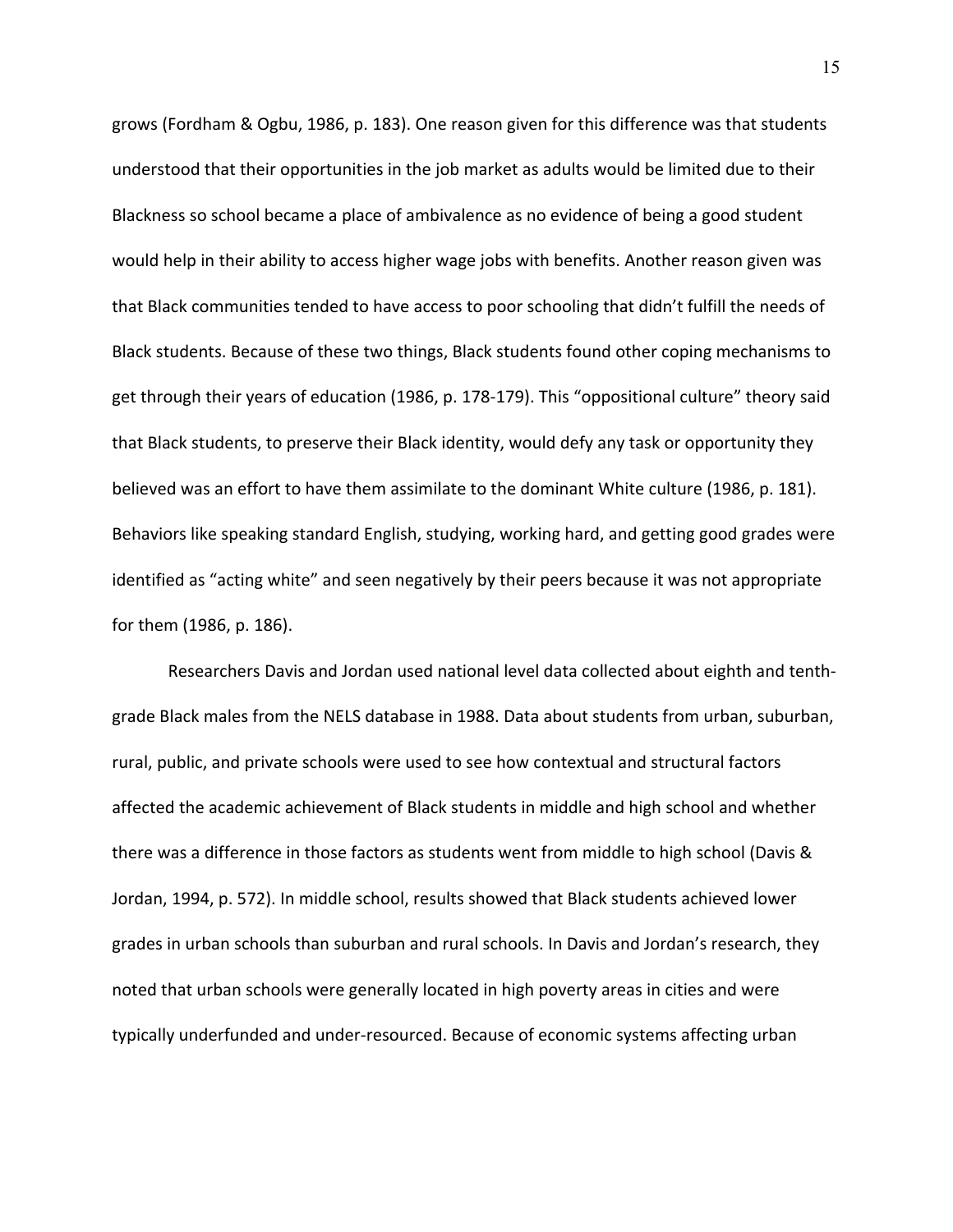grows (Fordham & Ogbu, 1986, p. 183). One reason given for this difference was that students understood that their opportunities in the job market as adults would be limited due to their Blackness so school became a place of ambivalence as no evidence of being a good student would help in their ability to access higher wage jobs with benefits. Another reason given was that Black communities tended to have access to poor schooling that didn't fulfill the needs of Black students. Because of these two things, Black students found other coping mechanisms to get through their years of education (1986, p. 178-179). This "oppositional culture" theory said that Black students, to preserve their Black identity, would defy any task or opportunity they believed was an effort to have them assimilate to the dominant White culture (1986, p. 181). Behaviors like speaking standard English, studying, working hard, and getting good grades were identified as "acting white" and seen negatively by their peers because it was not appropriate for them (1986, p. 186).

Researchers Davis and Jordan used national level data collected about eighth and tenth-grade Black males from the NELS database in 1988. Data about students from urban, suburban, rural, public, and private schools were used to see how contextual and structural factors affected the academic achievement of Black students in middle and high school and whether there was a difference in those factors as students went from middle to high school (Davis & Jordan, 1994, p. 572). In middle school, results showed that Black students achieved lower grades in urban schools than suburban and rural schools. In Davis and Jordan's research, they noted that urban schools were generally located in high poverty areas in cities and were typically underfunded and under-resourced. Because of economic systems affecting urban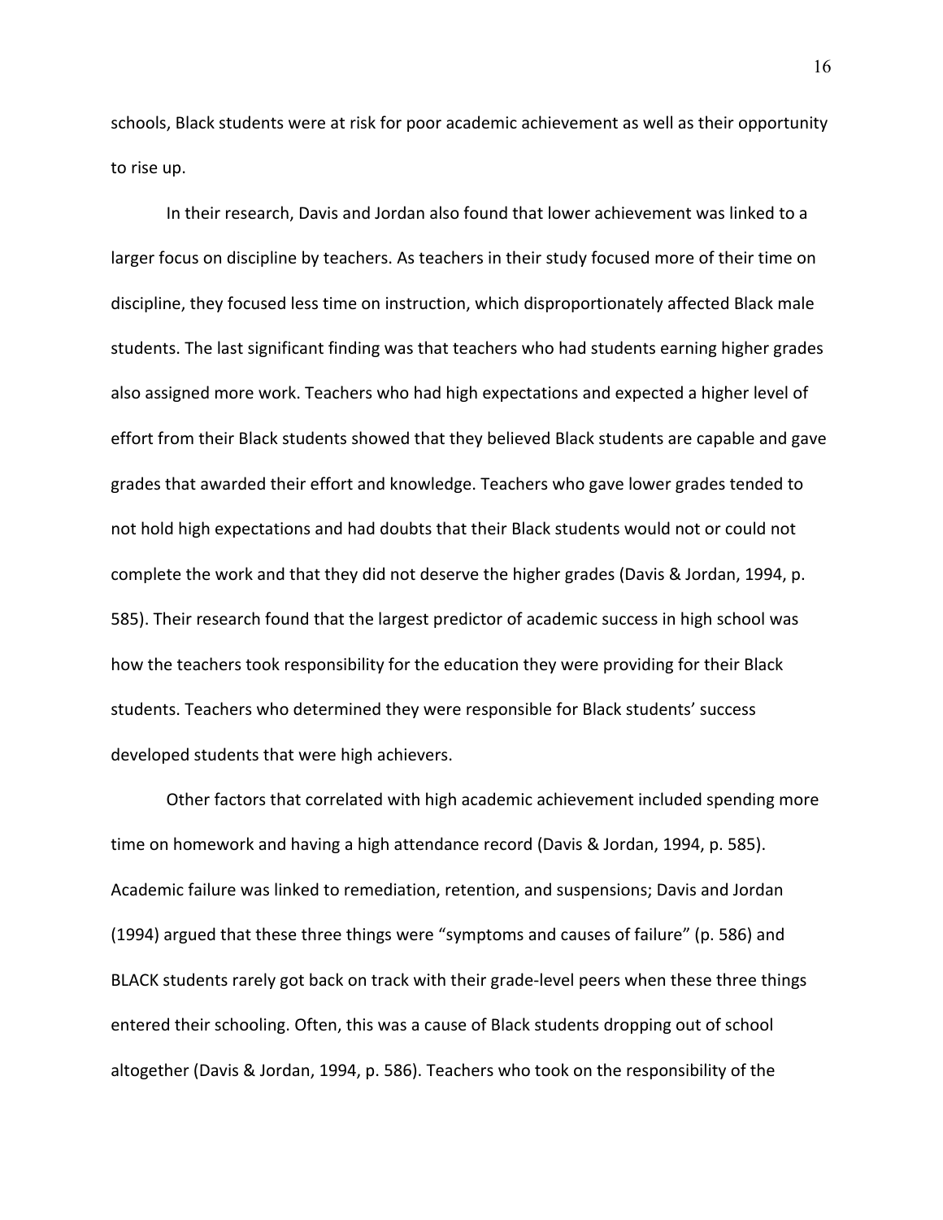schools, Black students were at risk for poor academic achievement as well as their opportunity to rise up.

In their research, Davis and Jordan also found that lower achievement was linked to a larger focus on discipline by teachers. As teachers in their study focused more of their time on discipline, they focused less time on instruction, which disproportionately affected Black male students. The last significant finding was that teachers who had students earning higher grades also assigned more work. Teachers who had high expectations and expected a higher level of effort from their Black students showed that they believed Black students are capable and gave grades that awarded their effort and knowledge. Teachers who gave lower grades tended to not hold high expectations and had doubts that their Black students would not or could not complete the work and that they did not deserve the higher grades (Davis & Jordan, 1994, p. 585). Their research found that the largest predictor of academic success in high school was how the teachers took responsibility for the education they were providing for their Black students. Teachers who determined they were responsible for Black students' success developed students that were high achievers.

Other factors that correlated with high academic achievement included spending more time on homework and having a high attendance record (Davis & Jordan, 1994, p. 585). Academic failure was linked to remediation, retention, and suspensions; Davis and Jordan (1994) argued that these three things were "symptoms and causes of failure" (p. 586) and BLACK students rarely got back on track with their grade-level peers when these three things entered their schooling. Often, this was a cause of Black students dropping out of school altogether (Davis & Jordan, 1994, p. 586). Teachers who took on the responsibility of the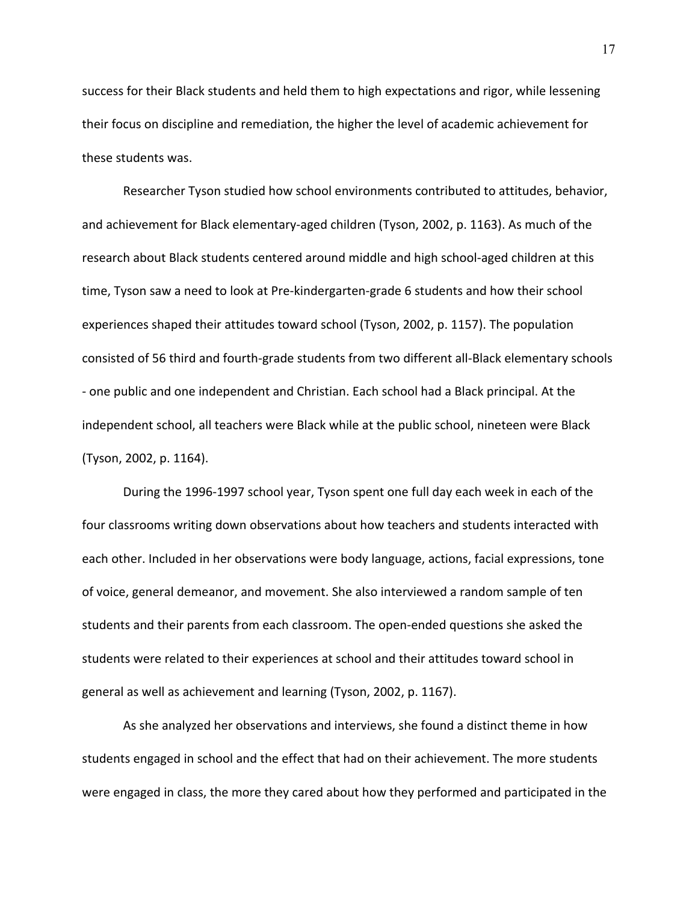success for their Black students and held them to high expectations and rigor, while lessening their focus on discipline and remediation, the higher the level of academic achievement for these students was.

Researcher Tyson studied how school environments contributed to attitudes, behavior, and achievement for Black elementary-aged children (Tyson, 2002, p. 1163). As much of the research about Black students centered around middle and high school-aged children at this time, Tyson saw a need to look at Pre-kindergarten-grade 6 students and how their school experiences shaped their attitudes toward school (Tyson, 2002, p. 1157). The population consisted of 56 third and fourth-grade students from two different all-Black elementary schools - one public and one independent and Christian. Each school had a Black principal. At the independent school, all teachers were Black while at the public school, nineteen were Black (Tyson, 2002, p. 1164).

During the 1996-1997 school year, Tyson spent one full day each week in each of the four classrooms writing down observations about how teachers and students interacted with each other. Included in her observations were body language, actions, facial expressions, tone of voice, general demeanor, and movement. She also interviewed a random sample of ten students and their parents from each classroom. The open-ended questions she asked the students were related to their experiences at school and their attitudes toward school in general as well as achievement and learning (Tyson, 2002, p. 1167).

As she analyzed her observations and interviews, she found a distinct theme in how students engaged in school and the effect that had on their achievement. The more students were engaged in class, the more they cared about how they performed and participated in the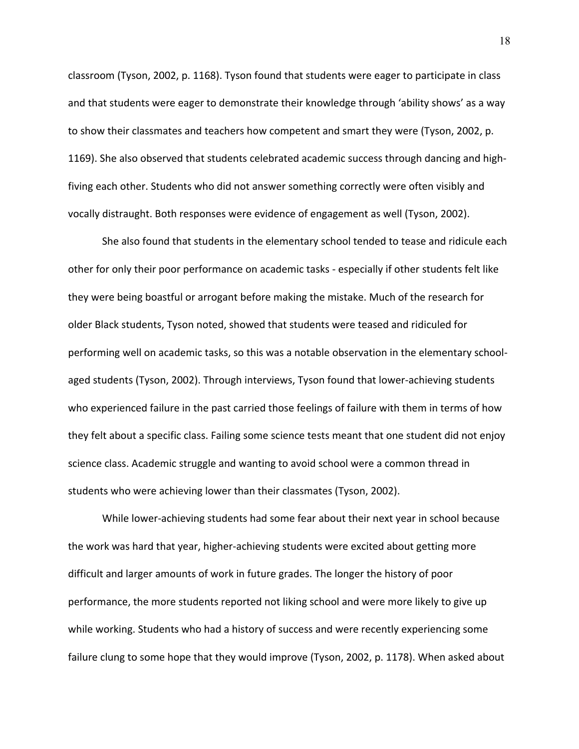classroom (Tyson, 2002, p. 1168). Tyson found that students were eager to participate in class and that students were eager to demonstrate their knowledge through 'ability shows' as a way to show their classmates and teachers how competent and smart they were (Tyson, 2002, p. 1169). She also observed that students celebrated academic success through dancing and high-fiving each other. Students who did not answer something correctly were often visibly and vocally distraught. Both responses were evidence of engagement as well (Tyson, 2002).

She also found that students in the elementary school tended to tease and ridicule each other for only their poor performance on academic tasks - especially if other students felt like they were being boastful or arrogant before making the mistake. Much of the research for older Black students, Tyson noted, showed that students were teased and ridiculed for performing well on academic tasks, so this was a notable observation in the elementary school-aged students (Tyson, 2002). Through interviews, Tyson found that lower-achieving students who experienced failure in the past carried those feelings of failure with them in terms of how they felt about a specific class. Failing some science tests meant that one student did not enjoy science class. Academic struggle and wanting to avoid school were a common thread in students who were achieving lower than their classmates (Tyson, 2002).

While lower-achieving students had some fear about their next year in school because the work was hard that year, higher-achieving students were excited about getting more difficult and larger amounts of work in future grades. The longer the history of poor performance, the more students reported not liking school and were more likely to give up while working. Students who had a history of success and were recently experiencing some failure clung to some hope that they would improve (Tyson, 2002, p. 1178). When asked about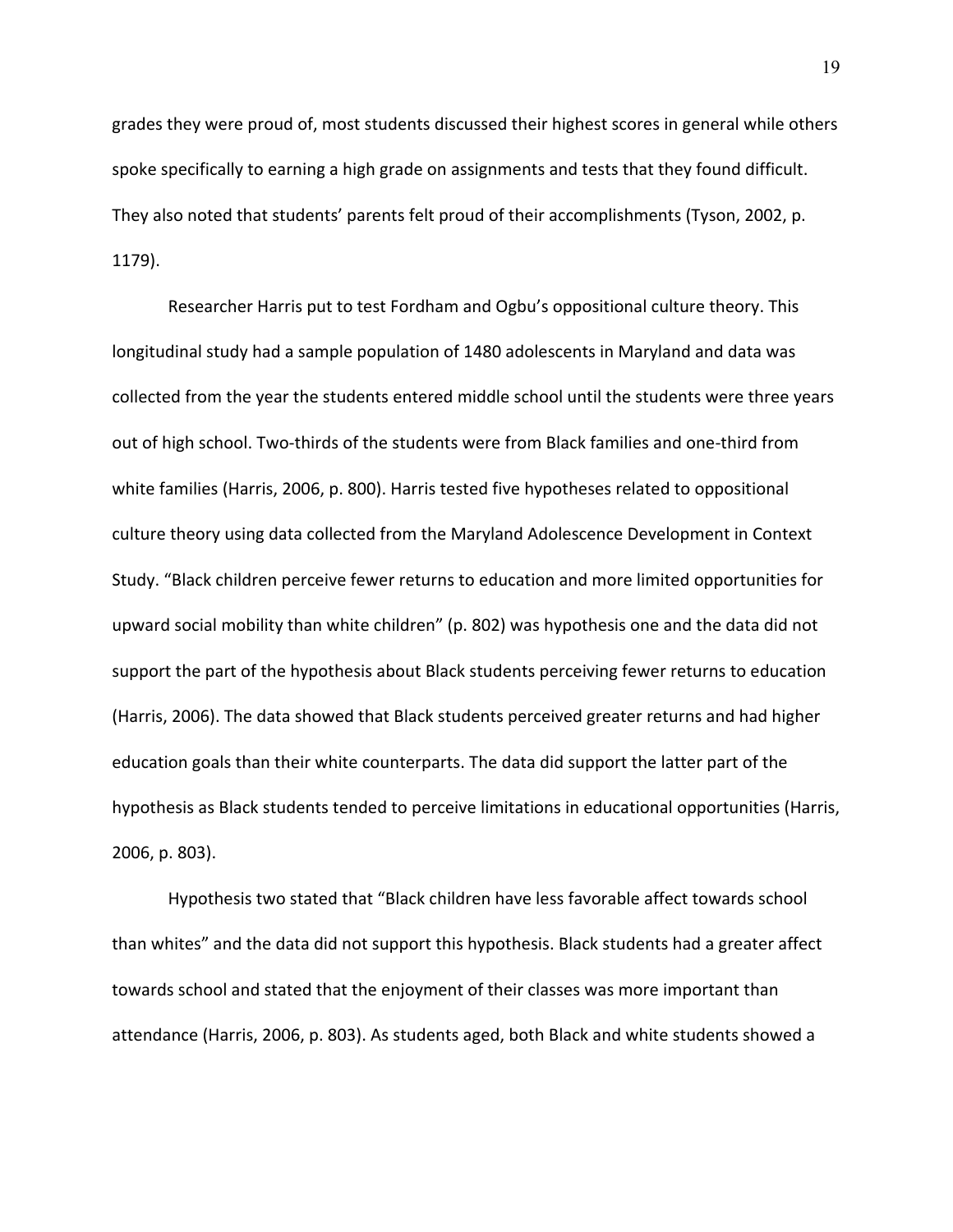grades they were proud of, most students discussed their highest scores in general while others spoke specifically to earning a high grade on assignments and tests that they found difficult. They also noted that students' parents felt proud of their accomplishments (Tyson, 2002, p. 1179).

Researcher Harris put to test Fordham and Ogbu's oppositional culture theory. This longitudinal study had a sample population of 1480 adolescents in Maryland and data was collected from the year the students entered middle school until the students were three years out of high school. Two-thirds of the students were from Black families and one-third from white families (Harris, 2006, p. 800). Harris tested five hypotheses related to oppositional culture theory using data collected from the Maryland Adolescence Development in Context Study. "Black children perceive fewer returns to education and more limited opportunities for upward social mobility than white children" (p. 802) was hypothesis one and the data did not support the part of the hypothesis about Black students perceiving fewer returns to education (Harris, 2006). The data showed that Black students perceived greater returns and had higher education goals than their white counterparts. The data did support the latter part of the hypothesis as Black students tended to perceive limitations in educational opportunities (Harris, 2006, p. 803).

Hypothesis two stated that "Black children have less favorable affect towards school than whites" and the data did not support this hypothesis. Black students had a greater affect towards school and stated that the enjoyment of their classes was more important than attendance (Harris, 2006, p. 803). As students aged, both Black and white students showed a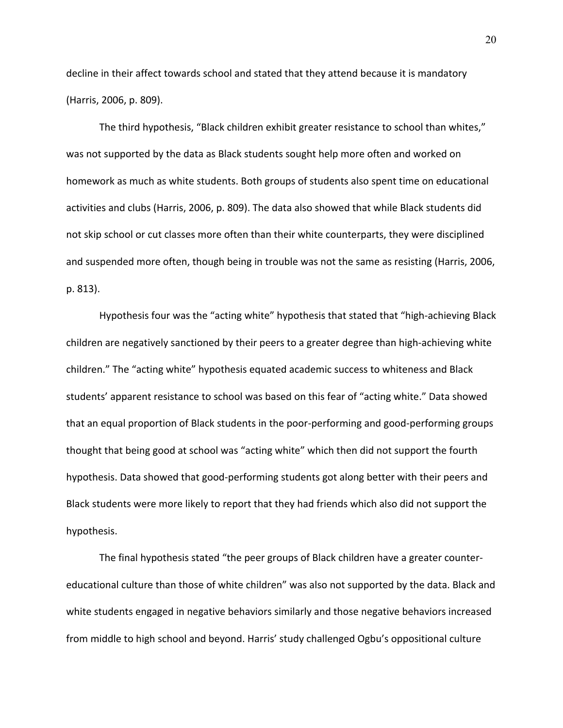decline in their affect towards school and stated that they attend because it is mandatory (Harris, 2006, p. 809).

The third hypothesis, "Black children exhibit greater resistance to school than whites," was not supported by the data as Black students sought help more often and worked on homework as much as white students. Both groups of students also spent time on educational activities and clubs (Harris, 2006, p. 809). The data also showed that while Black students did not skip school or cut classes more often than their white counterparts, they were disciplined and suspended more often, though being in trouble was not the same as resisting (Harris, 2006, p. 813).

Hypothesis four was the "acting white" hypothesis that stated that "high-achieving Black children are negatively sanctioned by their peers to a greater degree than high-achieving white children." The "acting white" hypothesis equated academic success to whiteness and Black students' apparent resistance to school was based on this fear of "acting white." Data showed that an equal proportion of Black students in the poor-performing and good-performing groups thought that being good at school was "acting white" which then did not support the fourth hypothesis. Data showed that good-performing students got along better with their peers and Black students were more likely to report that they had friends which also did not support the hypothesis.

The final hypothesis stated "the peer groups of Black children have a greater counter-educational culture than those of white children" was also not supported by the data. Black and white students engaged in negative behaviors similarly and those negative behaviors increased from middle to high school and beyond. Harris' study challenged Ogbu's oppositional culture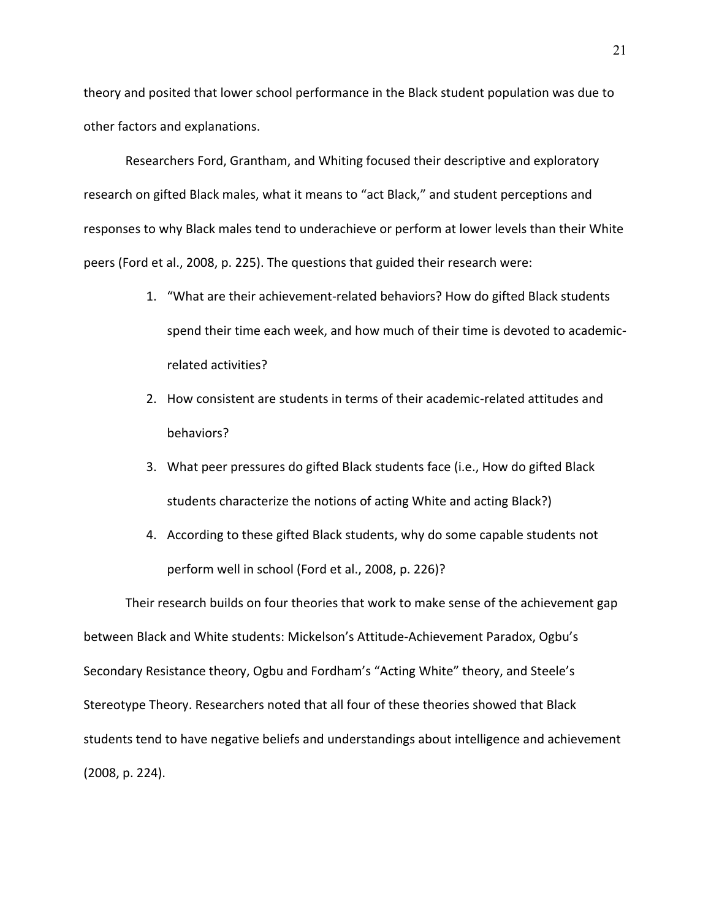theory and posited that lower school performance in the Black student population was due to other factors and explanations.

Researchers Ford, Grantham, and Whiting focused their descriptive and exploratory research on gifted Black males, what it means to "act Black," and student perceptions and responses to why Black males tend to underachieve or perform at lower levels than their White peers (Ford et al., 2008, p. 225). The questions that guided their research were:

1. "What are their achievement-related behaviors? How do gifted Black students spend their time each week, and how much of their time is devoted to academic-related activities?
2. How consistent are students in terms of their academic-related attitudes and behaviors?
3. What peer pressures do gifted Black students face (i.e., How do gifted Black students characterize the notions of acting White and acting Black?)
4. According to these gifted Black students, why do some capable students not perform well in school (Ford et al., 2008, p. 226)?

Their research builds on four theories that work to make sense of the achievement gap between Black and White students: Mickelson's Attitude-Achievement Paradox, Ogbu's Secondary Resistance theory, Ogbu and Fordham's "Acting White" theory, and Steele's Stereotype Theory. Researchers noted that all four of these theories showed that Black students tend to have negative beliefs and understandings about intelligence and achievement (2008, p. 224).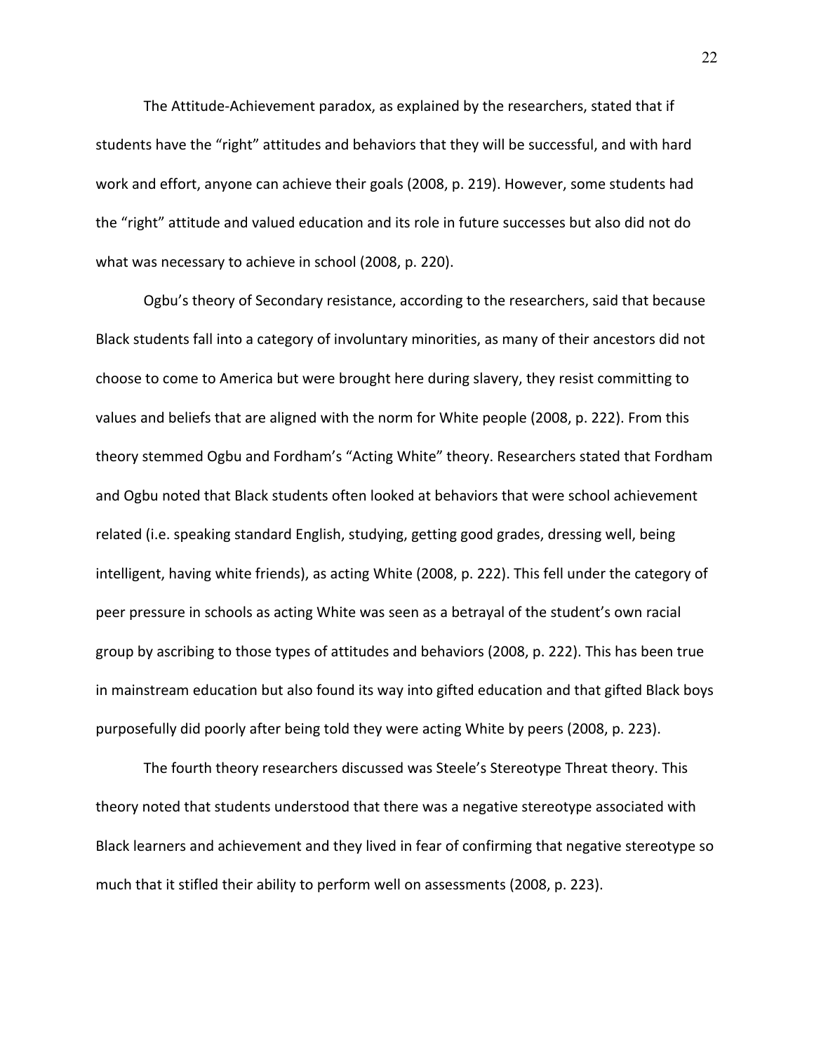The Attitude-Achievement paradox, as explained by the researchers, stated that if students have the "right" attitudes and behaviors that they will be successful, and with hard work and effort, anyone can achieve their goals (2008, p. 219). However, some students had the "right" attitude and valued education and its role in future successes but also did not do what was necessary to achieve in school (2008, p. 220).

Ogbu's theory of Secondary resistance, according to the researchers, said that because Black students fall into a category of involuntary minorities, as many of their ancestors did not choose to come to America but were brought here during slavery, they resist committing to values and beliefs that are aligned with the norm for White people (2008, p. 222). From this theory stemmed Ogbu and Fordham's "Acting White" theory. Researchers stated that Fordham and Ogbu noted that Black students often looked at behaviors that were school achievement related (i.e. speaking standard English, studying, getting good grades, dressing well, being intelligent, having white friends), as acting White (2008, p. 222). This fell under the category of peer pressure in schools as acting White was seen as a betrayal of the student's own racial group by ascribing to those types of attitudes and behaviors (2008, p. 222). This has been true in mainstream education but also found its way into gifted education and that gifted Black boys purposefully did poorly after being told they were acting White by peers (2008, p. 223).

The fourth theory researchers discussed was Steele's Stereotype Threat theory. This theory noted that students understood that there was a negative stereotype associated with Black learners and achievement and they lived in fear of confirming that negative stereotype so much that it stifled their ability to perform well on assessments (2008, p. 223).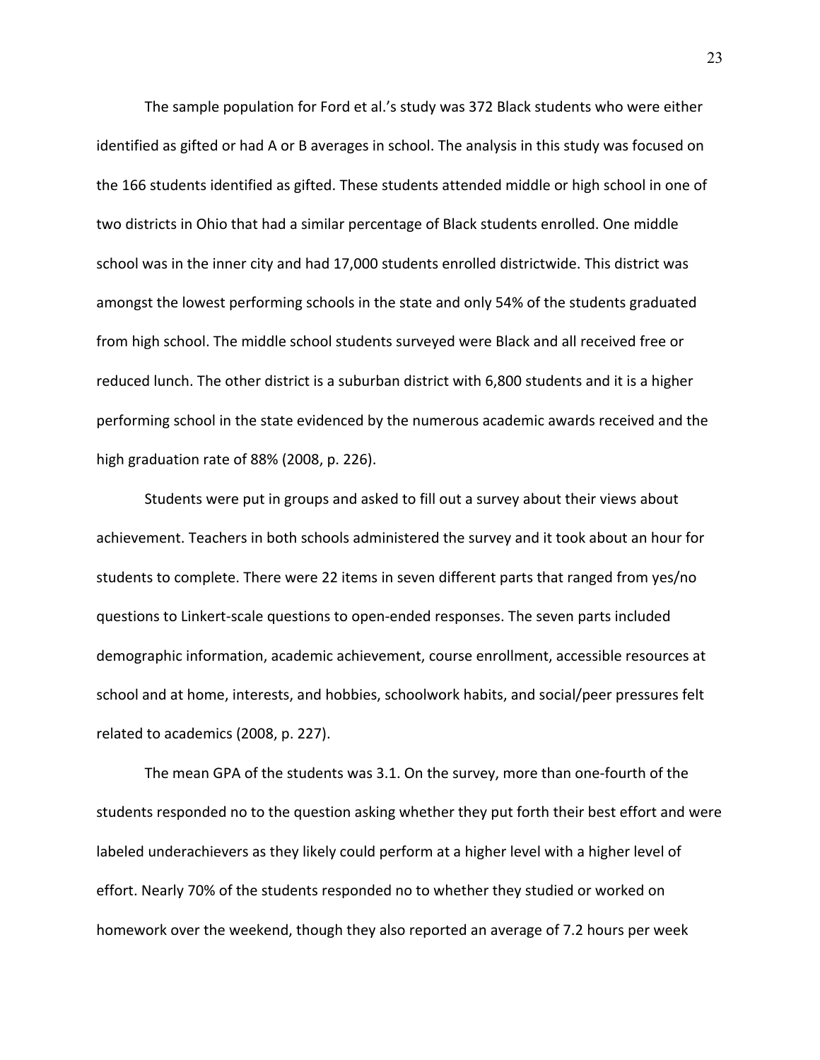The sample population for Ford et al.'s study was 372 Black students who were either identified as gifted or had A or B averages in school. The analysis in this study was focused on the 166 students identified as gifted. These students attended middle or high school in one of two districts in Ohio that had a similar percentage of Black students enrolled. One middle school was in the inner city and had 17,000 students enrolled districtwide. This district was amongst the lowest performing schools in the state and only 54% of the students graduated from high school. The middle school students surveyed were Black and all received free or reduced lunch. The other district is a suburban district with 6,800 students and it is a higher performing school in the state evidenced by the numerous academic awards received and the high graduation rate of 88% (2008, p. 226).

Students were put in groups and asked to fill out a survey about their views about achievement. Teachers in both schools administered the survey and it took about an hour for students to complete. There were 22 items in seven different parts that ranged from yes/no questions to Linkert-scale questions to open-ended responses. The seven parts included demographic information, academic achievement, course enrollment, accessible resources at school and at home, interests, and hobbies, schoolwork habits, and social/peer pressures felt related to academics (2008, p. 227).

The mean GPA of the students was 3.1. On the survey, more than one-fourth of the students responded no to the question asking whether they put forth their best effort and were labeled underachievers as they likely could perform at a higher level with a higher level of effort. Nearly 70% of the students responded no to whether they studied or worked on homework over the weekend, though they also reported an average of 7.2 hours per week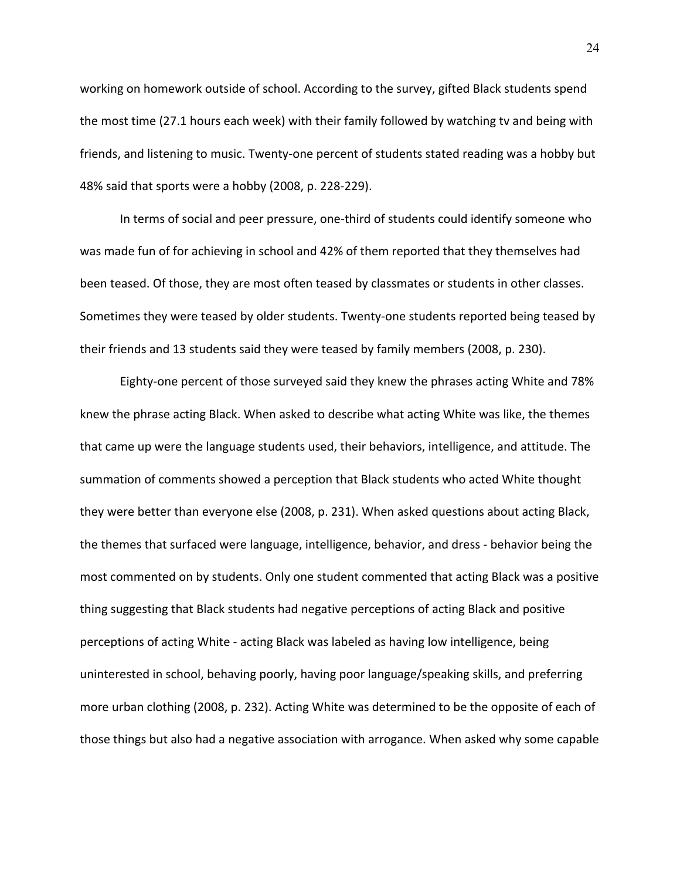working on homework outside of school. According to the survey, gifted Black students spend the most time (27.1 hours each week) with their family followed by watching tv and being with friends, and listening to music. Twenty-one percent of students stated reading was a hobby but 48% said that sports were a hobby (2008, p. 228-229).

In terms of social and peer pressure, one-third of students could identify someone who was made fun of for achieving in school and 42% of them reported that they themselves had been teased. Of those, they are most often teased by classmates or students in other classes. Sometimes they were teased by older students. Twenty-one students reported being teased by their friends and 13 students said they were teased by family members (2008, p. 230).

Eighty-one percent of those surveyed said they knew the phrases acting White and 78% knew the phrase acting Black. When asked to describe what acting White was like, the themes that came up were the language students used, their behaviors, intelligence, and attitude. The summation of comments showed a perception that Black students who acted White thought they were better than everyone else (2008, p. 231). When asked questions about acting Black, the themes that surfaced were language, intelligence, behavior, and dress - behavior being the most commented on by students. Only one student commented that acting Black was a positive thing suggesting that Black students had negative perceptions of acting Black and positive perceptions of acting White - acting Black was labeled as having low intelligence, being uninterested in school, behaving poorly, having poor language/speaking skills, and preferring more urban clothing (2008, p. 232). Acting White was determined to be the opposite of each of those things but also had a negative association with arrogance. When asked why some capable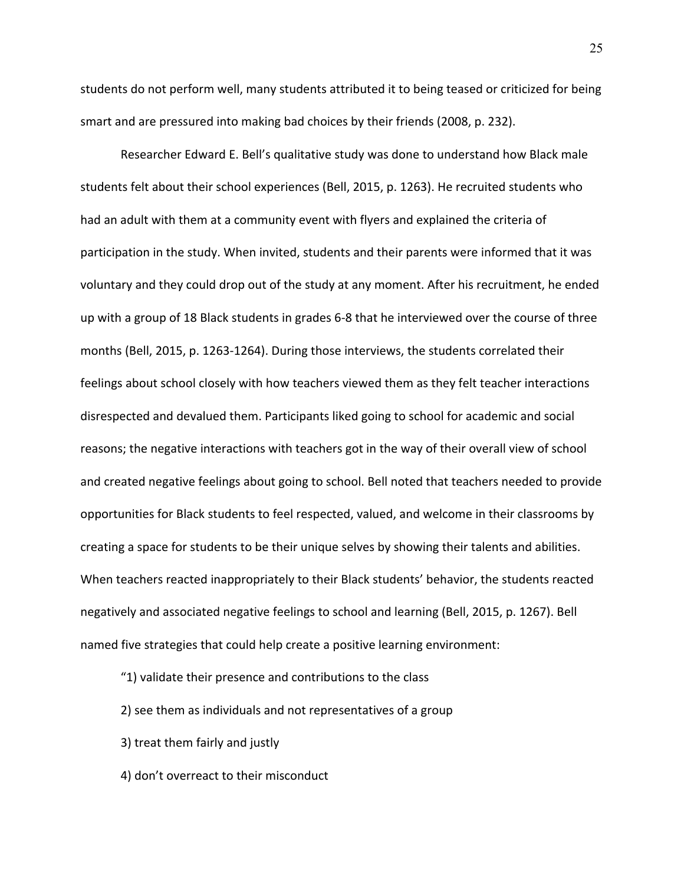students do not perform well, many students attributed it to being teased or criticized for being smart and are pressured into making bad choices by their friends (2008, p. 232).

Researcher Edward E. Bell's qualitative study was done to understand how Black male students felt about their school experiences (Bell, 2015, p. 1263). He recruited students who had an adult with them at a community event with flyers and explained the criteria of participation in the study. When invited, students and their parents were informed that it was voluntary and they could drop out of the study at any moment. After his recruitment, he ended up with a group of 18 Black students in grades 6-8 that he interviewed over the course of three months (Bell, 2015, p. 1263-1264). During those interviews, the students correlated their feelings about school closely with how teachers viewed them as they felt teacher interactions disrespected and devalued them. Participants liked going to school for academic and social reasons; the negative interactions with teachers got in the way of their overall view of school and created negative feelings about going to school. Bell noted that teachers needed to provide opportunities for Black students to feel respected, valued, and welcome in their classrooms by creating a space for students to be their unique selves by showing their talents and abilities. When teachers reacted inappropriately to their Black students' behavior, the students reacted negatively and associated negative feelings to school and learning (Bell, 2015, p. 1267). Bell named five strategies that could help create a positive learning environment:

"1) validate their presence and contributions to the class

2) see them as individuals and not representatives of a group

3) treat them fairly and justly

4) don't overreact to their misconduct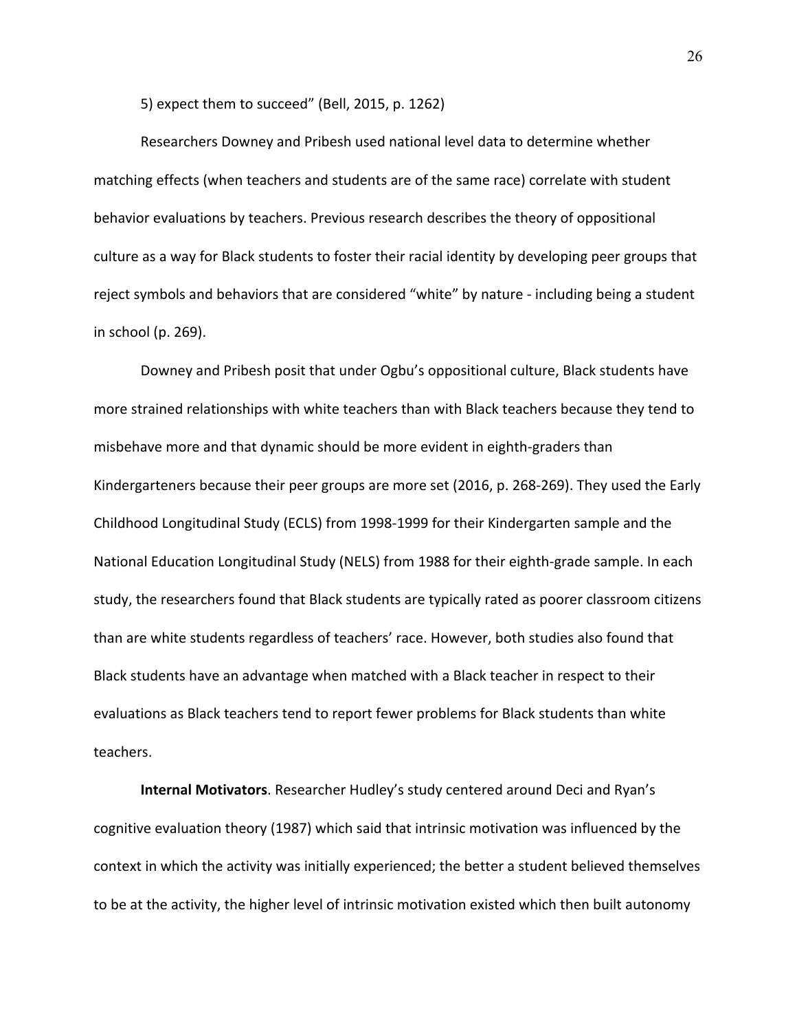5) expect them to succeed" (Bell, 2015, p. 1262)

Researchers Downey and Pribesh used national level data to determine whether matching effects (when teachers and students are of the same race) correlate with student behavior evaluations by teachers. Previous research describes the theory of oppositional culture as a way for Black students to foster their racial identity by developing peer groups that reject symbols and behaviors that are considered "white" by nature - including being a student in school (p. 269).

Downey and Pribesh posit that under Ogbu's oppositional culture, Black students have more strained relationships with white teachers than with Black teachers because they tend to misbehave more and that dynamic should be more evident in eighth-graders than Kindergarteners because their peer groups are more set (2016, p. 268-269). They used the Early Childhood Longitudinal Study (ECLS) from 1998-1999 for their Kindergarten sample and the National Education Longitudinal Study (NELS) from 1988 for their eighth-grade sample. In each study, the researchers found that Black students are typically rated as poorer classroom citizens than are white students regardless of teachers' race. However, both studies also found that Black students have an advantage when matched with a Black teacher in respect to their evaluations as Black teachers tend to report fewer problems for Black students than white teachers.

**Internal Motivators**. Researcher Hudley's study centered around Deci and Ryan's cognitive evaluation theory (1987) which said that intrinsic motivation was influenced by the context in which the activity was initially experienced; the better a student believed themselves to be at the activity, the higher level of intrinsic motivation existed which then built autonomy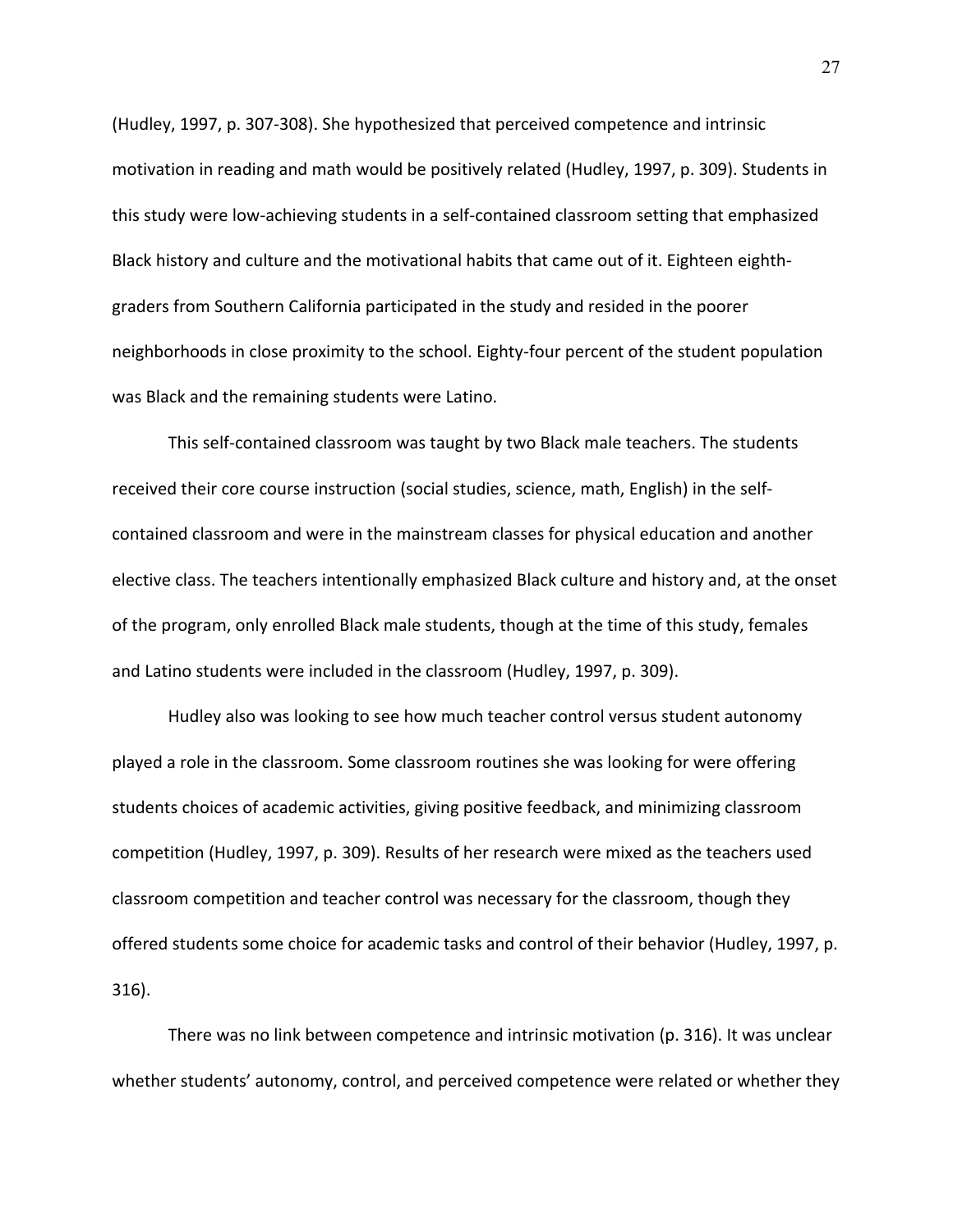(Hudley, 1997, p. 307-308). She hypothesized that perceived competence and intrinsic motivation in reading and math would be positively related (Hudley, 1997, p. 309). Students in this study were low-achieving students in a self-contained classroom setting that emphasized Black history and culture and the motivational habits that came out of it. Eighteen eighth-graders from Southern California participated in the study and resided in the poorer neighborhoods in close proximity to the school. Eighty-four percent of the student population was Black and the remaining students were Latino.

This self-contained classroom was taught by two Black male teachers. The students received their core course instruction (social studies, science, math, English) in the self-contained classroom and were in the mainstream classes for physical education and another elective class. The teachers intentionally emphasized Black culture and history and, at the onset of the program, only enrolled Black male students, though at the time of this study, females and Latino students were included in the classroom (Hudley, 1997, p. 309).

Hudley also was looking to see how much teacher control versus student autonomy played a role in the classroom. Some classroom routines she was looking for were offering students choices of academic activities, giving positive feedback, and minimizing classroom competition (Hudley, 1997, p. 309). Results of her research were mixed as the teachers used classroom competition and teacher control was necessary for the classroom, though they offered students some choice for academic tasks and control of their behavior (Hudley, 1997, p. 316).

There was no link between competence and intrinsic motivation (p. 316). It was unclear whether students' autonomy, control, and perceived competence were related or whether they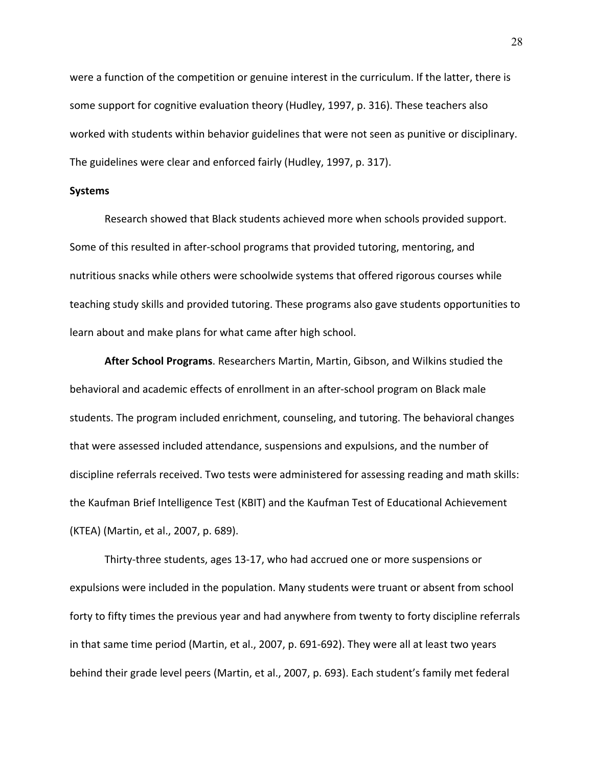were a function of the competition or genuine interest in the curriculum. If the latter, there is some support for cognitive evaluation theory (Hudley, 1997, p. 316). These teachers also worked with students within behavior guidelines that were not seen as punitive or disciplinary. The guidelines were clear and enforced fairly (Hudley, 1997, p. 317).

**Systems**

Research showed that Black students achieved more when schools provided support. Some of this resulted in after-school programs that provided tutoring, mentoring, and nutritious snacks while others were schoolwide systems that offered rigorous courses while teaching study skills and provided tutoring. These programs also gave students opportunities to learn about and make plans for what came after high school.

**After School Programs**. Researchers Martin, Martin, Gibson, and Wilkins studied the behavioral and academic effects of enrollment in an after-school program on Black male students. The program included enrichment, counseling, and tutoring. The behavioral changes that were assessed included attendance, suspensions and expulsions, and the number of discipline referrals received. Two tests were administered for assessing reading and math skills: the Kaufman Brief Intelligence Test (KBIT) and the Kaufman Test of Educational Achievement (KTEA) (Martin, et al., 2007, p. 689).

Thirty-three students, ages 13-17, who had accrued one or more suspensions or expulsions were included in the population. Many students were truant or absent from school forty to fifty times the previous year and had anywhere from twenty to forty discipline referrals in that same time period (Martin, et al., 2007, p. 691-692). They were all at least two years behind their grade level peers (Martin, et al., 2007, p. 693). Each student's family met federal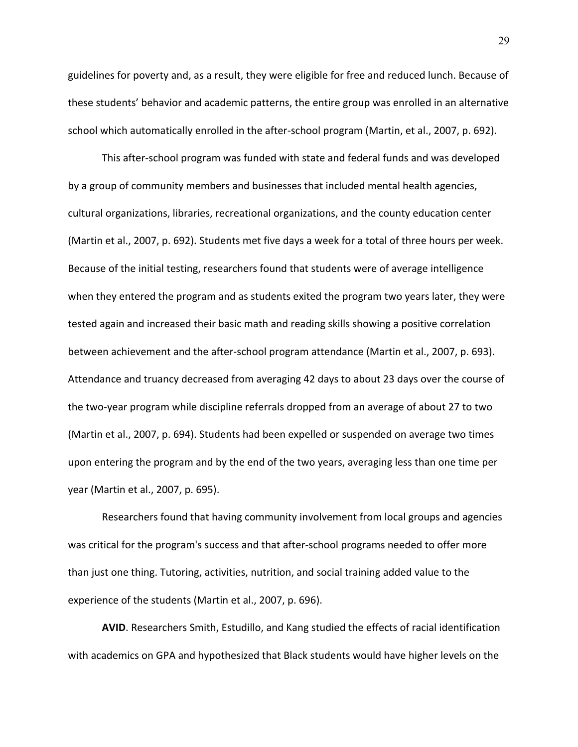guidelines for poverty and, as a result, they were eligible for free and reduced lunch. Because of these students' behavior and academic patterns, the entire group was enrolled in an alternative school which automatically enrolled in the after-school program (Martin, et al., 2007, p. 692).

This after-school program was funded with state and federal funds and was developed by a group of community members and businesses that included mental health agencies, cultural organizations, libraries, recreational organizations, and the county education center (Martin et al., 2007, p. 692). Students met five days a week for a total of three hours per week. Because of the initial testing, researchers found that students were of average intelligence when they entered the program and as students exited the program two years later, they were tested again and increased their basic math and reading skills showing a positive correlation between achievement and the after-school program attendance (Martin et al., 2007, p. 693). Attendance and truancy decreased from averaging 42 days to about 23 days over the course of the two-year program while discipline referrals dropped from an average of about 27 to two (Martin et al., 2007, p. 694). Students had been expelled or suspended on average two times upon entering the program and by the end of the two years, averaging less than one time per year (Martin et al., 2007, p. 695).

Researchers found that having community involvement from local groups and agencies was critical for the program's success and that after-school programs needed to offer more than just one thing. Tutoring, activities, nutrition, and social training added value to the experience of the students (Martin et al., 2007, p. 696).

**AVID**. Researchers Smith, Estudillo, and Kang studied the effects of racial identification with academics on GPA and hypothesized that Black students would have higher levels on the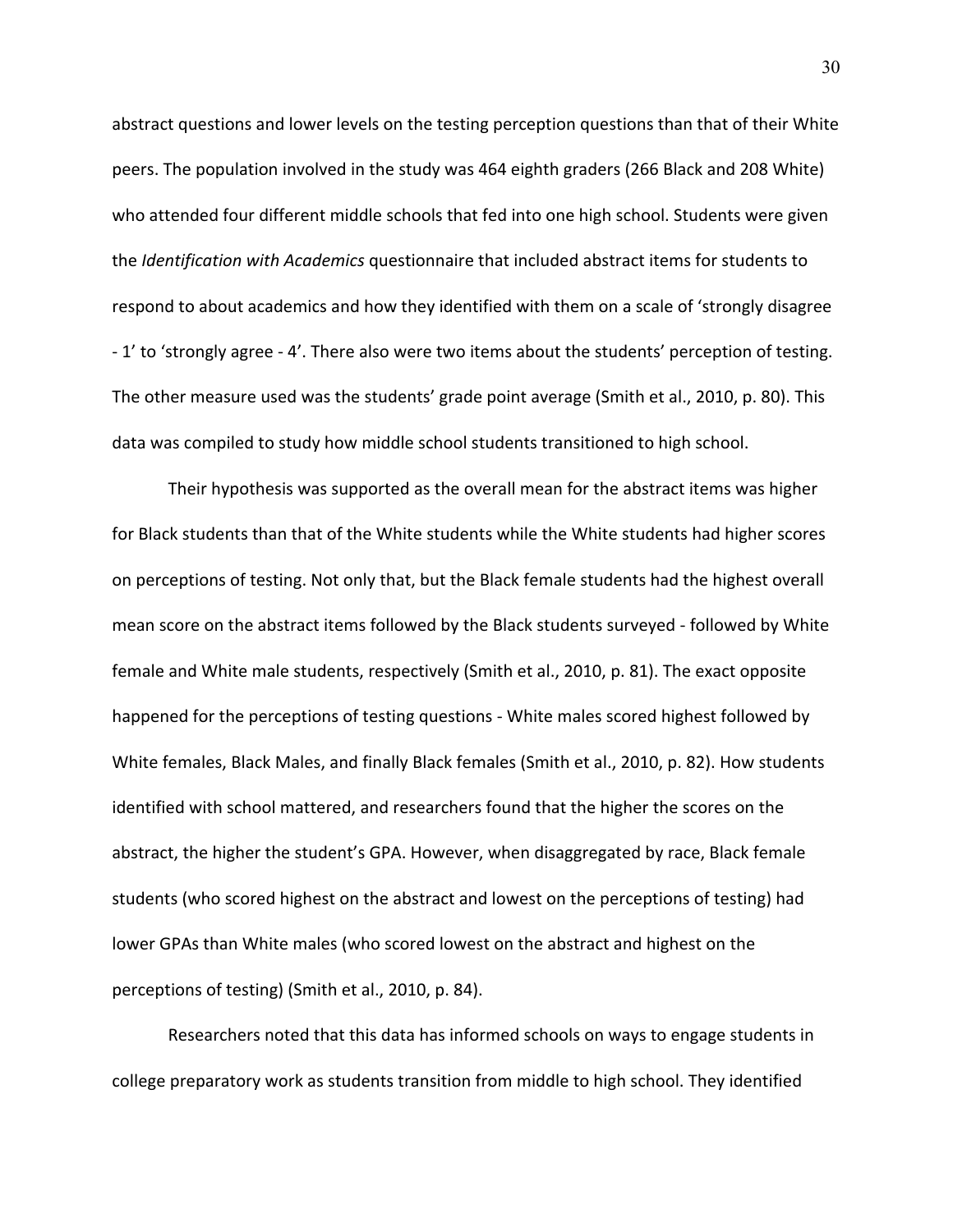abstract questions and lower levels on the testing perception questions than that of their White peers. The population involved in the study was 464 eighth graders (266 Black and 208 White) who attended four different middle schools that fed into one high school. Students were given the *Identification with Academics* questionnaire that included abstract items for students to respond to about academics and how they identified with them on a scale of 'strongly disagree - 1' to 'strongly agree - 4'. There also were two items about the students' perception of testing. The other measure used was the students' grade point average (Smith et al., 2010, p. 80). This data was compiled to study how middle school students transitioned to high school.

Their hypothesis was supported as the overall mean for the abstract items was higher for Black students than that of the White students while the White students had higher scores on perceptions of testing. Not only that, but the Black female students had the highest overall mean score on the abstract items followed by the Black students surveyed - followed by White female and White male students, respectively (Smith et al., 2010, p. 81). The exact opposite happened for the perceptions of testing questions - White males scored highest followed by White females, Black Males, and finally Black females (Smith et al., 2010, p. 82). How students identified with school mattered, and researchers found that the higher the scores on the abstract, the higher the student's GPA. However, when disaggregated by race, Black female students (who scored highest on the abstract and lowest on the perceptions of testing) had lower GPAs than White males (who scored lowest on the abstract and highest on the perceptions of testing) (Smith et al., 2010, p. 84).

Researchers noted that this data has informed schools on ways to engage students in college preparatory work as students transition from middle to high school. They identified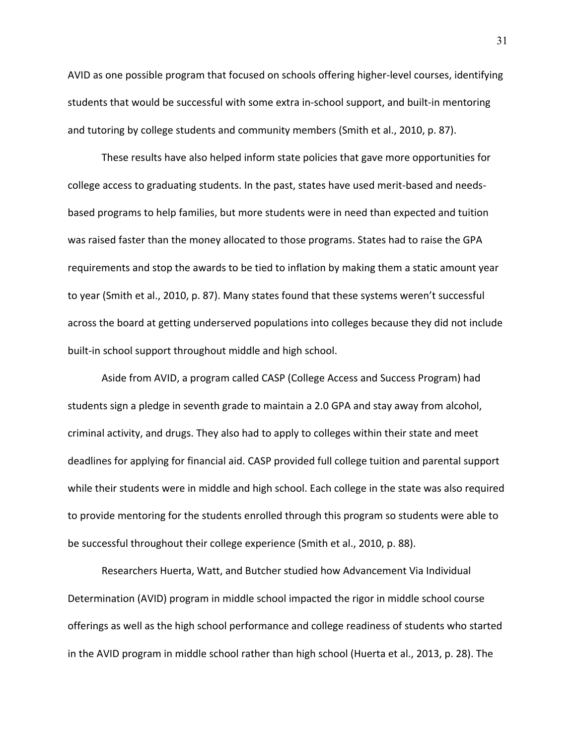AVID as one possible program that focused on schools offering higher-level courses, identifying students that would be successful with some extra in-school support, and built-in mentoring and tutoring by college students and community members (Smith et al., 2010, p. 87).

These results have also helped inform state policies that gave more opportunities for college access to graduating students. In the past, states have used merit-based and needs-based programs to help families, but more students were in need than expected and tuition was raised faster than the money allocated to those programs. States had to raise the GPA requirements and stop the awards to be tied to inflation by making them a static amount year to year (Smith et al., 2010, p. 87). Many states found that these systems weren't successful across the board at getting underserved populations into colleges because they did not include built-in school support throughout middle and high school.

Aside from AVID, a program called CASP (College Access and Success Program) had students sign a pledge in seventh grade to maintain a 2.0 GPA and stay away from alcohol, criminal activity, and drugs. They also had to apply to colleges within their state and meet deadlines for applying for financial aid. CASP provided full college tuition and parental support while their students were in middle and high school. Each college in the state was also required to provide mentoring for the students enrolled through this program so students were able to be successful throughout their college experience (Smith et al., 2010, p. 88).

Researchers Huerta, Watt, and Butcher studied how Advancement Via Individual Determination (AVID) program in middle school impacted the rigor in middle school course offerings as well as the high school performance and college readiness of students who started in the AVID program in middle school rather than high school (Huerta et al., 2013, p. 28). The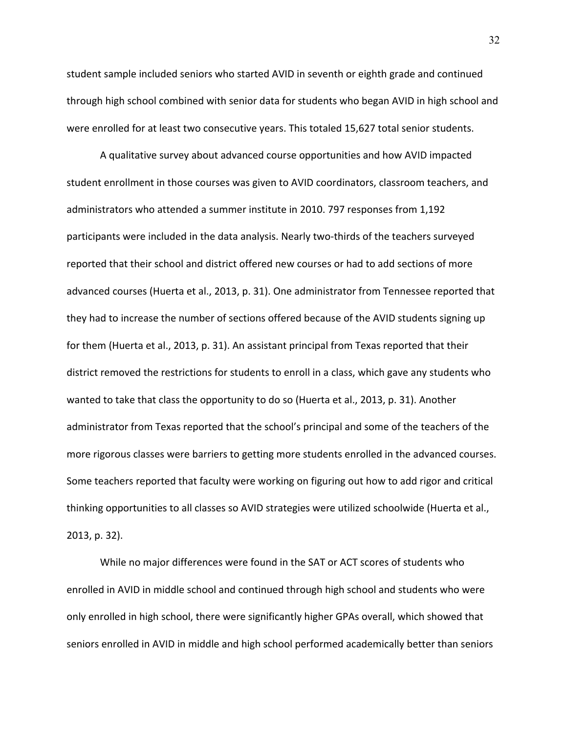student sample included seniors who started AVID in seventh or eighth grade and continued through high school combined with senior data for students who began AVID in high school and were enrolled for at least two consecutive years. This totaled 15,627 total senior students.

A qualitative survey about advanced course opportunities and how AVID impacted student enrollment in those courses was given to AVID coordinators, classroom teachers, and administrators who attended a summer institute in 2010. 797 responses from 1,192 participants were included in the data analysis. Nearly two-thirds of the teachers surveyed reported that their school and district offered new courses or had to add sections of more advanced courses (Huerta et al., 2013, p. 31). One administrator from Tennessee reported that they had to increase the number of sections offered because of the AVID students signing up for them (Huerta et al., 2013, p. 31). An assistant principal from Texas reported that their district removed the restrictions for students to enroll in a class, which gave any students who wanted to take that class the opportunity to do so (Huerta et al., 2013, p. 31). Another administrator from Texas reported that the school's principal and some of the teachers of the more rigorous classes were barriers to getting more students enrolled in the advanced courses. Some teachers reported that faculty were working on figuring out how to add rigor and critical thinking opportunities to all classes so AVID strategies were utilized schoolwide (Huerta et al., 2013, p. 32).

While no major differences were found in the SAT or ACT scores of students who enrolled in AVID in middle school and continued through high school and students who were only enrolled in high school, there were significantly higher GPAs overall, which showed that seniors enrolled in AVID in middle and high school performed academically better than seniors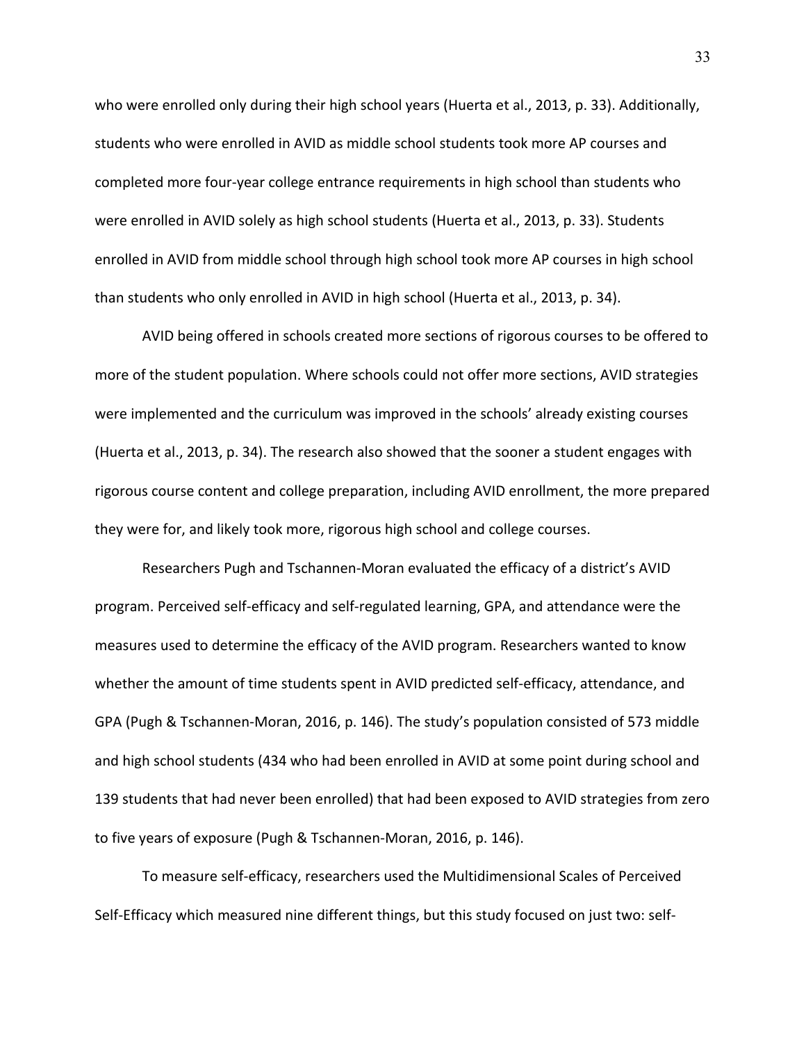who were enrolled only during their high school years (Huerta et al., 2013, p. 33). Additionally, students who were enrolled in AVID as middle school students took more AP courses and completed more four-year college entrance requirements in high school than students who were enrolled in AVID solely as high school students (Huerta et al., 2013, p. 33). Students enrolled in AVID from middle school through high school took more AP courses in high school than students who only enrolled in AVID in high school (Huerta et al., 2013, p. 34).

AVID being offered in schools created more sections of rigorous courses to be offered to more of the student population. Where schools could not offer more sections, AVID strategies were implemented and the curriculum was improved in the schools' already existing courses (Huerta et al., 2013, p. 34). The research also showed that the sooner a student engages with rigorous course content and college preparation, including AVID enrollment, the more prepared they were for, and likely took more, rigorous high school and college courses.

Researchers Pugh and Tschannen-Moran evaluated the efficacy of a district's AVID program. Perceived self-efficacy and self-regulated learning, GPA, and attendance were the measures used to determine the efficacy of the AVID program. Researchers wanted to know whether the amount of time students spent in AVID predicted self-efficacy, attendance, and GPA (Pugh & Tschannen-Moran, 2016, p. 146). The study's population consisted of 573 middle and high school students (434 who had been enrolled in AVID at some point during school and 139 students that had never been enrolled) that had been exposed to AVID strategies from zero to five years of exposure (Pugh & Tschannen-Moran, 2016, p. 146).

To measure self-efficacy, researchers used the Multidimensional Scales of Perceived Self-Efficacy which measured nine different things, but this study focused on just two: self-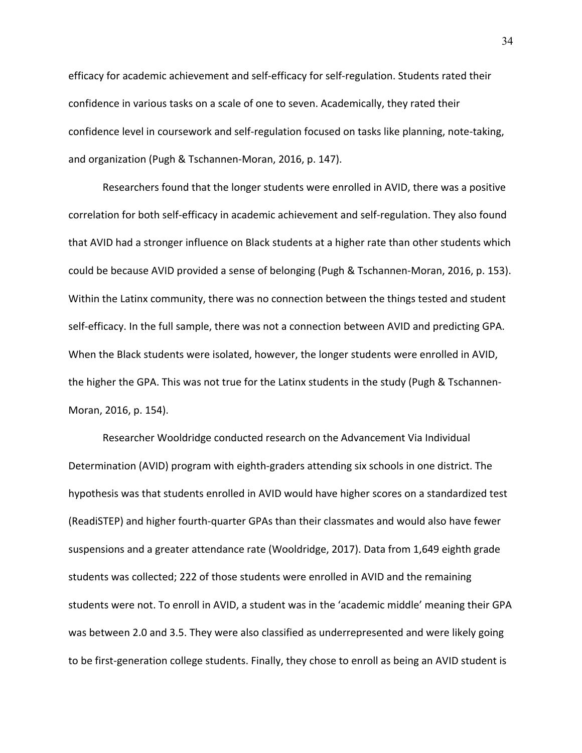efficacy for academic achievement and self-efficacy for self-regulation. Students rated their confidence in various tasks on a scale of one to seven. Academically, they rated their confidence level in coursework and self-regulation focused on tasks like planning, note-taking, and organization (Pugh & Tschannen-Moran, 2016, p. 147).

Researchers found that the longer students were enrolled in AVID, there was a positive correlation for both self-efficacy in academic achievement and self-regulation. They also found that AVID had a stronger influence on Black students at a higher rate than other students which could be because AVID provided a sense of belonging (Pugh & Tschannen-Moran, 2016, p. 153). Within the Latinx community, there was no connection between the things tested and student self-efficacy. In the full sample, there was not a connection between AVID and predicting GPA. When the Black students were isolated, however, the longer students were enrolled in AVID, the higher the GPA. This was not true for the Latinx students in the study (Pugh & Tschannen-Moran, 2016, p. 154).

Researcher Wooldridge conducted research on the Advancement Via Individual Determination (AVID) program with eighth-graders attending six schools in one district. The hypothesis was that students enrolled in AVID would have higher scores on a standardized test (ReadiSTEP) and higher fourth-quarter GPAs than their classmates and would also have fewer suspensions and a greater attendance rate (Wooldridge, 2017). Data from 1,649 eighth grade students was collected; 222 of those students were enrolled in AVID and the remaining students were not. To enroll in AVID, a student was in the 'academic middle' meaning their GPA was between 2.0 and 3.5. They were also classified as underrepresented and were likely going to be first-generation college students. Finally, they chose to enroll as being an AVID student is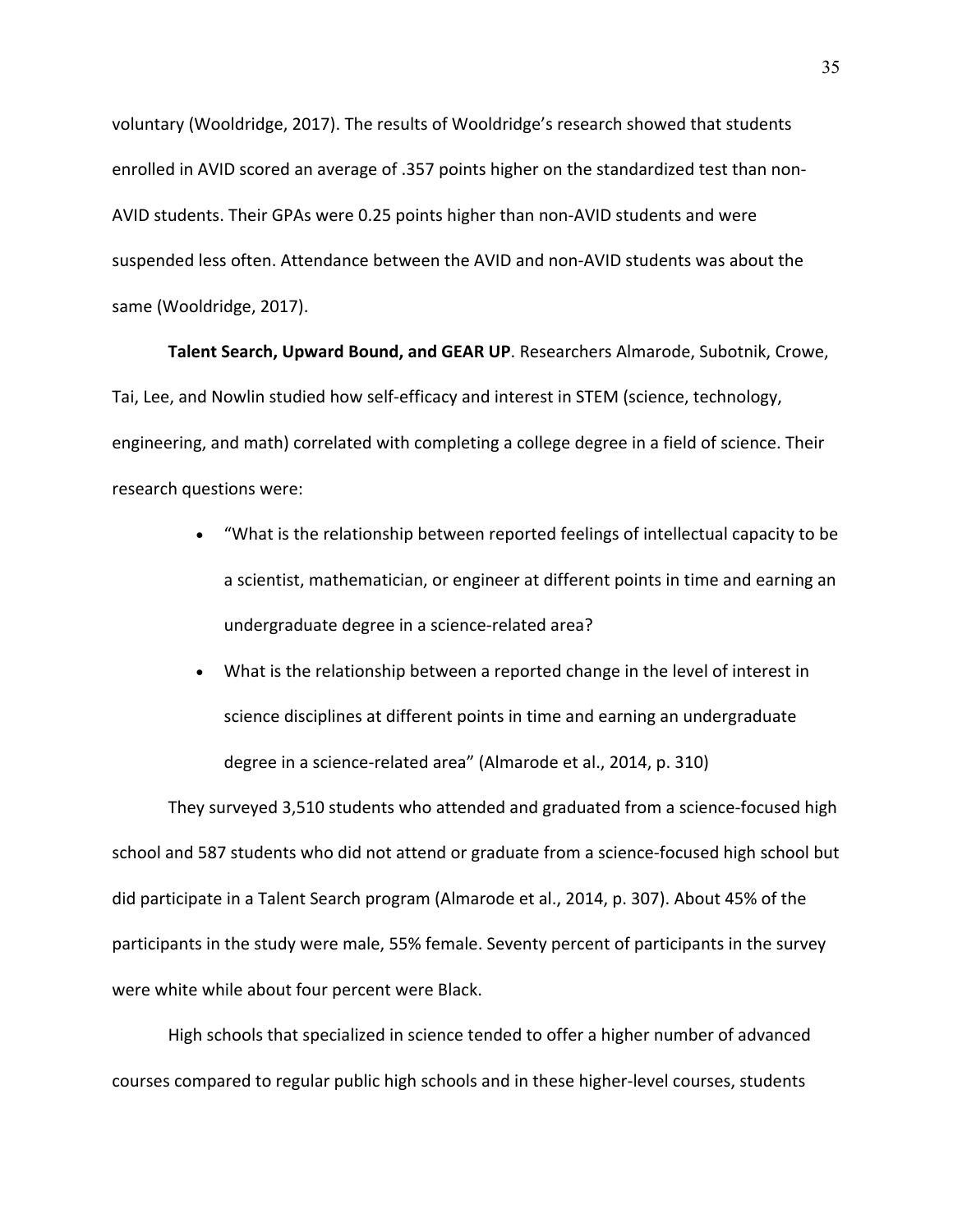voluntary (Wooldridge, 2017). The results of Wooldridge's research showed that students enrolled in AVID scored an average of .357 points higher on the standardized test than non-AVID students. Their GPAs were 0.25 points higher than non-AVID students and were suspended less often. Attendance between the AVID and non-AVID students was about the same (Wooldridge, 2017).

**Talent Search, Upward Bound, and GEAR UP**. Researchers Almarode, Subotnik, Crowe, Tai, Lee, and Nowlin studied how self-efficacy and interest in STEM (science, technology, engineering, and math) correlated with completing a college degree in a field of science. Their research questions were:

- "What is the relationship between reported feelings of intellectual capacity to be a scientist, mathematician, or engineer at different points in time and earning an undergraduate degree in a science-related area?
- What is the relationship between a reported change in the level of interest in science disciplines at different points in time and earning an undergraduate degree in a science-related area" (Almarode et al., 2014, p. 310)

They surveyed 3,510 students who attended and graduated from a science-focused high school and 587 students who did not attend or graduate from a science-focused high school but did participate in a Talent Search program (Almarode et al., 2014, p. 307). About 45% of the participants in the study were male, 55% female. Seventy percent of participants in the survey were white while about four percent were Black.

High schools that specialized in science tended to offer a higher number of advanced courses compared to regular public high schools and in these higher-level courses, students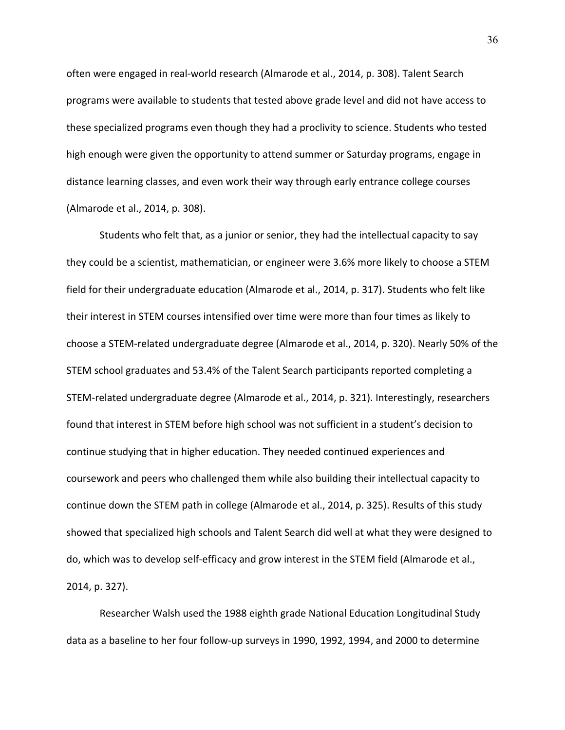often were engaged in real-world research (Almarode et al., 2014, p. 308). Talent Search programs were available to students that tested above grade level and did not have access to these specialized programs even though they had a proclivity to science. Students who tested high enough were given the opportunity to attend summer or Saturday programs, engage in distance learning classes, and even work their way through early entrance college courses (Almarode et al., 2014, p. 308).

Students who felt that, as a junior or senior, they had the intellectual capacity to say they could be a scientist, mathematician, or engineer were 3.6% more likely to choose a STEM field for their undergraduate education (Almarode et al., 2014, p. 317). Students who felt like their interest in STEM courses intensified over time were more than four times as likely to choose a STEM-related undergraduate degree (Almarode et al., 2014, p. 320). Nearly 50% of the STEM school graduates and 53.4% of the Talent Search participants reported completing a STEM-related undergraduate degree (Almarode et al., 2014, p. 321). Interestingly, researchers found that interest in STEM before high school was not sufficient in a student's decision to continue studying that in higher education. They needed continued experiences and coursework and peers who challenged them while also building their intellectual capacity to continue down the STEM path in college (Almarode et al., 2014, p. 325). Results of this study showed that specialized high schools and Talent Search did well at what they were designed to do, which was to develop self-efficacy and grow interest in the STEM field (Almarode et al., 2014, p. 327).

Researcher Walsh used the 1988 eighth grade National Education Longitudinal Study data as a baseline to her four follow-up surveys in 1990, 1992, 1994, and 2000 to determine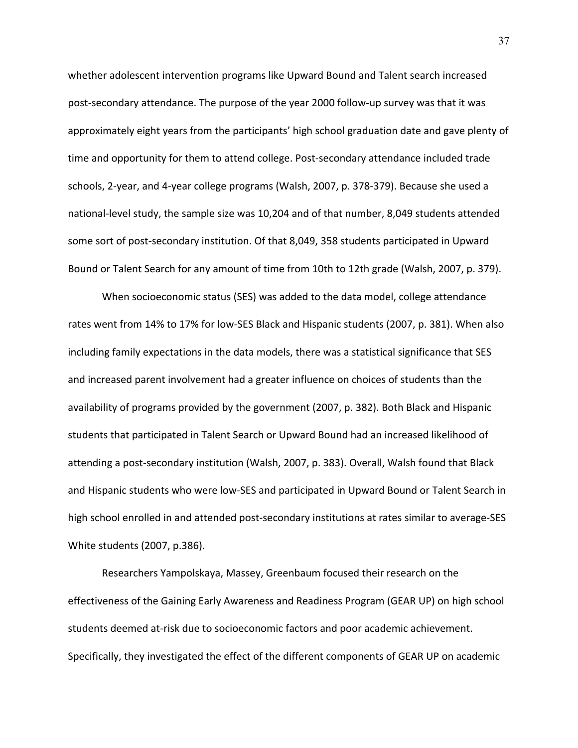whether adolescent intervention programs like Upward Bound and Talent search increased post-secondary attendance. The purpose of the year 2000 follow-up survey was that it was approximately eight years from the participants' high school graduation date and gave plenty of time and opportunity for them to attend college. Post-secondary attendance included trade schools, 2-year, and 4-year college programs (Walsh, 2007, p. 378-379). Because she used a national-level study, the sample size was 10,204 and of that number, 8,049 students attended some sort of post-secondary institution. Of that 8,049, 358 students participated in Upward Bound or Talent Search for any amount of time from 10th to 12th grade (Walsh, 2007, p. 379).

When socioeconomic status (SES) was added to the data model, college attendance rates went from 14% to 17% for low-SES Black and Hispanic students (2007, p. 381). When also including family expectations in the data models, there was a statistical significance that SES and increased parent involvement had a greater influence on choices of students than the availability of programs provided by the government (2007, p. 382). Both Black and Hispanic students that participated in Talent Search or Upward Bound had an increased likelihood of attending a post-secondary institution (Walsh, 2007, p. 383). Overall, Walsh found that Black and Hispanic students who were low-SES and participated in Upward Bound or Talent Search in high school enrolled in and attended post-secondary institutions at rates similar to average-SES White students (2007, p.386).

Researchers Yampolskaya, Massey, Greenbaum focused their research on the effectiveness of the Gaining Early Awareness and Readiness Program (GEAR UP) on high school students deemed at-risk due to socioeconomic factors and poor academic achievement. Specifically, they investigated the effect of the different components of GEAR UP on academic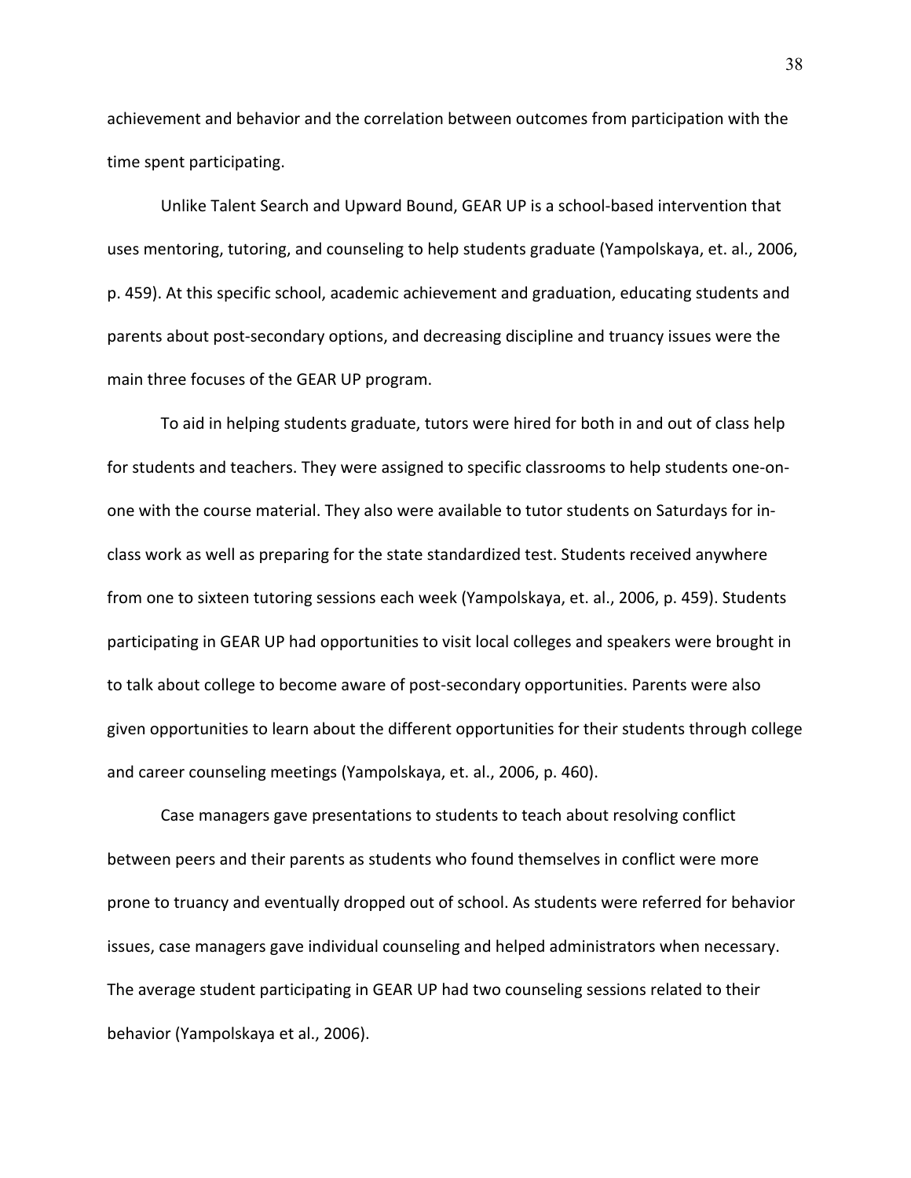achievement and behavior and the correlation between outcomes from participation with the time spent participating.

Unlike Talent Search and Upward Bound, GEAR UP is a school-based intervention that uses mentoring, tutoring, and counseling to help students graduate (Yampolskaya, et. al., 2006, p. 459). At this specific school, academic achievement and graduation, educating students and parents about post-secondary options, and decreasing discipline and truancy issues were the main three focuses of the GEAR UP program.

To aid in helping students graduate, tutors were hired for both in and out of class help for students and teachers. They were assigned to specific classrooms to help students one-on-one with the course material. They also were available to tutor students on Saturdays for in-class work as well as preparing for the state standardized test. Students received anywhere from one to sixteen tutoring sessions each week (Yampolskaya, et. al., 2006, p. 459). Students participating in GEAR UP had opportunities to visit local colleges and speakers were brought in to talk about college to become aware of post-secondary opportunities. Parents were also given opportunities to learn about the different opportunities for their students through college and career counseling meetings (Yampolskaya, et. al., 2006, p. 460).

Case managers gave presentations to students to teach about resolving conflict between peers and their parents as students who found themselves in conflict were more prone to truancy and eventually dropped out of school. As students were referred for behavior issues, case managers gave individual counseling and helped administrators when necessary. The average student participating in GEAR UP had two counseling sessions related to their behavior (Yampolskaya et al., 2006).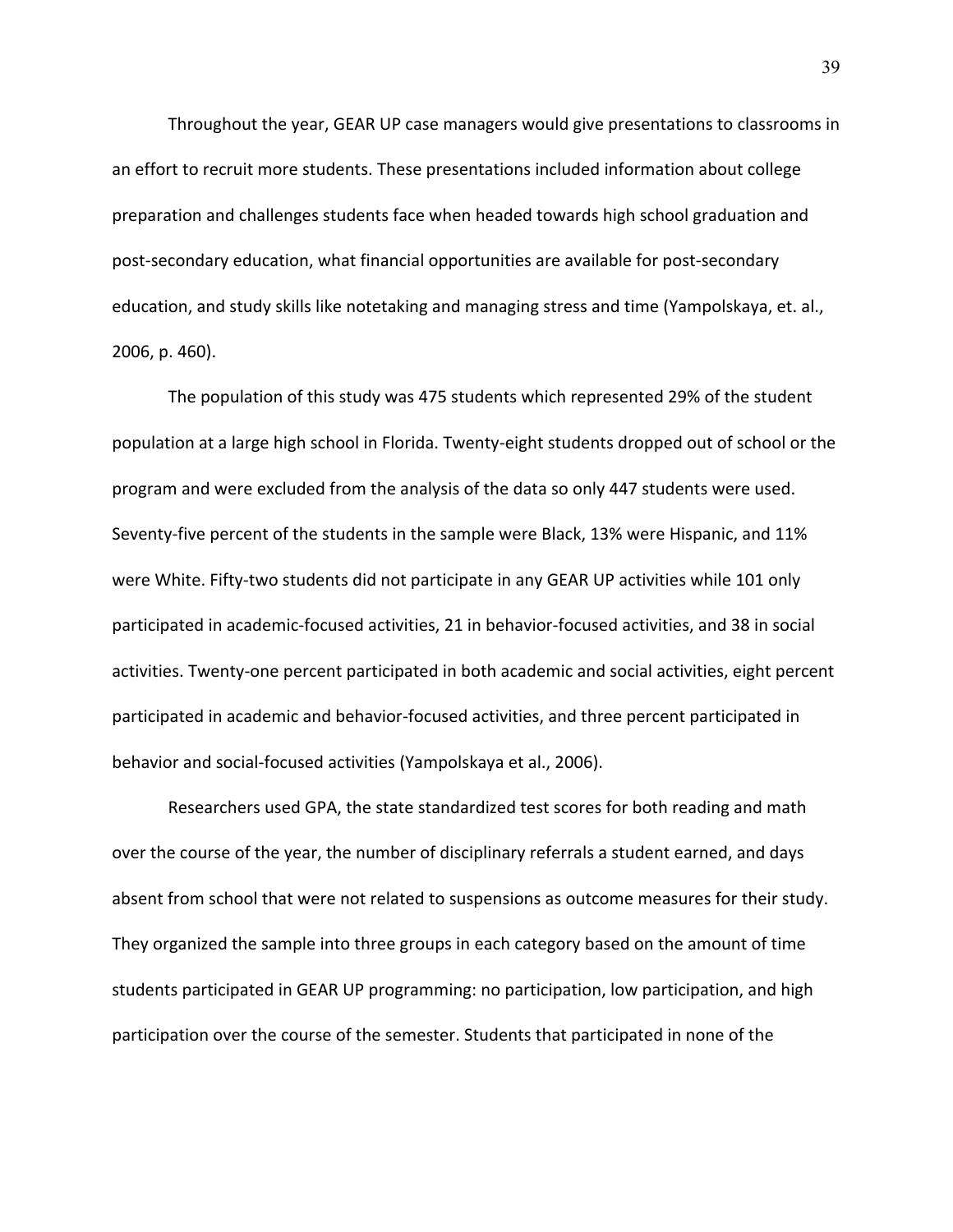Throughout the year, GEAR UP case managers would give presentations to classrooms in an effort to recruit more students. These presentations included information about college preparation and challenges students face when headed towards high school graduation and post-secondary education, what financial opportunities are available for post-secondary education, and study skills like notetaking and managing stress and time (Yampolskaya, et. al., 2006, p. 460).

The population of this study was 475 students which represented 29% of the student population at a large high school in Florida. Twenty-eight students dropped out of school or the program and were excluded from the analysis of the data so only 447 students were used. Seventy-five percent of the students in the sample were Black, 13% were Hispanic, and 11% were White. Fifty-two students did not participate in any GEAR UP activities while 101 only participated in academic-focused activities, 21 in behavior-focused activities, and 38 in social activities. Twenty-one percent participated in both academic and social activities, eight percent participated in academic and behavior-focused activities, and three percent participated in behavior and social-focused activities (Yampolskaya et al., 2006).

Researchers used GPA, the state standardized test scores for both reading and math over the course of the year, the number of disciplinary referrals a student earned, and days absent from school that were not related to suspensions as outcome measures for their study. They organized the sample into three groups in each category based on the amount of time students participated in GEAR UP programming: no participation, low participation, and high participation over the course of the semester. Students that participated in none of the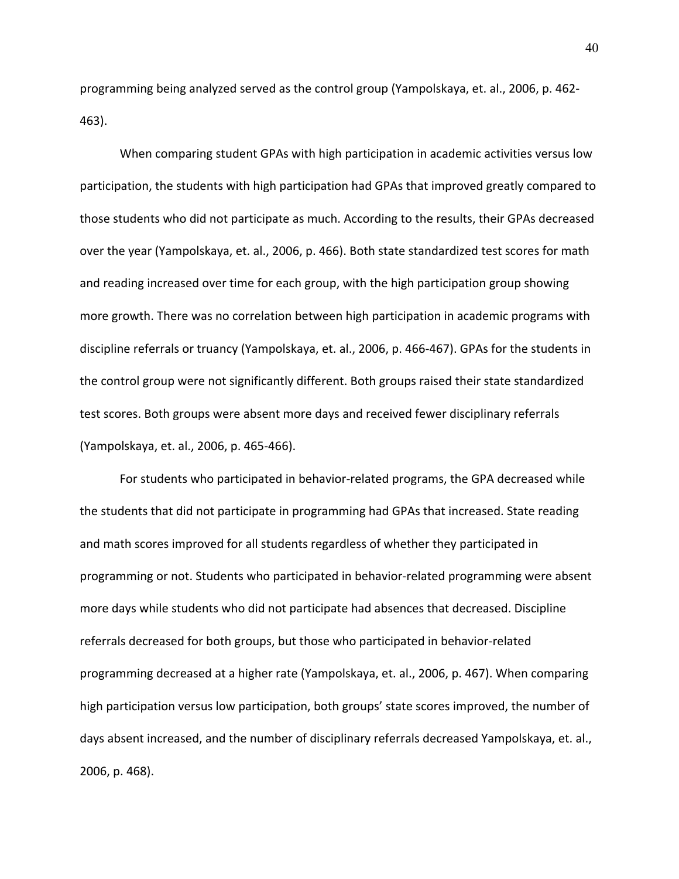programming being analyzed served as the control group (Yampolskaya, et. al., 2006, p. 462-463).

When comparing student GPAs with high participation in academic activities versus low participation, the students with high participation had GPAs that improved greatly compared to those students who did not participate as much. According to the results, their GPAs decreased over the year (Yampolskaya, et. al., 2006, p. 466). Both state standardized test scores for math and reading increased over time for each group, with the high participation group showing more growth. There was no correlation between high participation in academic programs with discipline referrals or truancy (Yampolskaya, et. al., 2006, p. 466-467). GPAs for the students in the control group were not significantly different. Both groups raised their state standardized test scores. Both groups were absent more days and received fewer disciplinary referrals (Yampolskaya, et. al., 2006, p. 465-466).

For students who participated in behavior-related programs, the GPA decreased while the students that did not participate in programming had GPAs that increased. State reading and math scores improved for all students regardless of whether they participated in programming or not. Students who participated in behavior-related programming were absent more days while students who did not participate had absences that decreased. Discipline referrals decreased for both groups, but those who participated in behavior-related programming decreased at a higher rate (Yampolskaya, et. al., 2006, p. 467). When comparing high participation versus low participation, both groups' state scores improved, the number of days absent increased, and the number of disciplinary referrals decreased Yampolskaya, et. al., 2006, p. 468).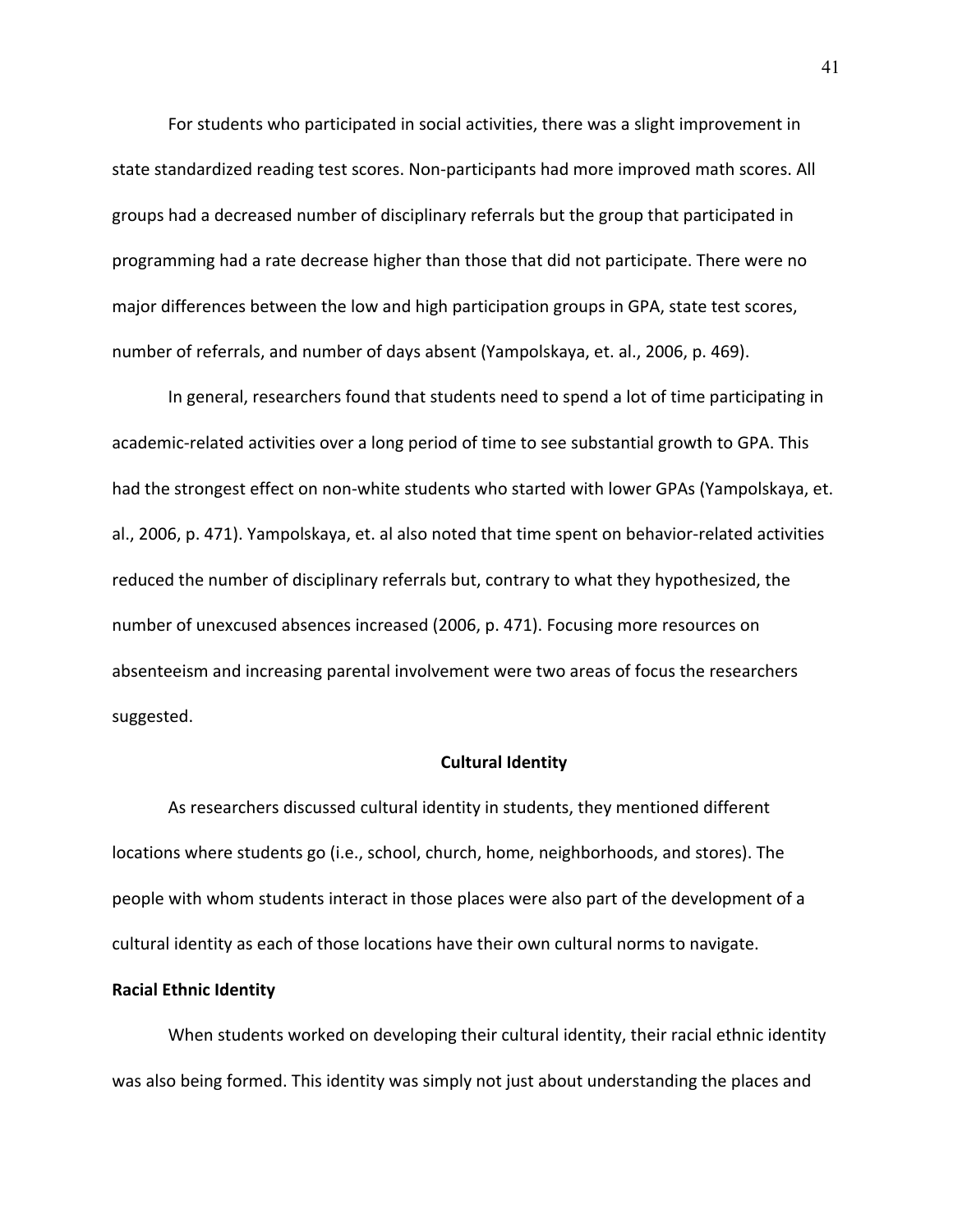For students who participated in social activities, there was a slight improvement in state standardized reading test scores. Non-participants had more improved math scores. All groups had a decreased number of disciplinary referrals but the group that participated in programming had a rate decrease higher than those that did not participate. There were no major differences between the low and high participation groups in GPA, state test scores, number of referrals, and number of days absent (Yampolskaya, et. al., 2006, p. 469).

In general, researchers found that students need to spend a lot of time participating in academic-related activities over a long period of time to see substantial growth to GPA. This had the strongest effect on non-white students who started with lower GPAs (Yampolskaya, et. al., 2006, p. 471). Yampolskaya, et. al also noted that time spent on behavior-related activities reduced the number of disciplinary referrals but, contrary to what they hypothesized, the number of unexcused absences increased (2006, p. 471). Focusing more resources on absenteeism and increasing parental involvement were two areas of focus the researchers suggested.

## Cultural Identity

As researchers discussed cultural identity in students, they mentioned different locations where students go (i.e., school, church, home, neighborhoods, and stores). The people with whom students interact in those places were also part of the development of a cultural identity as each of those locations have their own cultural norms to navigate.

### Racial Ethnic Identity

When students worked on developing their cultural identity, their racial ethnic identity was also being formed. This identity was simply not just about understanding the places and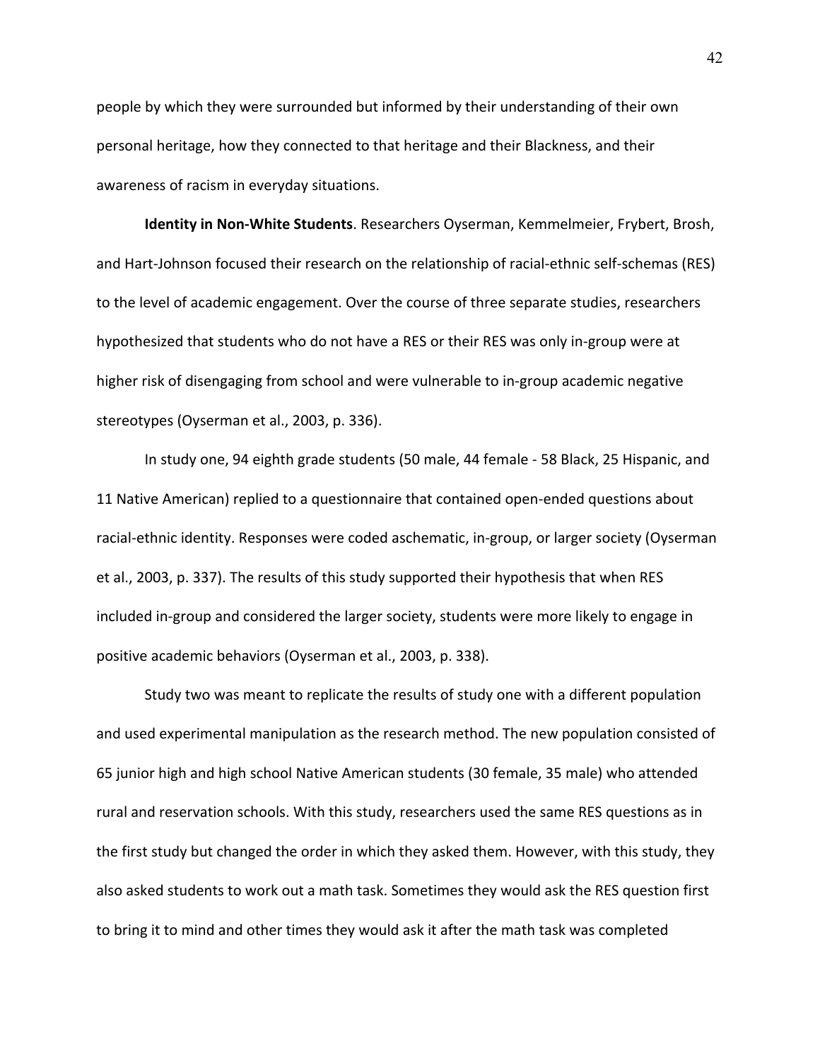people by which they were surrounded but informed by their understanding of their own personal heritage, how they connected to that heritage and their Blackness, and their awareness of racism in everyday situations.

**Identity in Non-White Students**. Researchers Oyserman, Kemmelmeier, Frybert, Brosh, and Hart-Johnson focused their research on the relationship of racial-ethnic self-schemas (RES) to the level of academic engagement. Over the course of three separate studies, researchers hypothesized that students who do not have a RES or their RES was only in-group were at higher risk of disengaging from school and were vulnerable to in-group academic negative stereotypes (Oyserman et al., 2003, p. 336).

In study one, 94 eighth grade students (50 male, 44 female - 58 Black, 25 Hispanic, and 11 Native American) replied to a questionnaire that contained open-ended questions about racial-ethnic identity. Responses were coded aschematic, in-group, or larger society (Oyserman et al., 2003, p. 337). The results of this study supported their hypothesis that when RES included in-group and considered the larger society, students were more likely to engage in positive academic behaviors (Oyserman et al., 2003, p. 338).

Study two was meant to replicate the results of study one with a different population and used experimental manipulation as the research method. The new population consisted of 65 junior high and high school Native American students (30 female, 35 male) who attended rural and reservation schools. With this study, researchers used the same RES questions as in the first study but changed the order in which they asked them. However, with this study, they also asked students to work out a math task. Sometimes they would ask the RES question first to bring it to mind and other times they would ask it after the math task was completed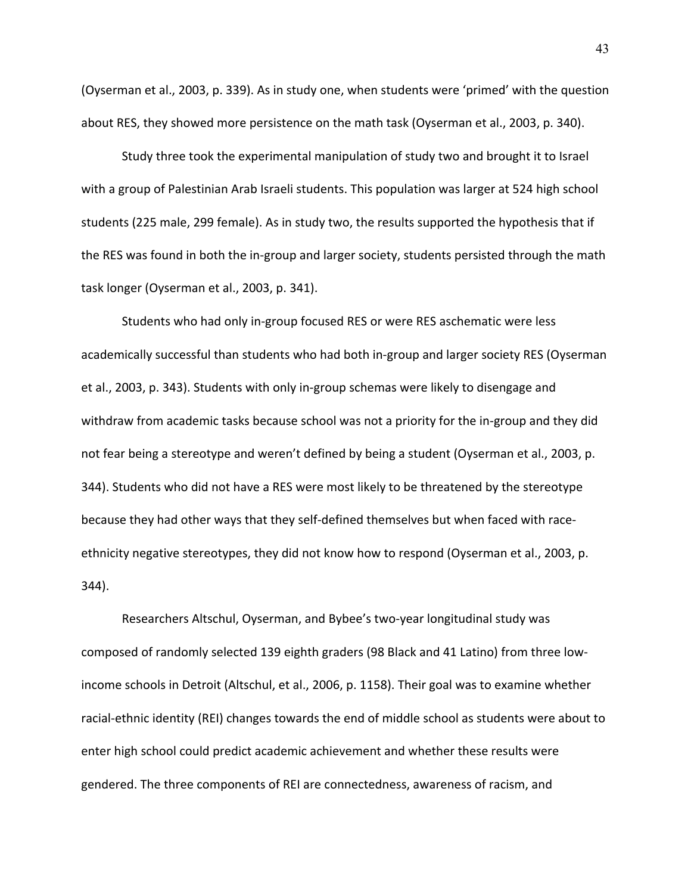(Oyserman et al., 2003, p. 339). As in study one, when students were 'primed' with the question about RES, they showed more persistence on the math task (Oyserman et al., 2003, p. 340).

Study three took the experimental manipulation of study two and brought it to Israel with a group of Palestinian Arab Israeli students. This population was larger at 524 high school students (225 male, 299 female). As in study two, the results supported the hypothesis that if the RES was found in both the in-group and larger society, students persisted through the math task longer (Oyserman et al., 2003, p. 341).

Students who had only in-group focused RES or were RES aschematic were less academically successful than students who had both in-group and larger society RES (Oyserman et al., 2003, p. 343). Students with only in-group schemas were likely to disengage and withdraw from academic tasks because school was not a priority for the in-group and they did not fear being a stereotype and weren't defined by being a student (Oyserman et al., 2003, p. 344). Students who did not have a RES were most likely to be threatened by the stereotype because they had other ways that they self-defined themselves but when faced with race-ethnicity negative stereotypes, they did not know how to respond (Oyserman et al., 2003, p. 344).

Researchers Altschul, Oyserman, and Bybee's two-year longitudinal study was composed of randomly selected 139 eighth graders (98 Black and 41 Latino) from three low-income schools in Detroit (Altschul, et al., 2006, p. 1158). Their goal was to examine whether racial-ethnic identity (REI) changes towards the end of middle school as students were about to enter high school could predict academic achievement and whether these results were gendered. The three components of REI are connectedness, awareness of racism, and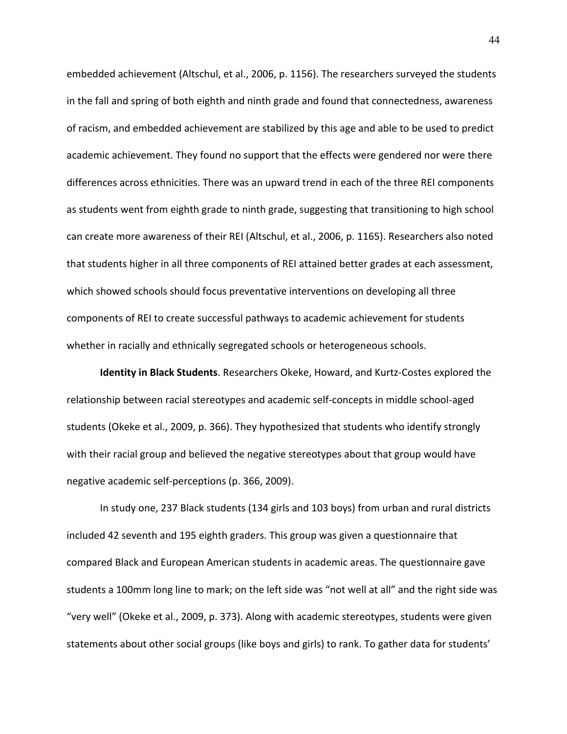embedded achievement (Altschul, et al., 2006, p. 1156). The researchers surveyed the students in the fall and spring of both eighth and ninth grade and found that connectedness, awareness of racism, and embedded achievement are stabilized by this age and able to be used to predict academic achievement. They found no support that the effects were gendered nor were there differences across ethnicities. There was an upward trend in each of the three REI components as students went from eighth grade to ninth grade, suggesting that transitioning to high school can create more awareness of their REI (Altschul, et al., 2006, p. 1165). Researchers also noted that students higher in all three components of REI attained better grades at each assessment, which showed schools should focus preventative interventions on developing all three components of REI to create successful pathways to academic achievement for students whether in racially and ethnically segregated schools or heterogeneous schools.

**Identity in Black Students**. Researchers Okeke, Howard, and Kurtz-Costes explored the relationship between racial stereotypes and academic self-concepts in middle school-aged students (Okeke et al., 2009, p. 366). They hypothesized that students who identify strongly with their racial group and believed the negative stereotypes about that group would have negative academic self-perceptions (p. 366, 2009).

In study one, 237 Black students (134 girls and 103 boys) from urban and rural districts included 42 seventh and 195 eighth graders. This group was given a questionnaire that compared Black and European American students in academic areas. The questionnaire gave students a 100mm long line to mark; on the left side was "not well at all" and the right side was "very well" (Okeke et al., 2009, p. 373). Along with academic stereotypes, students were given statements about other social groups (like boys and girls) to rank. To gather data for students'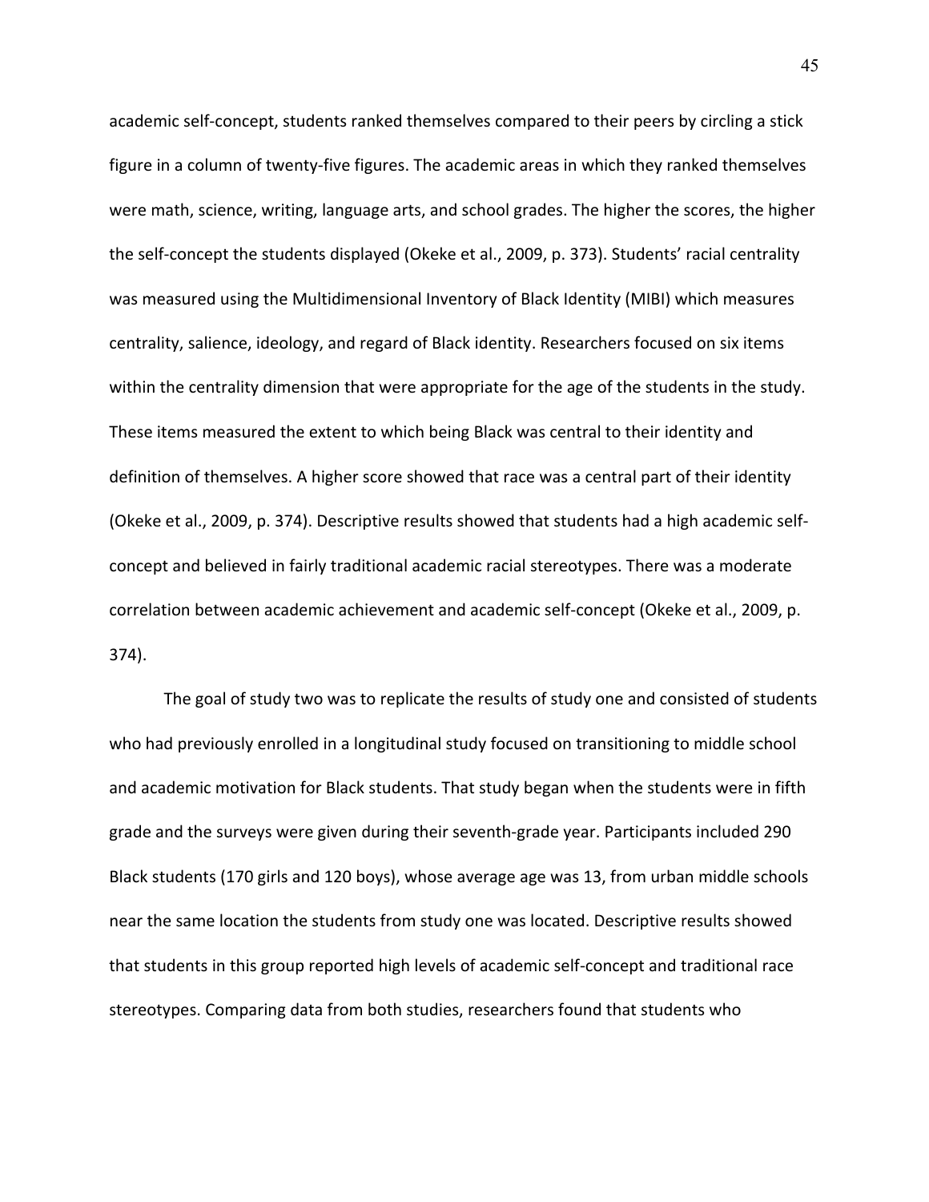academic self-concept, students ranked themselves compared to their peers by circling a stick figure in a column of twenty-five figures. The academic areas in which they ranked themselves were math, science, writing, language arts, and school grades. The higher the scores, the higher the self-concept the students displayed (Okeke et al., 2009, p. 373). Students' racial centrality was measured using the Multidimensional Inventory of Black Identity (MIBI) which measures centrality, salience, ideology, and regard of Black identity. Researchers focused on six items within the centrality dimension that were appropriate for the age of the students in the study. These items measured the extent to which being Black was central to their identity and definition of themselves. A higher score showed that race was a central part of their identity (Okeke et al., 2009, p. 374). Descriptive results showed that students had a high academic self-concept and believed in fairly traditional academic racial stereotypes. There was a moderate correlation between academic achievement and academic self-concept (Okeke et al., 2009, p. 374).

The goal of study two was to replicate the results of study one and consisted of students who had previously enrolled in a longitudinal study focused on transitioning to middle school and academic motivation for Black students. That study began when the students were in fifth grade and the surveys were given during their seventh-grade year. Participants included 290 Black students (170 girls and 120 boys), whose average age was 13, from urban middle schools near the same location the students from study one was located. Descriptive results showed that students in this group reported high levels of academic self-concept and traditional race stereotypes. Comparing data from both studies, researchers found that students who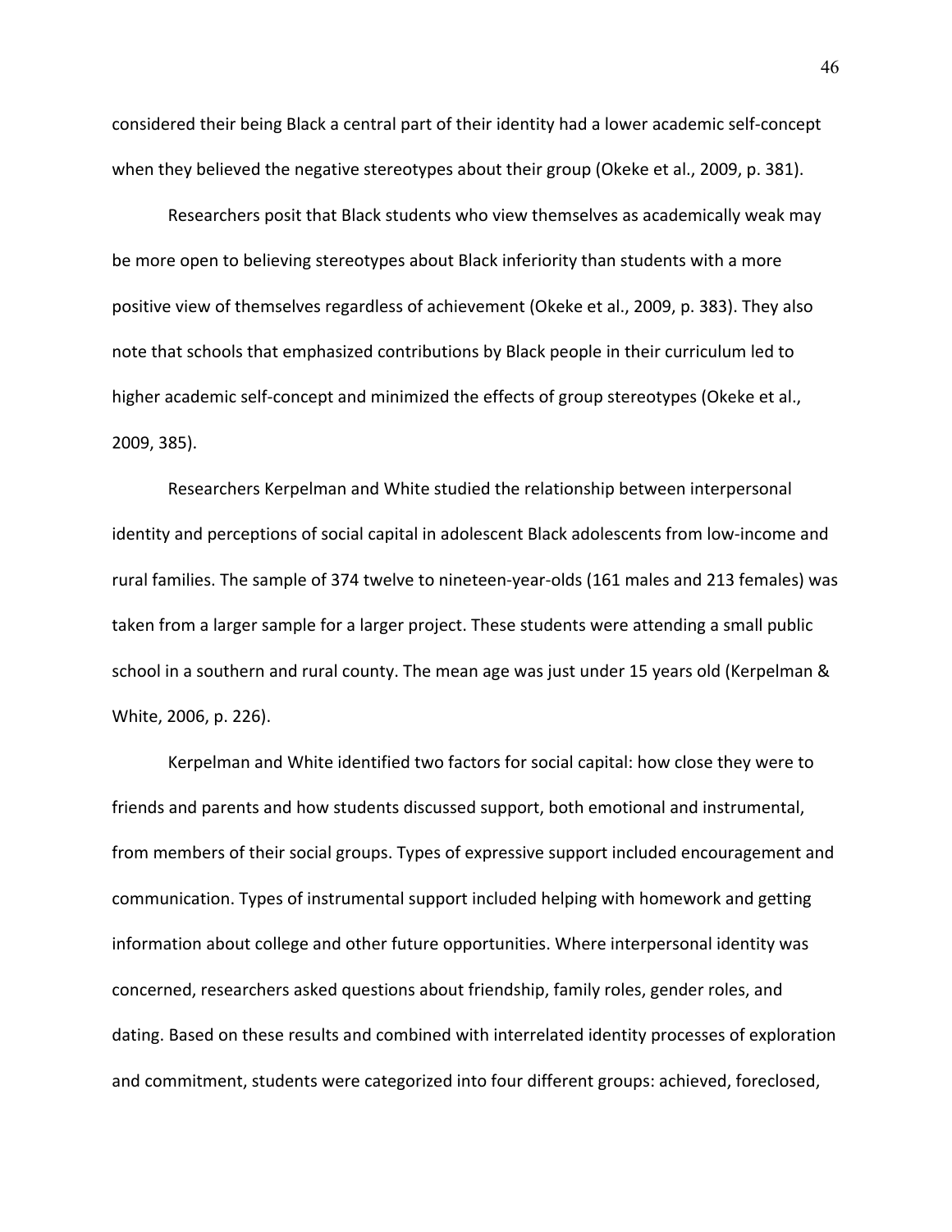considered their being Black a central part of their identity had a lower academic self-concept when they believed the negative stereotypes about their group (Okeke et al., 2009, p. 381).

Researchers posit that Black students who view themselves as academically weak may be more open to believing stereotypes about Black inferiority than students with a more positive view of themselves regardless of achievement (Okeke et al., 2009, p. 383). They also note that schools that emphasized contributions by Black people in their curriculum led to higher academic self-concept and minimized the effects of group stereotypes (Okeke et al., 2009, 385).

Researchers Kerpelman and White studied the relationship between interpersonal identity and perceptions of social capital in adolescent Black adolescents from low-income and rural families. The sample of 374 twelve to nineteen-year-olds (161 males and 213 females) was taken from a larger sample for a larger project. These students were attending a small public school in a southern and rural county. The mean age was just under 15 years old (Kerpelman & White, 2006, p. 226).

Kerpelman and White identified two factors for social capital: how close they were to friends and parents and how students discussed support, both emotional and instrumental, from members of their social groups. Types of expressive support included encouragement and communication. Types of instrumental support included helping with homework and getting information about college and other future opportunities. Where interpersonal identity was concerned, researchers asked questions about friendship, family roles, gender roles, and dating. Based on these results and combined with interrelated identity processes of exploration and commitment, students were categorized into four different groups: achieved, foreclosed,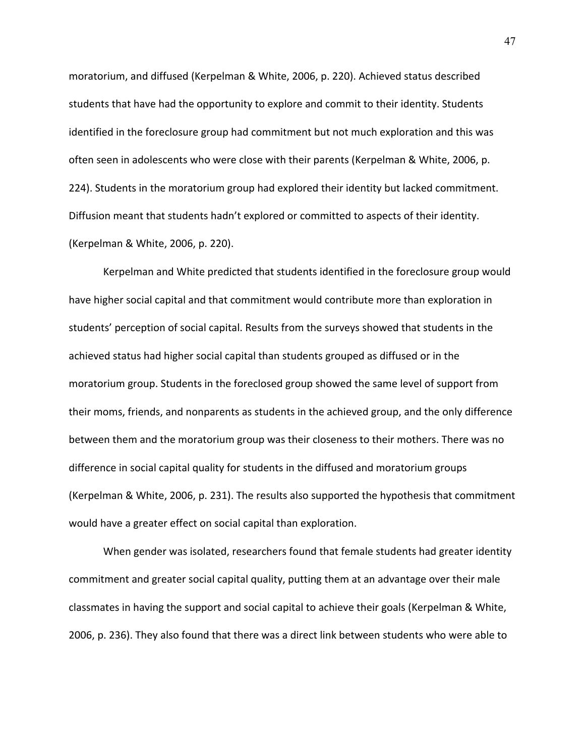moratorium, and diffused (Kerpelman & White, 2006, p. 220). Achieved status described students that have had the opportunity to explore and commit to their identity. Students identified in the foreclosure group had commitment but not much exploration and this was often seen in adolescents who were close with their parents (Kerpelman & White, 2006, p. 224). Students in the moratorium group had explored their identity but lacked commitment. Diffusion meant that students hadn't explored or committed to aspects of their identity. (Kerpelman & White, 2006, p. 220).

Kerpelman and White predicted that students identified in the foreclosure group would have higher social capital and that commitment would contribute more than exploration in students' perception of social capital. Results from the surveys showed that students in the achieved status had higher social capital than students grouped as diffused or in the moratorium group. Students in the foreclosed group showed the same level of support from their moms, friends, and nonparents as students in the achieved group, and the only difference between them and the moratorium group was their closeness to their mothers. There was no difference in social capital quality for students in the diffused and moratorium groups (Kerpelman & White, 2006, p. 231). The results also supported the hypothesis that commitment would have a greater effect on social capital than exploration.

When gender was isolated, researchers found that female students had greater identity commitment and greater social capital quality, putting them at an advantage over their male classmates in having the support and social capital to achieve their goals (Kerpelman & White, 2006, p. 236). They also found that there was a direct link between students who were able to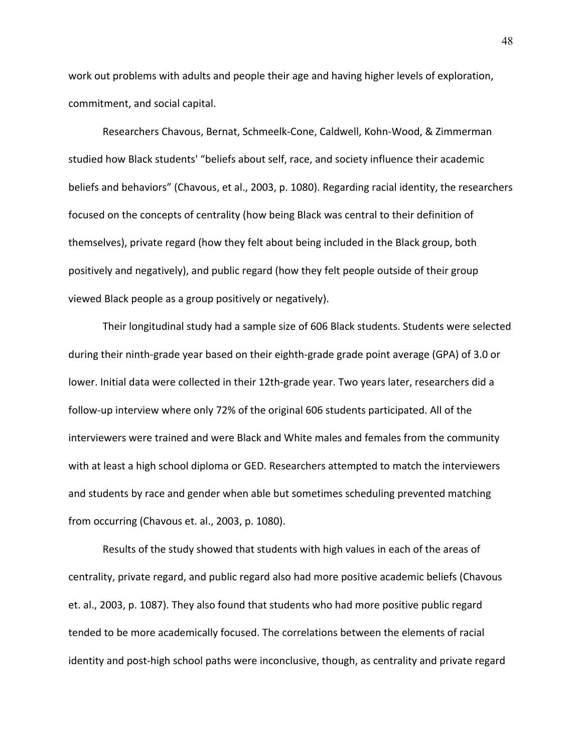work out problems with adults and people their age and having higher levels of exploration, commitment, and social capital.

Researchers Chavous, Bernat, Schmeelk-Cone, Caldwell, Kohn-Wood, & Zimmerman studied how Black students' "beliefs about self, race, and society influence their academic beliefs and behaviors" (Chavous, et al., 2003, p. 1080). Regarding racial identity, the researchers focused on the concepts of centrality (how being Black was central to their definition of themselves), private regard (how they felt about being included in the Black group, both positively and negatively), and public regard (how they felt people outside of their group viewed Black people as a group positively or negatively).

Their longitudinal study had a sample size of 606 Black students. Students were selected during their ninth-grade year based on their eighth-grade grade point average (GPA) of 3.0 or lower. Initial data were collected in their 12th-grade year. Two years later, researchers did a follow-up interview where only 72% of the original 606 students participated. All of the interviewers were trained and were Black and White males and females from the community with at least a high school diploma or GED. Researchers attempted to match the interviewers and students by race and gender when able but sometimes scheduling prevented matching from occurring (Chavous et. al., 2003, p. 1080).

Results of the study showed that students with high values in each of the areas of centrality, private regard, and public regard also had more positive academic beliefs (Chavous et. al., 2003, p. 1087). They also found that students who had more positive public regard tended to be more academically focused. The correlations between the elements of racial identity and post-high school paths were inconclusive, though, as centrality and private regard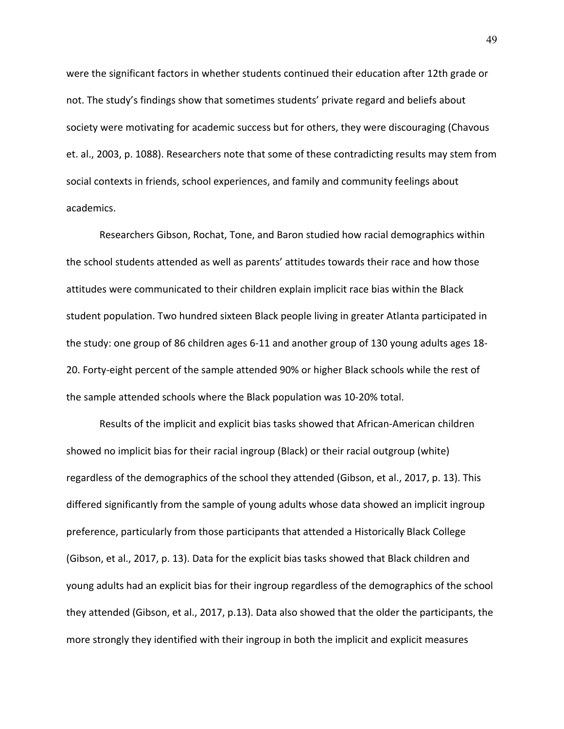were the significant factors in whether students continued their education after 12th grade or not. The study's findings show that sometimes students' private regard and beliefs about society were motivating for academic success but for others, they were discouraging (Chavous et. al., 2003, p. 1088). Researchers note that some of these contradicting results may stem from social contexts in friends, school experiences, and family and community feelings about academics.

Researchers Gibson, Rochat, Tone, and Baron studied how racial demographics within the school students attended as well as parents' attitudes towards their race and how those attitudes were communicated to their children explain implicit race bias within the Black student population. Two hundred sixteen Black people living in greater Atlanta participated in the study: one group of 86 children ages 6-11 and another group of 130 young adults ages 18-20. Forty-eight percent of the sample attended 90% or higher Black schools while the rest of the sample attended schools where the Black population was 10-20% total.

Results of the implicit and explicit bias tasks showed that African-American children showed no implicit bias for their racial ingroup (Black) or their racial outgroup (white) regardless of the demographics of the school they attended (Gibson, et al., 2017, p. 13). This differed significantly from the sample of young adults whose data showed an implicit ingroup preference, particularly from those participants that attended a Historically Black College (Gibson, et al., 2017, p. 13). Data for the explicit bias tasks showed that Black children and young adults had an explicit bias for their ingroup regardless of the demographics of the school they attended (Gibson, et al., 2017, p.13). Data also showed that the older the participants, the more strongly they identified with their ingroup in both the implicit and explicit measures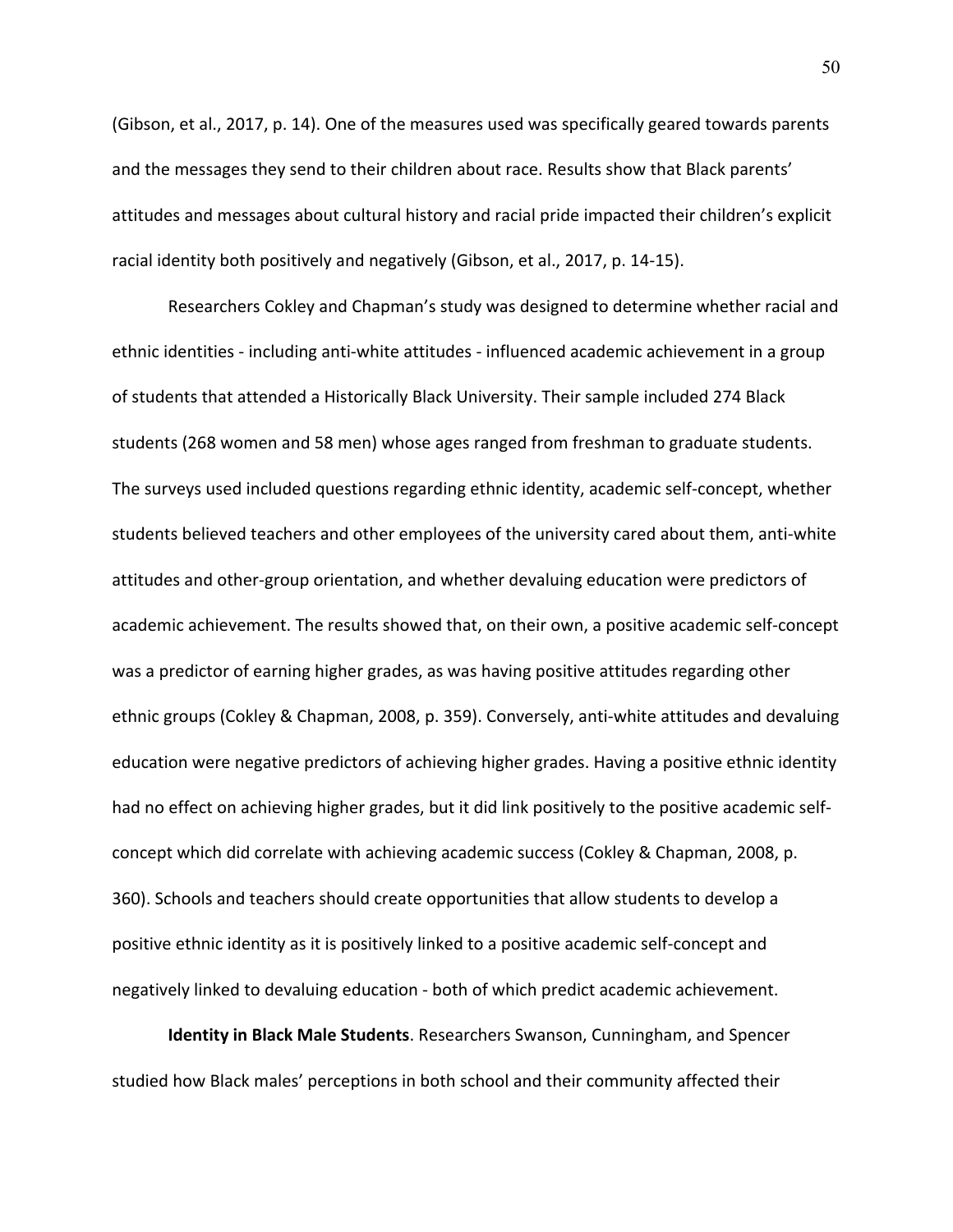(Gibson, et al., 2017, p. 14). One of the measures used was specifically geared towards parents and the messages they send to their children about race. Results show that Black parents' attitudes and messages about cultural history and racial pride impacted their children's explicit racial identity both positively and negatively (Gibson, et al., 2017, p. 14-15).

Researchers Cokley and Chapman's study was designed to determine whether racial and ethnic identities - including anti-white attitudes - influenced academic achievement in a group of students that attended a Historically Black University. Their sample included 274 Black students (268 women and 58 men) whose ages ranged from freshman to graduate students. The surveys used included questions regarding ethnic identity, academic self-concept, whether students believed teachers and other employees of the university cared about them, anti-white attitudes and other-group orientation, and whether devaluing education were predictors of academic achievement. The results showed that, on their own, a positive academic self-concept was a predictor of earning higher grades, as was having positive attitudes regarding other ethnic groups (Cokley & Chapman, 2008, p. 359). Conversely, anti-white attitudes and devaluing education were negative predictors of achieving higher grades. Having a positive ethnic identity had no effect on achieving higher grades, but it did link positively to the positive academic self-concept which did correlate with achieving academic success (Cokley & Chapman, 2008, p. 360). Schools and teachers should create opportunities that allow students to develop a positive ethnic identity as it is positively linked to a positive academic self-concept and negatively linked to devaluing education - both of which predict academic achievement.

**Identity in Black Male Students**. Researchers Swanson, Cunningham, and Spencer studied how Black males' perceptions in both school and their community affected their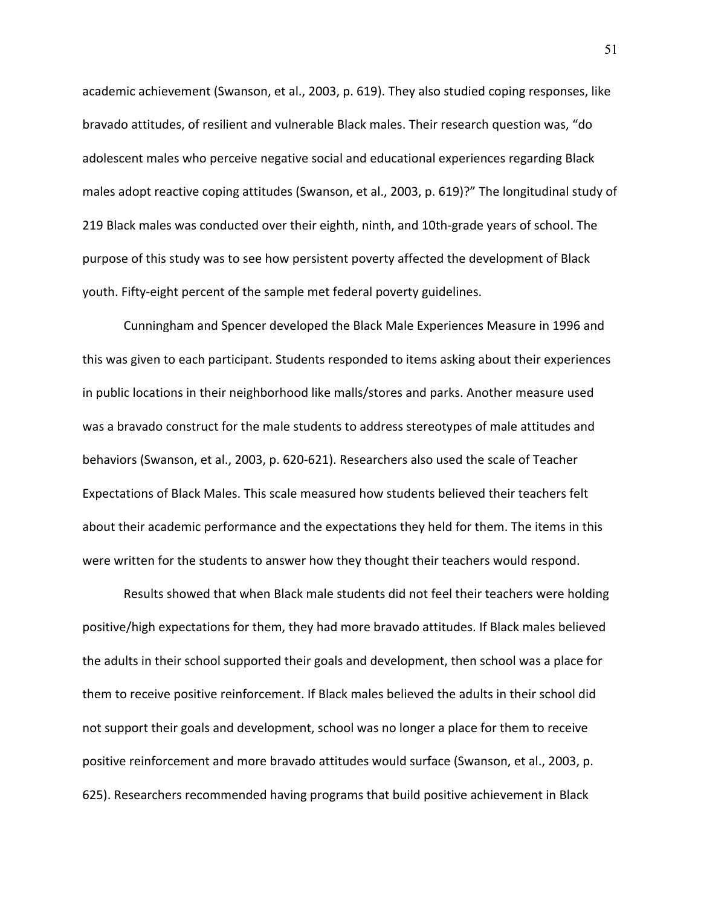academic achievement (Swanson, et al., 2003, p. 619). They also studied coping responses, like bravado attitudes, of resilient and vulnerable Black males. Their research question was, "do adolescent males who perceive negative social and educational experiences regarding Black males adopt reactive coping attitudes (Swanson, et al., 2003, p. 619)?" The longitudinal study of 219 Black males was conducted over their eighth, ninth, and 10th-grade years of school. The purpose of this study was to see how persistent poverty affected the development of Black youth. Fifty-eight percent of the sample met federal poverty guidelines.

Cunningham and Spencer developed the Black Male Experiences Measure in 1996 and this was given to each participant. Students responded to items asking about their experiences in public locations in their neighborhood like malls/stores and parks. Another measure used was a bravado construct for the male students to address stereotypes of male attitudes and behaviors (Swanson, et al., 2003, p. 620-621). Researchers also used the scale of Teacher Expectations of Black Males. This scale measured how students believed their teachers felt about their academic performance and the expectations they held for them. The items in this were written for the students to answer how they thought their teachers would respond.

Results showed that when Black male students did not feel their teachers were holding positive/high expectations for them, they had more bravado attitudes. If Black males believed the adults in their school supported their goals and development, then school was a place for them to receive positive reinforcement. If Black males believed the adults in their school did not support their goals and development, school was no longer a place for them to receive positive reinforcement and more bravado attitudes would surface (Swanson, et al., 2003, p. 625). Researchers recommended having programs that build positive achievement in Black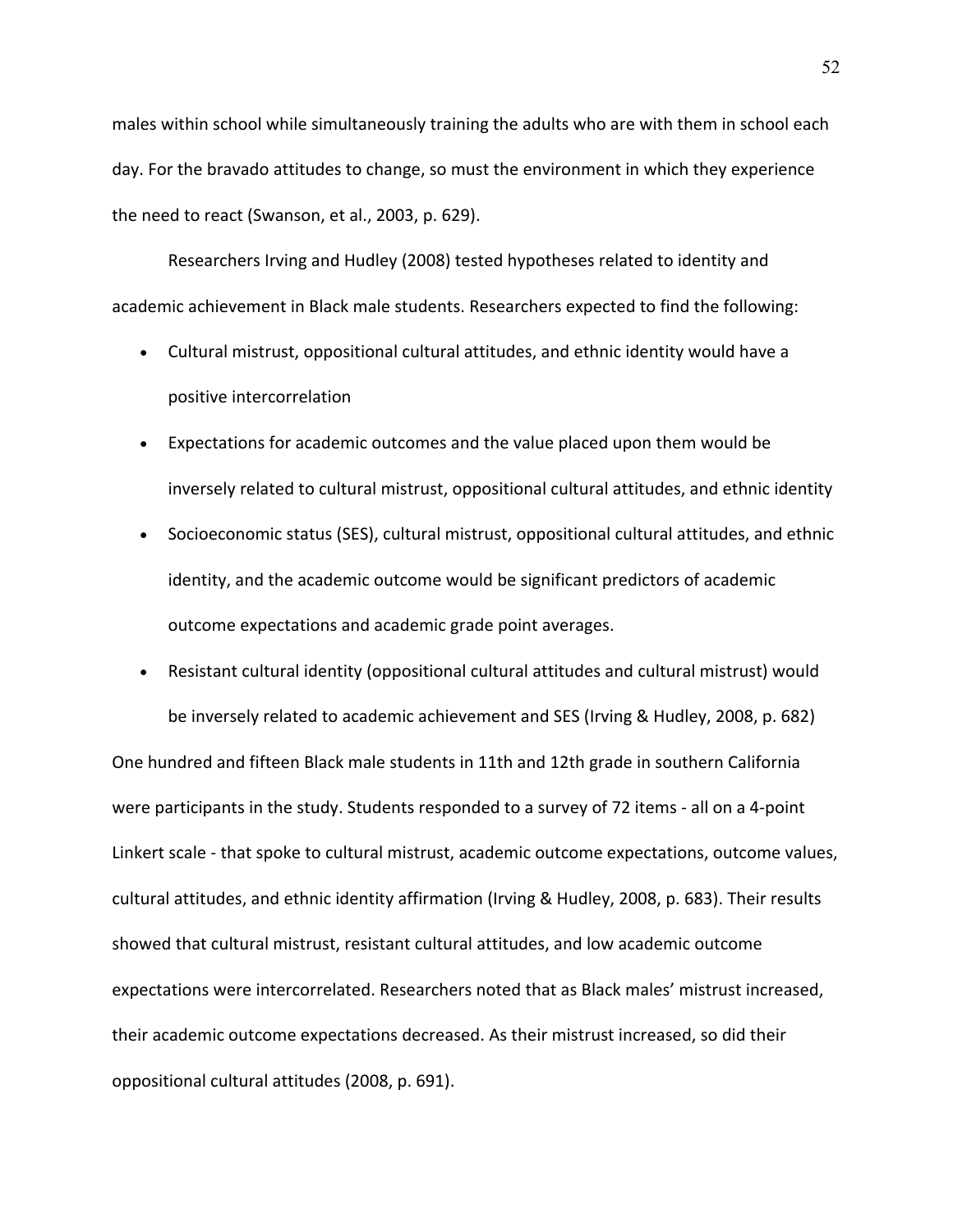males within school while simultaneously training the adults who are with them in school each day. For the bravado attitudes to change, so must the environment in which they experience the need to react (Swanson, et al., 2003, p. 629).

Researchers Irving and Hudley (2008) tested hypotheses related to identity and academic achievement in Black male students. Researchers expected to find the following:

- Cultural mistrust, oppositional cultural attitudes, and ethnic identity would have a positive intercorrelation
- Expectations for academic outcomes and the value placed upon them would be inversely related to cultural mistrust, oppositional cultural attitudes, and ethnic identity
- Socioeconomic status (SES), cultural mistrust, oppositional cultural attitudes, and ethnic identity, and the academic outcome would be significant predictors of academic outcome expectations and academic grade point averages.
- Resistant cultural identity (oppositional cultural attitudes and cultural mistrust) would be inversely related to academic achievement and SES (Irving & Hudley, 2008, p. 682)

One hundred and fifteen Black male students in 11th and 12th grade in southern California were participants in the study. Students responded to a survey of 72 items - all on a 4-point Linkert scale - that spoke to cultural mistrust, academic outcome expectations, outcome values, cultural attitudes, and ethnic identity affirmation (Irving & Hudley, 2008, p. 683). Their results showed that cultural mistrust, resistant cultural attitudes, and low academic outcome expectations were intercorrelated. Researchers noted that as Black males' mistrust increased, their academic outcome expectations decreased. As their mistrust increased, so did their oppositional cultural attitudes (2008, p. 691).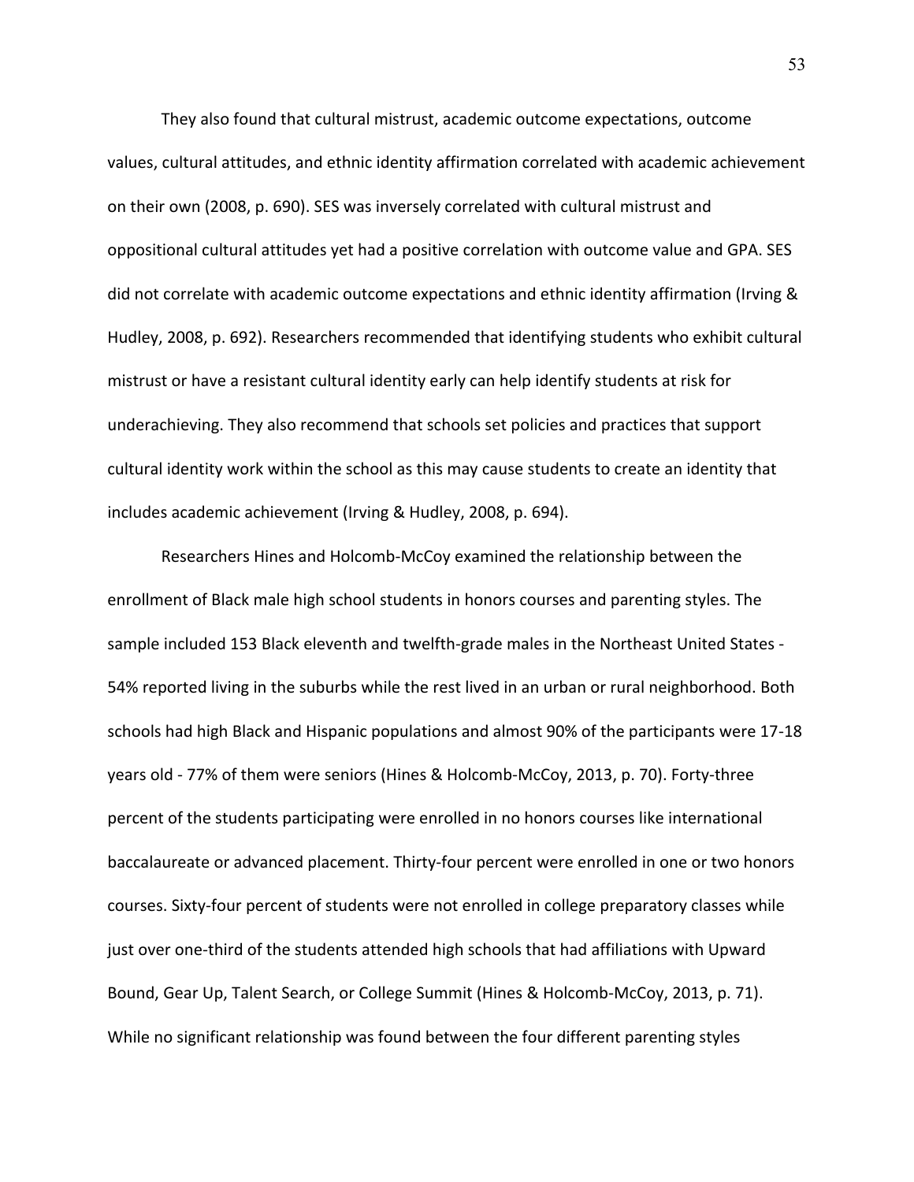They also found that cultural mistrust, academic outcome expectations, outcome values, cultural attitudes, and ethnic identity affirmation correlated with academic achievement on their own (2008, p. 690). SES was inversely correlated with cultural mistrust and oppositional cultural attitudes yet had a positive correlation with outcome value and GPA. SES did not correlate with academic outcome expectations and ethnic identity affirmation (Irving & Hudley, 2008, p. 692). Researchers recommended that identifying students who exhibit cultural mistrust or have a resistant cultural identity early can help identify students at risk for underachieving. They also recommend that schools set policies and practices that support cultural identity work within the school as this may cause students to create an identity that includes academic achievement (Irving & Hudley, 2008, p. 694).

Researchers Hines and Holcomb-McCoy examined the relationship between the enrollment of Black male high school students in honors courses and parenting styles. The sample included 153 Black eleventh and twelfth-grade males in the Northeast United States - 54% reported living in the suburbs while the rest lived in an urban or rural neighborhood. Both schools had high Black and Hispanic populations and almost 90% of the participants were 17-18 years old - 77% of them were seniors (Hines & Holcomb-McCoy, 2013, p. 70). Forty-three percent of the students participating were enrolled in no honors courses like international baccalaureate or advanced placement. Thirty-four percent were enrolled in one or two honors courses. Sixty-four percent of students were not enrolled in college preparatory classes while just over one-third of the students attended high schools that had affiliations with Upward Bound, Gear Up, Talent Search, or College Summit (Hines & Holcomb-McCoy, 2013, p. 71). While no significant relationship was found between the four different parenting styles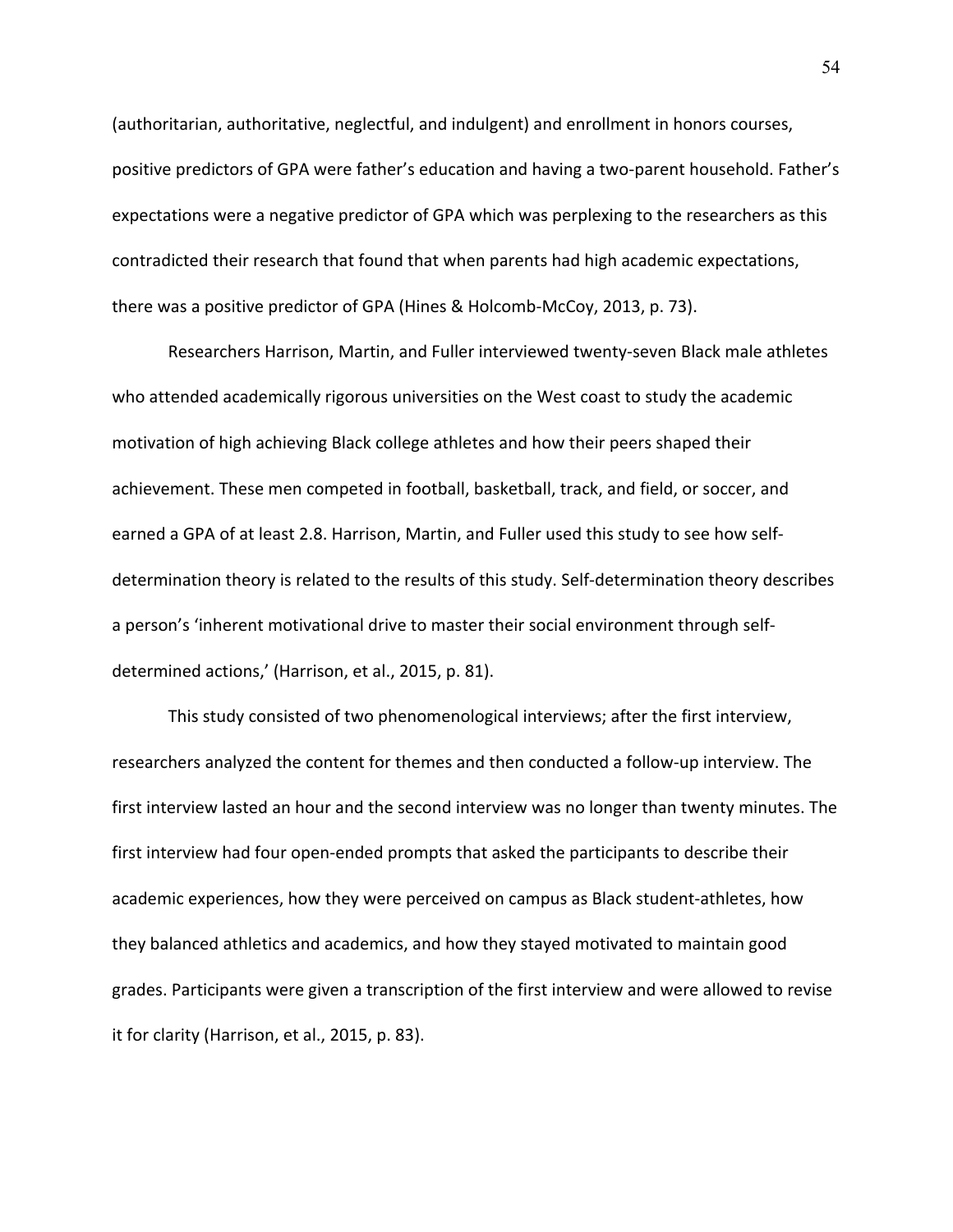(authoritarian, authoritative, neglectful, and indulgent) and enrollment in honors courses, positive predictors of GPA were father's education and having a two-parent household. Father's expectations were a negative predictor of GPA which was perplexing to the researchers as this contradicted their research that found that when parents had high academic expectations, there was a positive predictor of GPA (Hines & Holcomb-McCoy, 2013, p. 73).

Researchers Harrison, Martin, and Fuller interviewed twenty-seven Black male athletes who attended academically rigorous universities on the West coast to study the academic motivation of high achieving Black college athletes and how their peers shaped their achievement. These men competed in football, basketball, track, and field, or soccer, and earned a GPA of at least 2.8. Harrison, Martin, and Fuller used this study to see how self-determination theory is related to the results of this study. Self-determination theory describes a person's 'inherent motivational drive to master their social environment through self-determined actions,' (Harrison, et al., 2015, p. 81).

This study consisted of two phenomenological interviews; after the first interview, researchers analyzed the content for themes and then conducted a follow-up interview. The first interview lasted an hour and the second interview was no longer than twenty minutes. The first interview had four open-ended prompts that asked the participants to describe their academic experiences, how they were perceived on campus as Black student-athletes, how they balanced athletics and academics, and how they stayed motivated to maintain good grades. Participants were given a transcription of the first interview and were allowed to revise it for clarity (Harrison, et al., 2015, p. 83).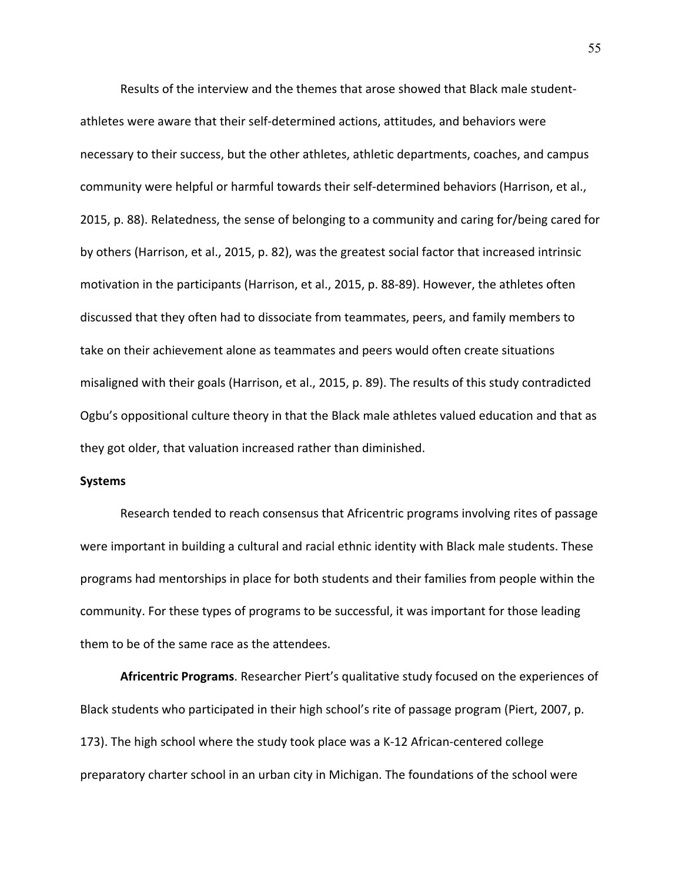Results of the interview and the themes that arose showed that Black male student-athletes were aware that their self-determined actions, attitudes, and behaviors were necessary to their success, but the other athletes, athletic departments, coaches, and campus community were helpful or harmful towards their self-determined behaviors (Harrison, et al., 2015, p. 88). Relatedness, the sense of belonging to a community and caring for/being cared for by others (Harrison, et al., 2015, p. 82), was the greatest social factor that increased intrinsic motivation in the participants (Harrison, et al., 2015, p. 88-89). However, the athletes often discussed that they often had to dissociate from teammates, peers, and family members to take on their achievement alone as teammates and peers would often create situations misaligned with their goals (Harrison, et al., 2015, p. 89). The results of this study contradicted Ogbu's oppositional culture theory in that the Black male athletes valued education and that as they got older, that valuation increased rather than diminished.

**Systems**

Research tended to reach consensus that Africentric programs involving rites of passage were important in building a cultural and racial ethnic identity with Black male students. These programs had mentorships in place for both students and their families from people within the community. For these types of programs to be successful, it was important for those leading them to be of the same race as the attendees.

**Africentric Programs**. Researcher Piert's qualitative study focused on the experiences of Black students who participated in their high school's rite of passage program (Piert, 2007, p. 173). The high school where the study took place was a K-12 African-centered college preparatory charter school in an urban city in Michigan. The foundations of the school were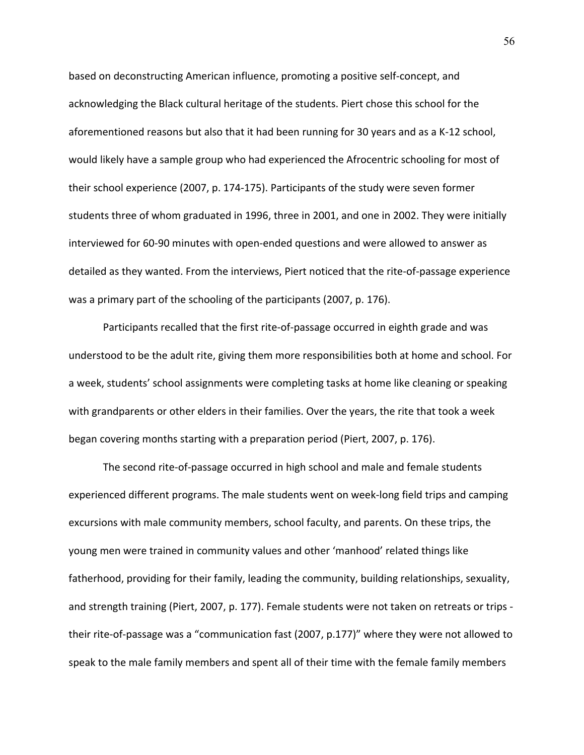based on deconstructing American influence, promoting a positive self-concept, and acknowledging the Black cultural heritage of the students. Piert chose this school for the aforementioned reasons but also that it had been running for 30 years and as a K-12 school, would likely have a sample group who had experienced the Afrocentric schooling for most of their school experience (2007, p. 174-175). Participants of the study were seven former students three of whom graduated in 1996, three in 2001, and one in 2002. They were initially interviewed for 60-90 minutes with open-ended questions and were allowed to answer as detailed as they wanted. From the interviews, Piert noticed that the rite-of-passage experience was a primary part of the schooling of the participants (2007, p. 176).

Participants recalled that the first rite-of-passage occurred in eighth grade and was understood to be the adult rite, giving them more responsibilities both at home and school. For a week, students' school assignments were completing tasks at home like cleaning or speaking with grandparents or other elders in their families. Over the years, the rite that took a week began covering months starting with a preparation period (Piert, 2007, p. 176).

The second rite-of-passage occurred in high school and male and female students experienced different programs. The male students went on week-long field trips and camping excursions with male community members, school faculty, and parents. On these trips, the young men were trained in community values and other 'manhood' related things like fatherhood, providing for their family, leading the community, building relationships, sexuality, and strength training (Piert, 2007, p. 177). Female students were not taken on retreats or trips - their rite-of-passage was a "communication fast (2007, p.177)" where they were not allowed to speak to the male family members and spent all of their time with the female family members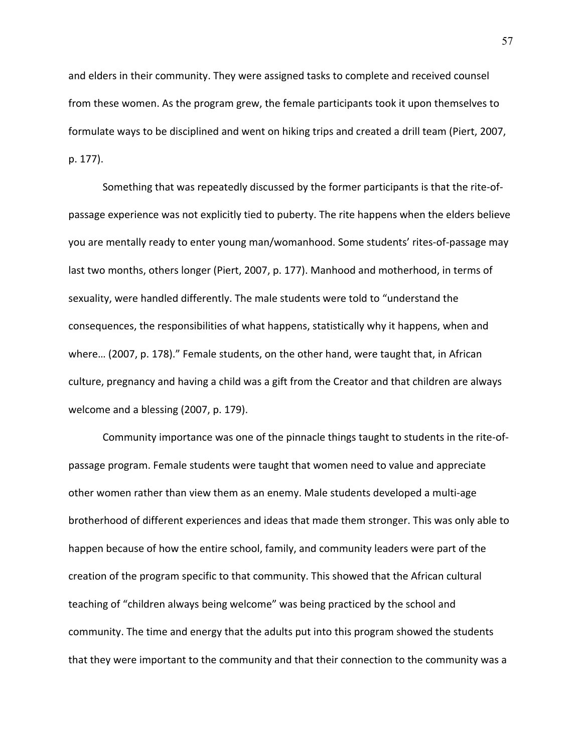and elders in their community. They were assigned tasks to complete and received counsel from these women. As the program grew, the female participants took it upon themselves to formulate ways to be disciplined and went on hiking trips and created a drill team (Piert, 2007, p. 177).

Something that was repeatedly discussed by the former participants is that the rite-of-passage experience was not explicitly tied to puberty. The rite happens when the elders believe you are mentally ready to enter young man/womanhood. Some students' rites-of-passage may last two months, others longer (Piert, 2007, p. 177). Manhood and motherhood, in terms of sexuality, were handled differently. The male students were told to "understand the consequences, the responsibilities of what happens, statistically why it happens, when and where… (2007, p. 178)." Female students, on the other hand, were taught that, in African culture, pregnancy and having a child was a gift from the Creator and that children are always welcome and a blessing (2007, p. 179).

Community importance was one of the pinnacle things taught to students in the rite-of-passage program. Female students were taught that women need to value and appreciate other women rather than view them as an enemy. Male students developed a multi-age brotherhood of different experiences and ideas that made them stronger. This was only able to happen because of how the entire school, family, and community leaders were part of the creation of the program specific to that community. This showed that the African cultural teaching of "children always being welcome" was being practiced by the school and community. The time and energy that the adults put into this program showed the students that they were important to the community and that their connection to the community was a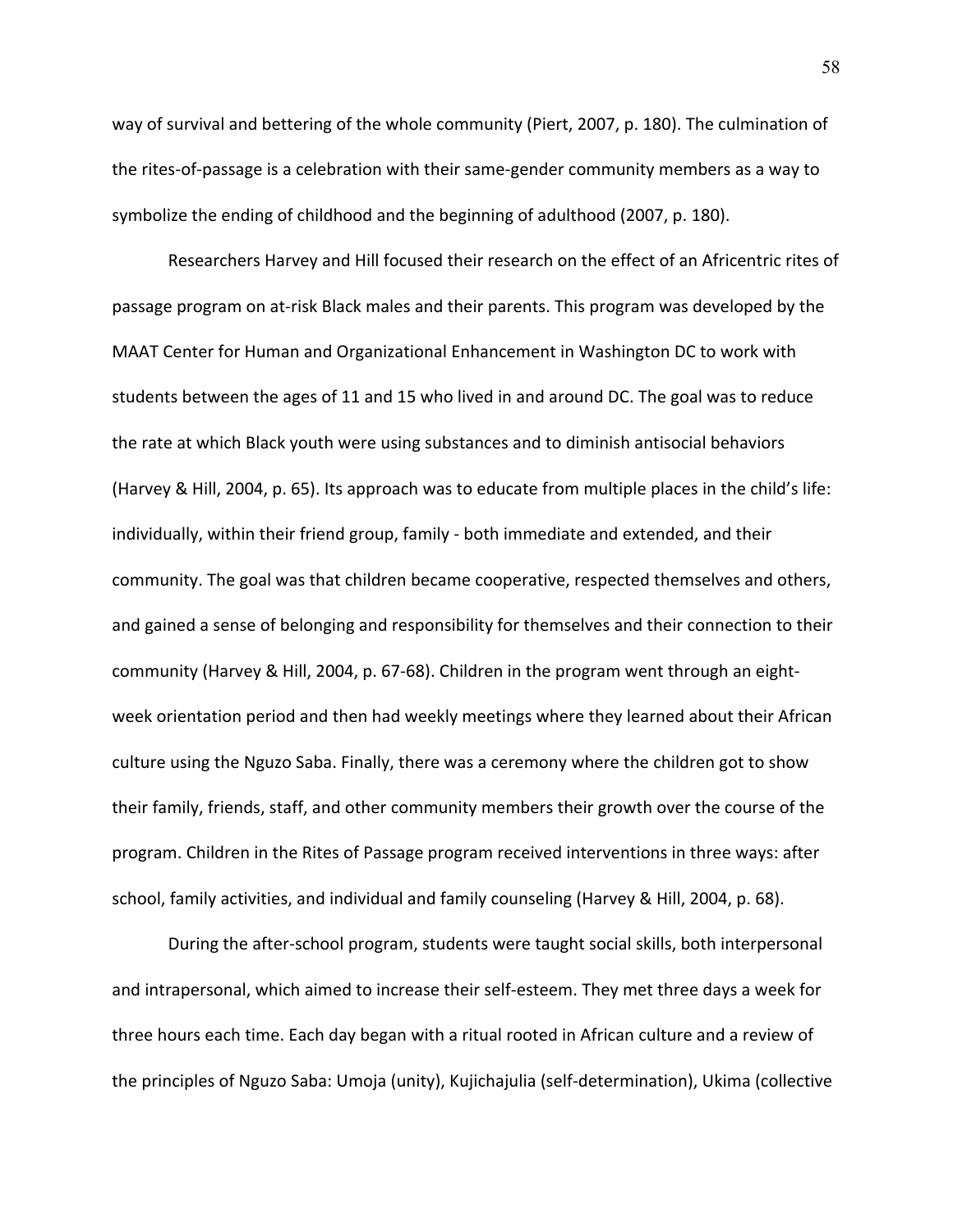way of survival and bettering of the whole community (Piert, 2007, p. 180). The culmination of the rites-of-passage is a celebration with their same-gender community members as a way to symbolize the ending of childhood and the beginning of adulthood (2007, p. 180).

Researchers Harvey and Hill focused their research on the effect of an Africentric rites of passage program on at-risk Black males and their parents. This program was developed by the MAAT Center for Human and Organizational Enhancement in Washington DC to work with students between the ages of 11 and 15 who lived in and around DC. The goal was to reduce the rate at which Black youth were using substances and to diminish antisocial behaviors (Harvey & Hill, 2004, p. 65). Its approach was to educate from multiple places in the child's life: individually, within their friend group, family - both immediate and extended, and their community. The goal was that children became cooperative, respected themselves and others, and gained a sense of belonging and responsibility for themselves and their connection to their community (Harvey & Hill, 2004, p. 67-68). Children in the program went through an eight-week orientation period and then had weekly meetings where they learned about their African culture using the Nguzo Saba. Finally, there was a ceremony where the children got to show their family, friends, staff, and other community members their growth over the course of the program. Children in the Rites of Passage program received interventions in three ways: after school, family activities, and individual and family counseling (Harvey & Hill, 2004, p. 68).

During the after-school program, students were taught social skills, both interpersonal and intrapersonal, which aimed to increase their self-esteem. They met three days a week for three hours each time. Each day began with a ritual rooted in African culture and a review of the principles of Nguzo Saba: Umoja (unity), Kujichajulia (self-determination), Ukima (collective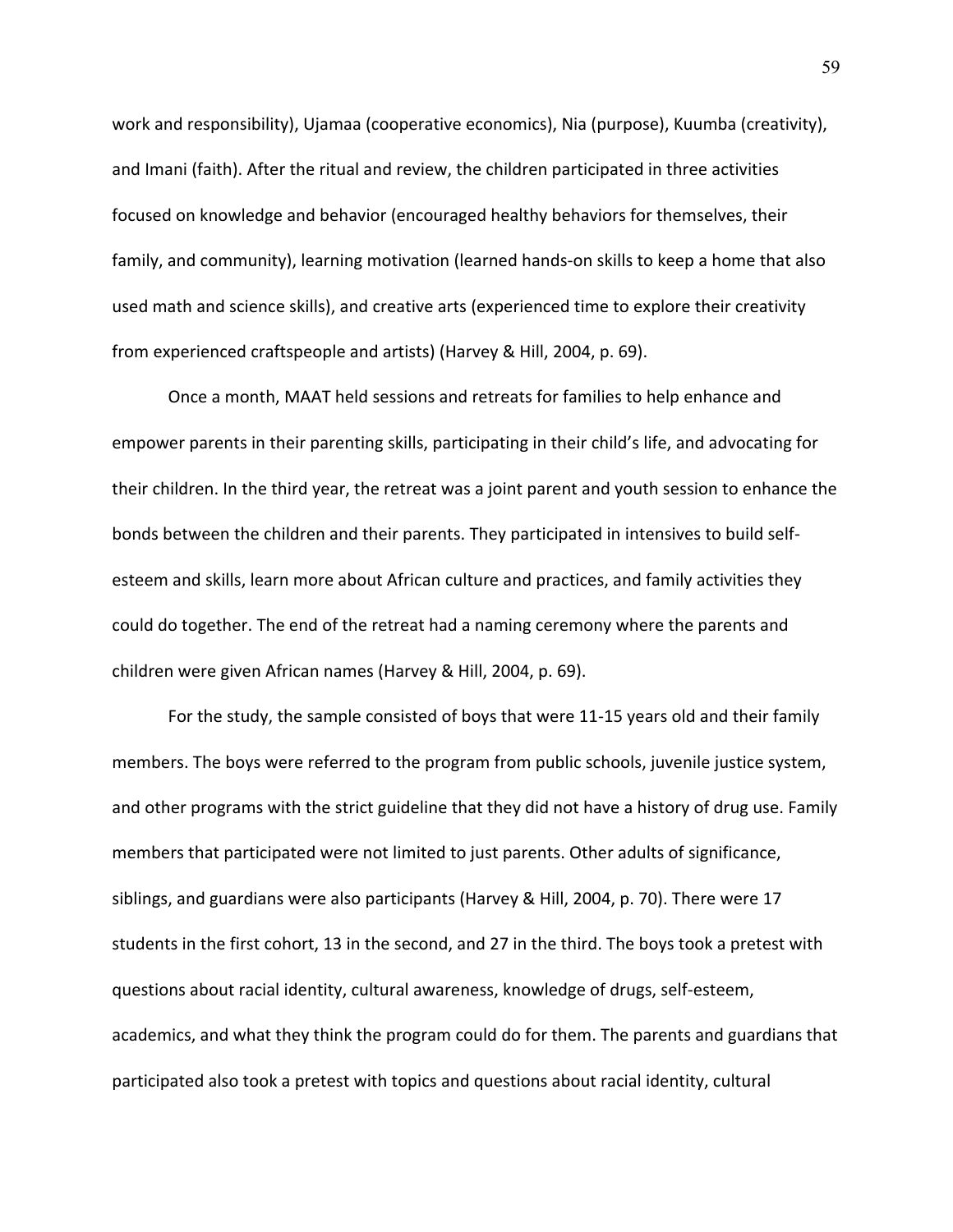work and responsibility), Ujamaa (cooperative economics), Nia (purpose), Kuumba (creativity), and Imani (faith). After the ritual and review, the children participated in three activities focused on knowledge and behavior (encouraged healthy behaviors for themselves, their family, and community), learning motivation (learned hands-on skills to keep a home that also used math and science skills), and creative arts (experienced time to explore their creativity from experienced craftspeople and artists) (Harvey & Hill, 2004, p. 69).

Once a month, MAAT held sessions and retreats for families to help enhance and empower parents in their parenting skills, participating in their child's life, and advocating for their children. In the third year, the retreat was a joint parent and youth session to enhance the bonds between the children and their parents. They participated in intensives to build self-esteem and skills, learn more about African culture and practices, and family activities they could do together. The end of the retreat had a naming ceremony where the parents and children were given African names (Harvey & Hill, 2004, p. 69).

For the study, the sample consisted of boys that were 11-15 years old and their family members. The boys were referred to the program from public schools, juvenile justice system, and other programs with the strict guideline that they did not have a history of drug use. Family members that participated were not limited to just parents. Other adults of significance, siblings, and guardians were also participants (Harvey & Hill, 2004, p. 70). There were 17 students in the first cohort, 13 in the second, and 27 in the third. The boys took a pretest with questions about racial identity, cultural awareness, knowledge of drugs, self-esteem, academics, and what they think the program could do for them. The parents and guardians that participated also took a pretest with topics and questions about racial identity, cultural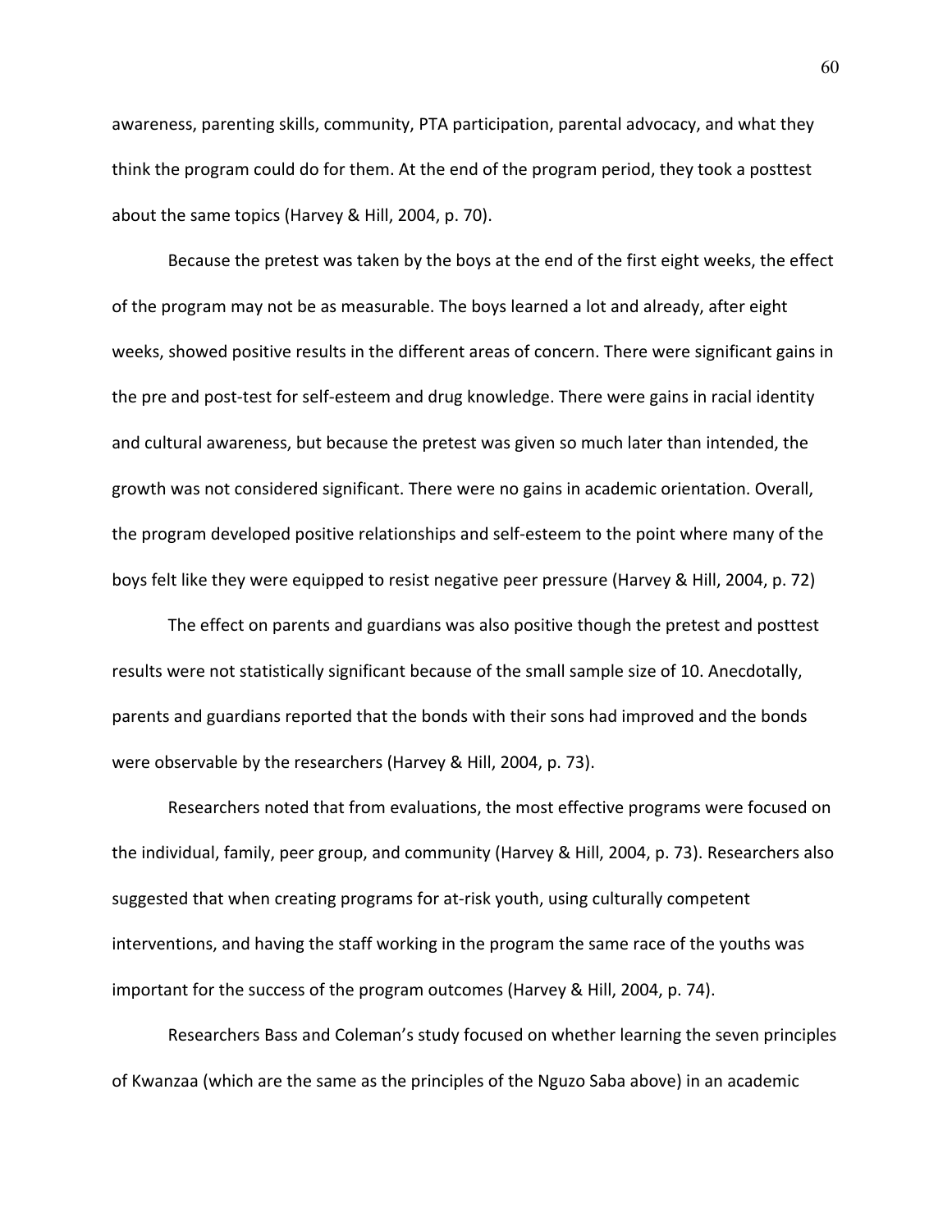awareness, parenting skills, community, PTA participation, parental advocacy, and what they think the program could do for them. At the end of the program period, they took a posttest about the same topics (Harvey & Hill, 2004, p. 70).

Because the pretest was taken by the boys at the end of the first eight weeks, the effect of the program may not be as measurable. The boys learned a lot and already, after eight weeks, showed positive results in the different areas of concern. There were significant gains in the pre and post-test for self-esteem and drug knowledge. There were gains in racial identity and cultural awareness, but because the pretest was given so much later than intended, the growth was not considered significant. There were no gains in academic orientation. Overall, the program developed positive relationships and self-esteem to the point where many of the boys felt like they were equipped to resist negative peer pressure (Harvey & Hill, 2004, p. 72)

The effect on parents and guardians was also positive though the pretest and posttest results were not statistically significant because of the small sample size of 10. Anecdotally, parents and guardians reported that the bonds with their sons had improved and the bonds were observable by the researchers (Harvey & Hill, 2004, p. 73).

Researchers noted that from evaluations, the most effective programs were focused on the individual, family, peer group, and community (Harvey & Hill, 2004, p. 73). Researchers also suggested that when creating programs for at-risk youth, using culturally competent interventions, and having the staff working in the program the same race of the youths was important for the success of the program outcomes (Harvey & Hill, 2004, p. 74).

Researchers Bass and Coleman's study focused on whether learning the seven principles of Kwanzaa (which are the same as the principles of the Nguzo Saba above) in an academic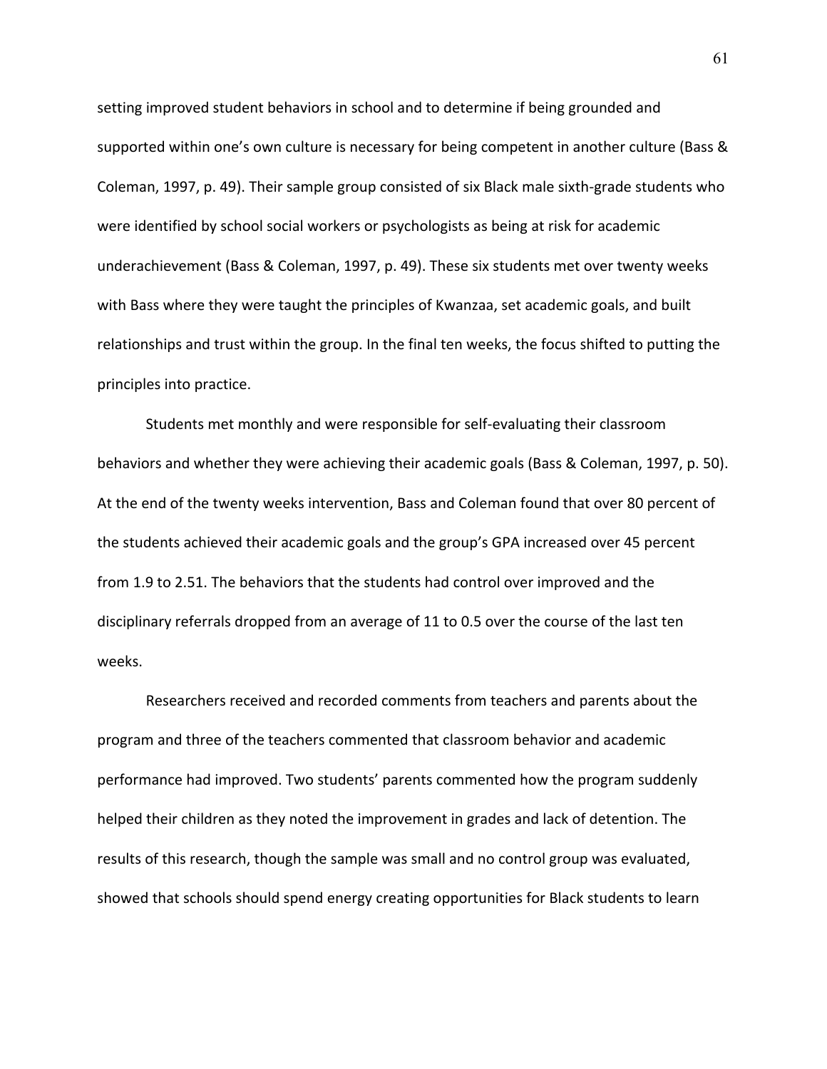setting improved student behaviors in school and to determine if being grounded and supported within one's own culture is necessary for being competent in another culture (Bass & Coleman, 1997, p. 49). Their sample group consisted of six Black male sixth-grade students who were identified by school social workers or psychologists as being at risk for academic underachievement (Bass & Coleman, 1997, p. 49). These six students met over twenty weeks with Bass where they were taught the principles of Kwanzaa, set academic goals, and built relationships and trust within the group. In the final ten weeks, the focus shifted to putting the principles into practice.

Students met monthly and were responsible for self-evaluating their classroom behaviors and whether they were achieving their academic goals (Bass & Coleman, 1997, p. 50). At the end of the twenty weeks intervention, Bass and Coleman found that over 80 percent of the students achieved their academic goals and the group's GPA increased over 45 percent from 1.9 to 2.51. The behaviors that the students had control over improved and the disciplinary referrals dropped from an average of 11 to 0.5 over the course of the last ten weeks.

Researchers received and recorded comments from teachers and parents about the program and three of the teachers commented that classroom behavior and academic performance had improved. Two students' parents commented how the program suddenly helped their children as they noted the improvement in grades and lack of detention. The results of this research, though the sample was small and no control group was evaluated, showed that schools should spend energy creating opportunities for Black students to learn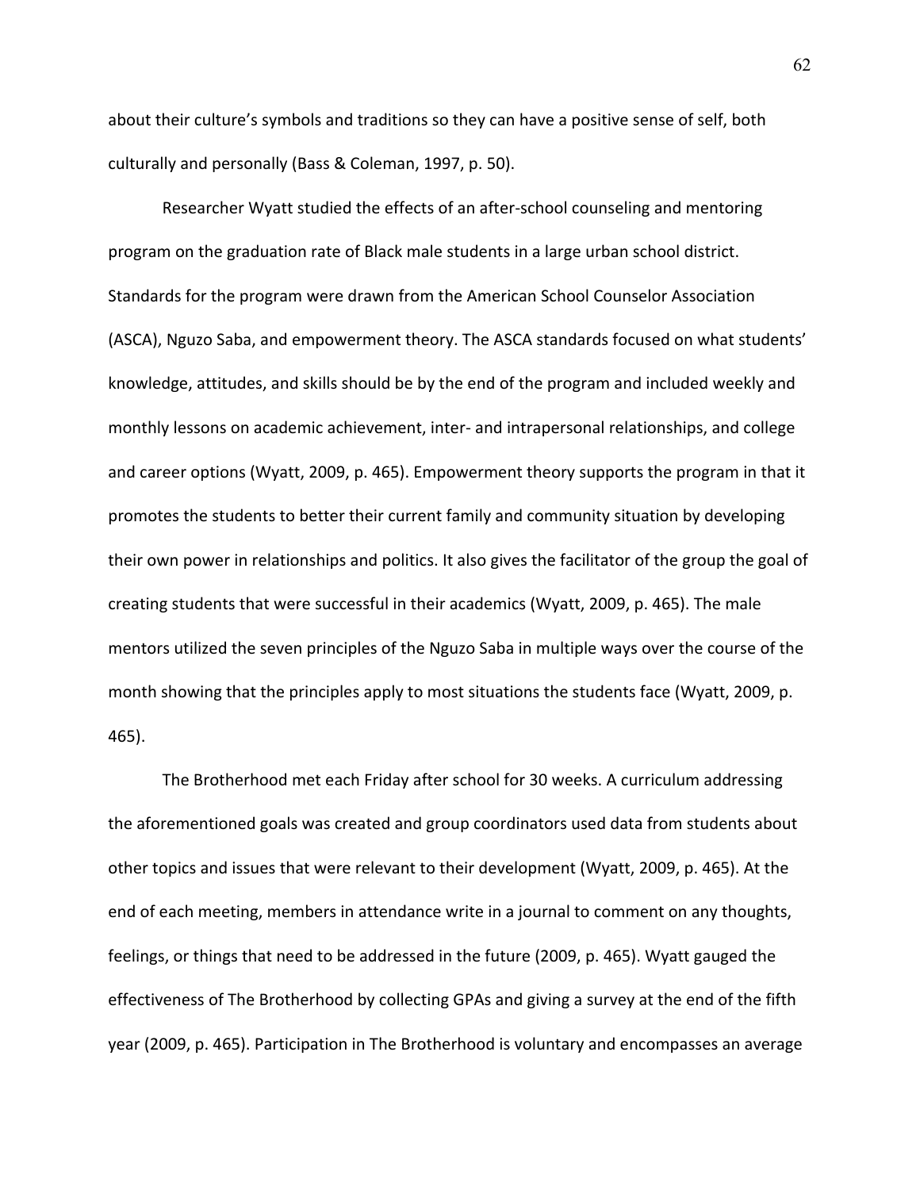about their culture's symbols and traditions so they can have a positive sense of self, both culturally and personally (Bass & Coleman, 1997, p. 50).

Researcher Wyatt studied the effects of an after-school counseling and mentoring program on the graduation rate of Black male students in a large urban school district. Standards for the program were drawn from the American School Counselor Association (ASCA), Nguzo Saba, and empowerment theory. The ASCA standards focused on what students' knowledge, attitudes, and skills should be by the end of the program and included weekly and monthly lessons on academic achievement, inter- and intrapersonal relationships, and college and career options (Wyatt, 2009, p. 465). Empowerment theory supports the program in that it promotes the students to better their current family and community situation by developing their own power in relationships and politics. It also gives the facilitator of the group the goal of creating students that were successful in their academics (Wyatt, 2009, p. 465). The male mentors utilized the seven principles of the Nguzo Saba in multiple ways over the course of the month showing that the principles apply to most situations the students face (Wyatt, 2009, p. 465).

The Brotherhood met each Friday after school for 30 weeks. A curriculum addressing the aforementioned goals was created and group coordinators used data from students about other topics and issues that were relevant to their development (Wyatt, 2009, p. 465). At the end of each meeting, members in attendance write in a journal to comment on any thoughts, feelings, or things that need to be addressed in the future (2009, p. 465). Wyatt gauged the effectiveness of The Brotherhood by collecting GPAs and giving a survey at the end of the fifth year (2009, p. 465). Participation in The Brotherhood is voluntary and encompasses an average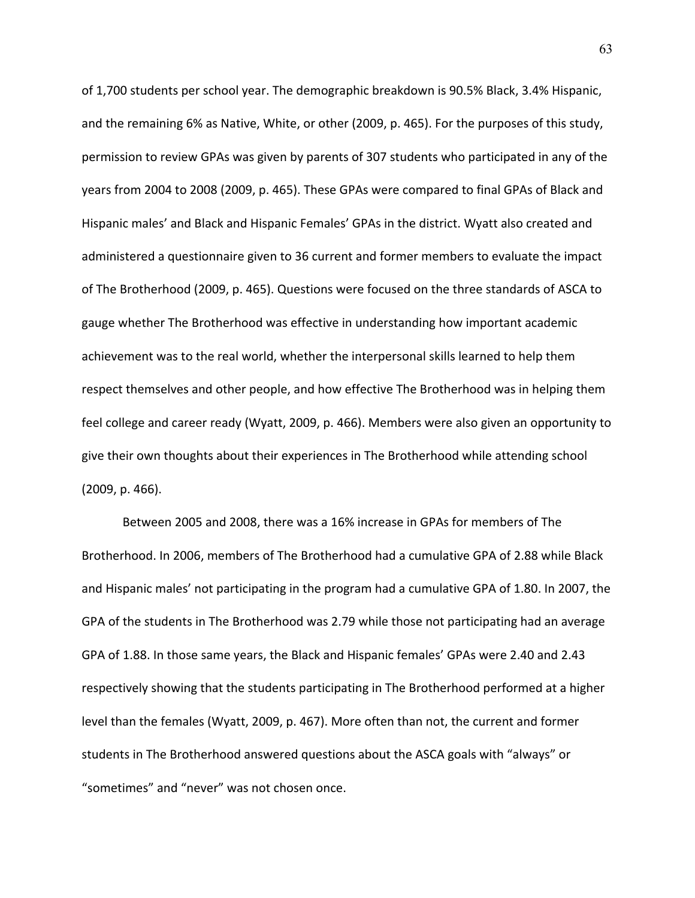of 1,700 students per school year. The demographic breakdown is 90.5% Black, 3.4% Hispanic, and the remaining 6% as Native, White, or other (2009, p. 465). For the purposes of this study, permission to review GPAs was given by parents of 307 students who participated in any of the years from 2004 to 2008 (2009, p. 465). These GPAs were compared to final GPAs of Black and Hispanic males' and Black and Hispanic Females' GPAs in the district. Wyatt also created and administered a questionnaire given to 36 current and former members to evaluate the impact of The Brotherhood (2009, p. 465). Questions were focused on the three standards of ASCA to gauge whether The Brotherhood was effective in understanding how important academic achievement was to the real world, whether the interpersonal skills learned to help them respect themselves and other people, and how effective The Brotherhood was in helping them feel college and career ready (Wyatt, 2009, p. 466). Members were also given an opportunity to give their own thoughts about their experiences in The Brotherhood while attending school (2009, p. 466).

Between 2005 and 2008, there was a 16% increase in GPAs for members of The Brotherhood. In 2006, members of The Brotherhood had a cumulative GPA of 2.88 while Black and Hispanic males' not participating in the program had a cumulative GPA of 1.80. In 2007, the GPA of the students in The Brotherhood was 2.79 while those not participating had an average GPA of 1.88. In those same years, the Black and Hispanic females' GPAs were 2.40 and 2.43 respectively showing that the students participating in The Brotherhood performed at a higher level than the females (Wyatt, 2009, p. 467). More often than not, the current and former students in The Brotherhood answered questions about the ASCA goals with "always" or "sometimes" and "never" was not chosen once.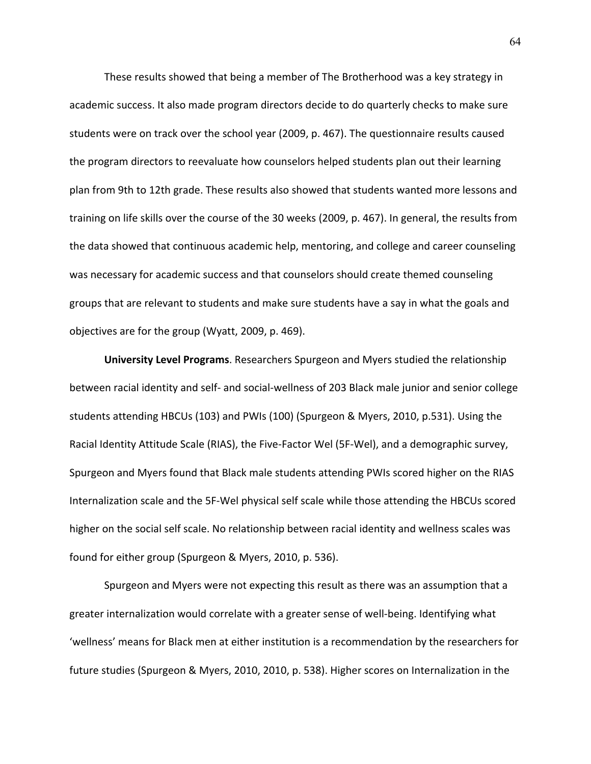These results showed that being a member of The Brotherhood was a key strategy in academic success. It also made program directors decide to do quarterly checks to make sure students were on track over the school year (2009, p. 467). The questionnaire results caused the program directors to reevaluate how counselors helped students plan out their learning plan from 9th to 12th grade. These results also showed that students wanted more lessons and training on life skills over the course of the 30 weeks (2009, p. 467). In general, the results from the data showed that continuous academic help, mentoring, and college and career counseling was necessary for academic success and that counselors should create themed counseling groups that are relevant to students and make sure students have a say in what the goals and objectives are for the group (Wyatt, 2009, p. 469).

**University Level Programs**. Researchers Spurgeon and Myers studied the relationship between racial identity and self- and social-wellness of 203 Black male junior and senior college students attending HBCUs (103) and PWIs (100) (Spurgeon & Myers, 2010, p.531). Using the Racial Identity Attitude Scale (RIAS), the Five-Factor Wel (5F-Wel), and a demographic survey, Spurgeon and Myers found that Black male students attending PWIs scored higher on the RIAS Internalization scale and the 5F-Wel physical self scale while those attending the HBCUs scored higher on the social self scale. No relationship between racial identity and wellness scales was found for either group (Spurgeon & Myers, 2010, p. 536).

Spurgeon and Myers were not expecting this result as there was an assumption that a greater internalization would correlate with a greater sense of well-being. Identifying what 'wellness' means for Black men at either institution is a recommendation by the researchers for future studies (Spurgeon & Myers, 2010, 2010, p. 538). Higher scores on Internalization in the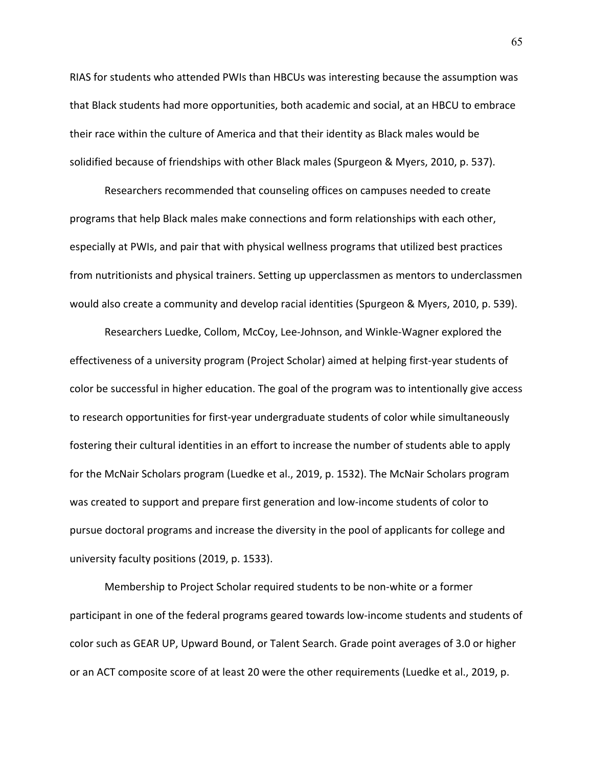RIAS for students who attended PWIs than HBCUs was interesting because the assumption was that Black students had more opportunities, both academic and social, at an HBCU to embrace their race within the culture of America and that their identity as Black males would be solidified because of friendships with other Black males (Spurgeon & Myers, 2010, p. 537).

Researchers recommended that counseling offices on campuses needed to create programs that help Black males make connections and form relationships with each other, especially at PWIs, and pair that with physical wellness programs that utilized best practices from nutritionists and physical trainers. Setting up upperclassmen as mentors to underclassmen would also create a community and develop racial identities (Spurgeon & Myers, 2010, p. 539).

Researchers Luedke, Collom, McCoy, Lee-Johnson, and Winkle-Wagner explored the effectiveness of a university program (Project Scholar) aimed at helping first-year students of color be successful in higher education. The goal of the program was to intentionally give access to research opportunities for first-year undergraduate students of color while simultaneously fostering their cultural identities in an effort to increase the number of students able to apply for the McNair Scholars program (Luedke et al., 2019, p. 1532). The McNair Scholars program was created to support and prepare first generation and low-income students of color to pursue doctoral programs and increase the diversity in the pool of applicants for college and university faculty positions (2019, p. 1533).

Membership to Project Scholar required students to be non-white or a former participant in one of the federal programs geared towards low-income students and students of color such as GEAR UP, Upward Bound, or Talent Search. Grade point averages of 3.0 or higher or an ACT composite score of at least 20 were the other requirements (Luedke et al., 2019, p.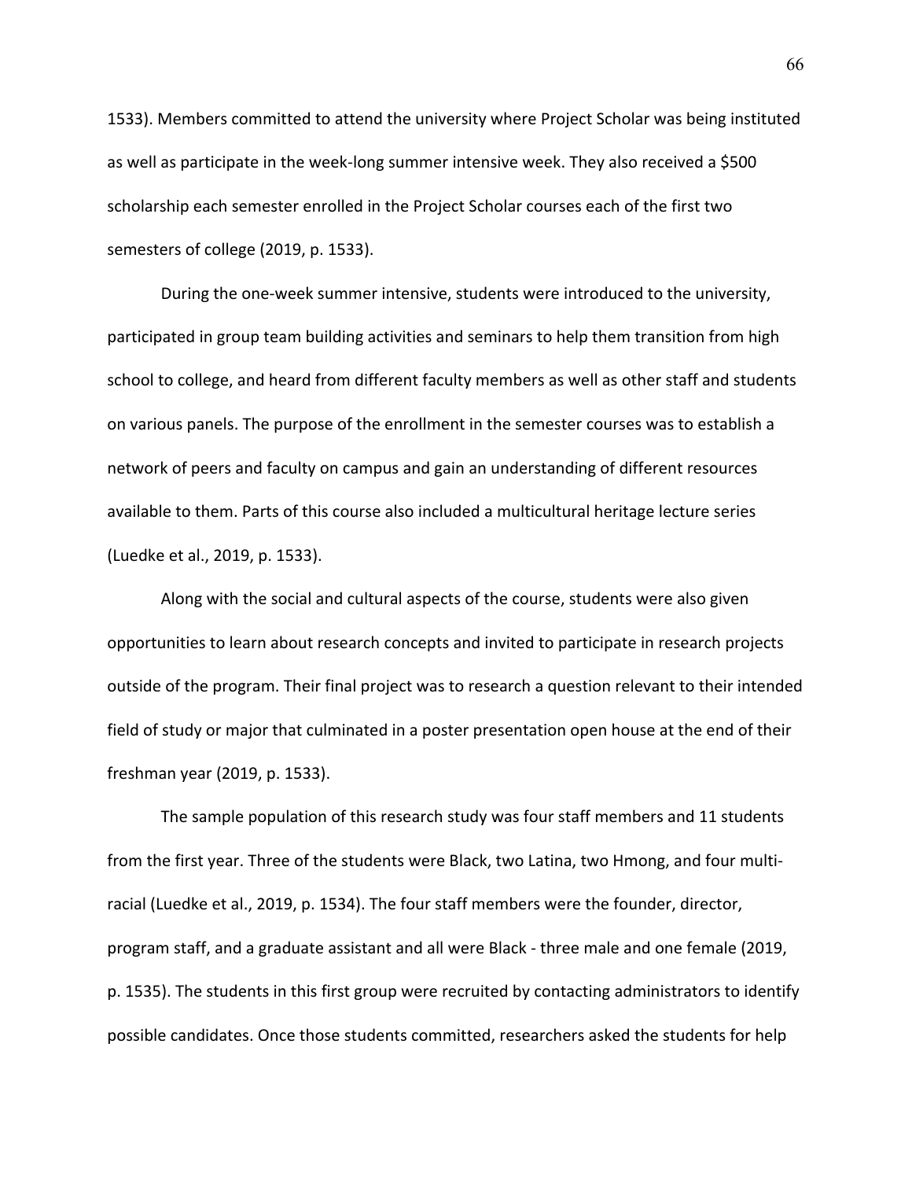1533). Members committed to attend the university where Project Scholar was being instituted as well as participate in the week-long summer intensive week. They also received a $500 scholarship each semester enrolled in the Project Scholar courses each of the first two semesters of college (2019, p. 1533).

During the one-week summer intensive, students were introduced to the university, participated in group team building activities and seminars to help them transition from high school to college, and heard from different faculty members as well as other staff and students on various panels. The purpose of the enrollment in the semester courses was to establish a network of peers and faculty on campus and gain an understanding of different resources available to them. Parts of this course also included a multicultural heritage lecture series (Luedke et al., 2019, p. 1533).

Along with the social and cultural aspects of the course, students were also given opportunities to learn about research concepts and invited to participate in research projects outside of the program. Their final project was to research a question relevant to their intended field of study or major that culminated in a poster presentation open house at the end of their freshman year (2019, p. 1533).

The sample population of this research study was four staff members and 11 students from the first year. Three of the students were Black, two Latina, two Hmong, and four multi-racial (Luedke et al., 2019, p. 1534). The four staff members were the founder, director, program staff, and a graduate assistant and all were Black - three male and one female (2019, p. 1535). The students in this first group were recruited by contacting administrators to identify possible candidates. Once those students committed, researchers asked the students for help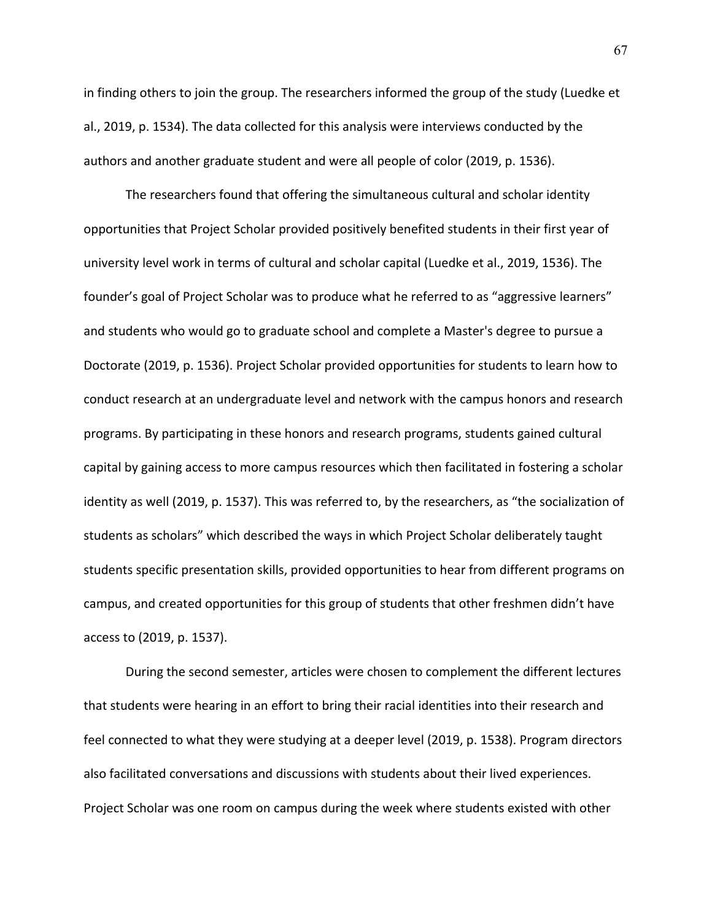in finding others to join the group. The researchers informed the group of the study (Luedke et al., 2019, p. 1534). The data collected for this analysis were interviews conducted by the authors and another graduate student and were all people of color (2019, p. 1536).

The researchers found that offering the simultaneous cultural and scholar identity opportunities that Project Scholar provided positively benefited students in their first year of university level work in terms of cultural and scholar capital (Luedke et al., 2019, 1536). The founder's goal of Project Scholar was to produce what he referred to as "aggressive learners" and students who would go to graduate school and complete a Master's degree to pursue a Doctorate (2019, p. 1536). Project Scholar provided opportunities for students to learn how to conduct research at an undergraduate level and network with the campus honors and research programs. By participating in these honors and research programs, students gained cultural capital by gaining access to more campus resources which then facilitated in fostering a scholar identity as well (2019, p. 1537). This was referred to, by the researchers, as "the socialization of students as scholars" which described the ways in which Project Scholar deliberately taught students specific presentation skills, provided opportunities to hear from different programs on campus, and created opportunities for this group of students that other freshmen didn't have access to (2019, p. 1537).

During the second semester, articles were chosen to complement the different lectures that students were hearing in an effort to bring their racial identities into their research and feel connected to what they were studying at a deeper level (2019, p. 1538). Program directors also facilitated conversations and discussions with students about their lived experiences. Project Scholar was one room on campus during the week where students existed with other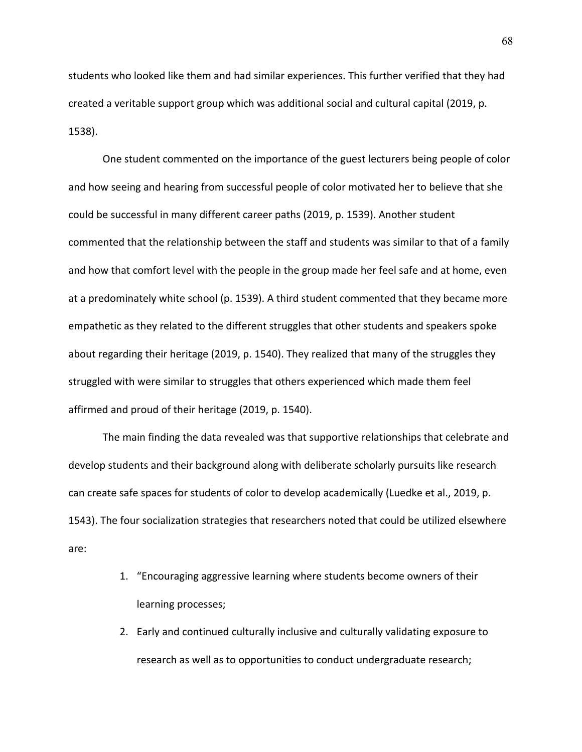students who looked like them and had similar experiences. This further verified that they had created a veritable support group which was additional social and cultural capital (2019, p. 1538).

One student commented on the importance of the guest lecturers being people of color and how seeing and hearing from successful people of color motivated her to believe that she could be successful in many different career paths (2019, p. 1539). Another student commented that the relationship between the staff and students was similar to that of a family and how that comfort level with the people in the group made her feel safe and at home, even at a predominately white school (p. 1539). A third student commented that they became more empathetic as they related to the different struggles that other students and speakers spoke about regarding their heritage (2019, p. 1540). They realized that many of the struggles they struggled with were similar to struggles that others experienced which made them feel affirmed and proud of their heritage (2019, p. 1540).

The main finding the data revealed was that supportive relationships that celebrate and develop students and their background along with deliberate scholarly pursuits like research can create safe spaces for students of color to develop academically (Luedke et al., 2019, p. 1543). The four socialization strategies that researchers noted that could be utilized elsewhere are:

1. "Encouraging aggressive learning where students become owners of their learning processes;
2. Early and continued culturally inclusive and culturally validating exposure to research as well as to opportunities to conduct undergraduate research;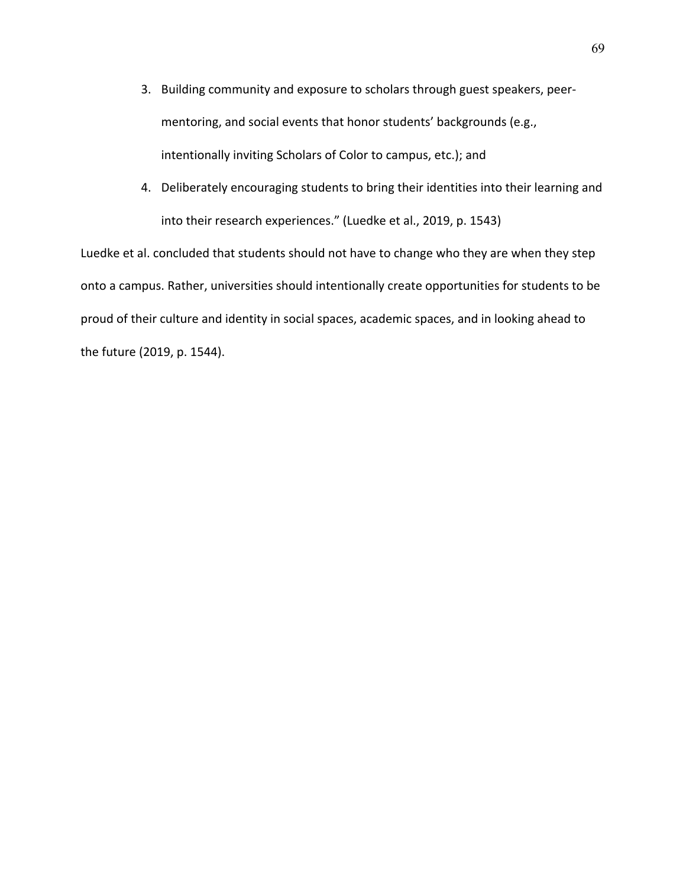3. Building community and exposure to scholars through guest speakers, peer-mentoring, and social events that honor students' backgrounds (e.g., intentionally inviting Scholars of Color to campus, etc.); and
4. Deliberately encouraging students to bring their identities into their learning and into their research experiences." (Luedke et al., 2019, p. 1543)

Luedke et al. concluded that students should not have to change who they are when they step onto a campus. Rather, universities should intentionally create opportunities for students to be proud of their culture and identity in social spaces, academic spaces, and in looking ahead to the future (2019, p. 1544).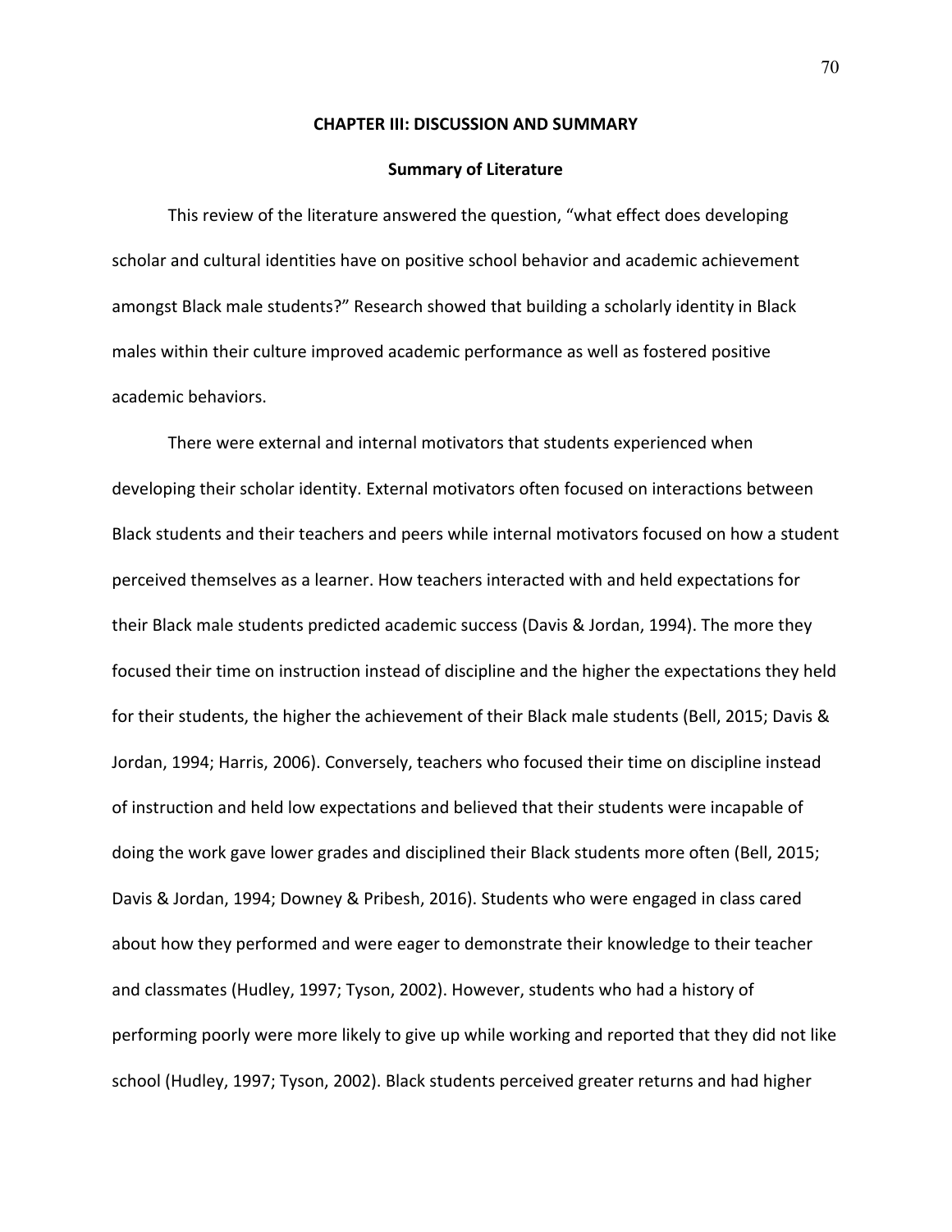# CHAPTER III: DISCUSSION AND SUMMARY

## Summary of Literature

This review of the literature answered the question, "what effect does developing scholar and cultural identities have on positive school behavior and academic achievement amongst Black male students?" Research showed that building a scholarly identity in Black males within their culture improved academic performance as well as fostered positive academic behaviors.

There were external and internal motivators that students experienced when developing their scholar identity. External motivators often focused on interactions between Black students and their teachers and peers while internal motivators focused on how a student perceived themselves as a learner. How teachers interacted with and held expectations for their Black male students predicted academic success (Davis & Jordan, 1994). The more they focused their time on instruction instead of discipline and the higher the expectations they held for their students, the higher the achievement of their Black male students (Bell, 2015; Davis & Jordan, 1994; Harris, 2006). Conversely, teachers who focused their time on discipline instead of instruction and held low expectations and believed that their students were incapable of doing the work gave lower grades and disciplined their Black students more often (Bell, 2015; Davis & Jordan, 1994; Downey & Pribesh, 2016). Students who were engaged in class cared about how they performed and were eager to demonstrate their knowledge to their teacher and classmates (Hudley, 1997; Tyson, 2002). However, students who had a history of performing poorly were more likely to give up while working and reported that they did not like school (Hudley, 1997; Tyson, 2002). Black students perceived greater returns and had higher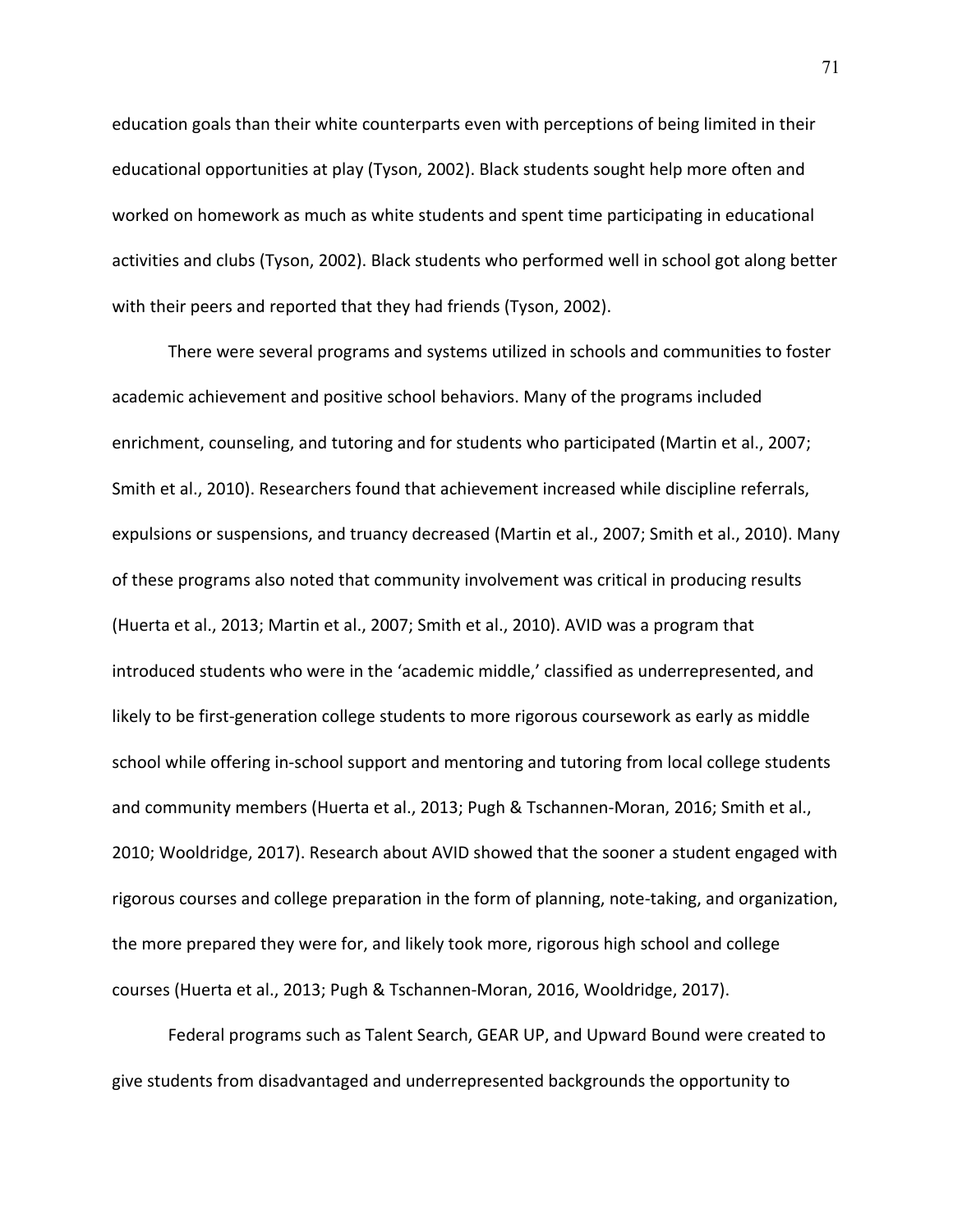education goals than their white counterparts even with perceptions of being limited in their educational opportunities at play (Tyson, 2002). Black students sought help more often and worked on homework as much as white students and spent time participating in educational activities and clubs (Tyson, 2002). Black students who performed well in school got along better with their peers and reported that they had friends (Tyson, 2002).

There were several programs and systems utilized in schools and communities to foster academic achievement and positive school behaviors. Many of the programs included enrichment, counseling, and tutoring and for students who participated (Martin et al., 2007; Smith et al., 2010). Researchers found that achievement increased while discipline referrals, expulsions or suspensions, and truancy decreased (Martin et al., 2007; Smith et al., 2010). Many of these programs also noted that community involvement was critical in producing results (Huerta et al., 2013; Martin et al., 2007; Smith et al., 2010). AVID was a program that introduced students who were in the 'academic middle,' classified as underrepresented, and likely to be first-generation college students to more rigorous coursework as early as middle school while offering in-school support and mentoring and tutoring from local college students and community members (Huerta et al., 2013; Pugh & Tschannen-Moran, 2016; Smith et al., 2010; Wooldridge, 2017). Research about AVID showed that the sooner a student engaged with rigorous courses and college preparation in the form of planning, note-taking, and organization, the more prepared they were for, and likely took more, rigorous high school and college courses (Huerta et al., 2013; Pugh & Tschannen-Moran, 2016, Wooldridge, 2017).

Federal programs such as Talent Search, GEAR UP, and Upward Bound were created to give students from disadvantaged and underrepresented backgrounds the opportunity to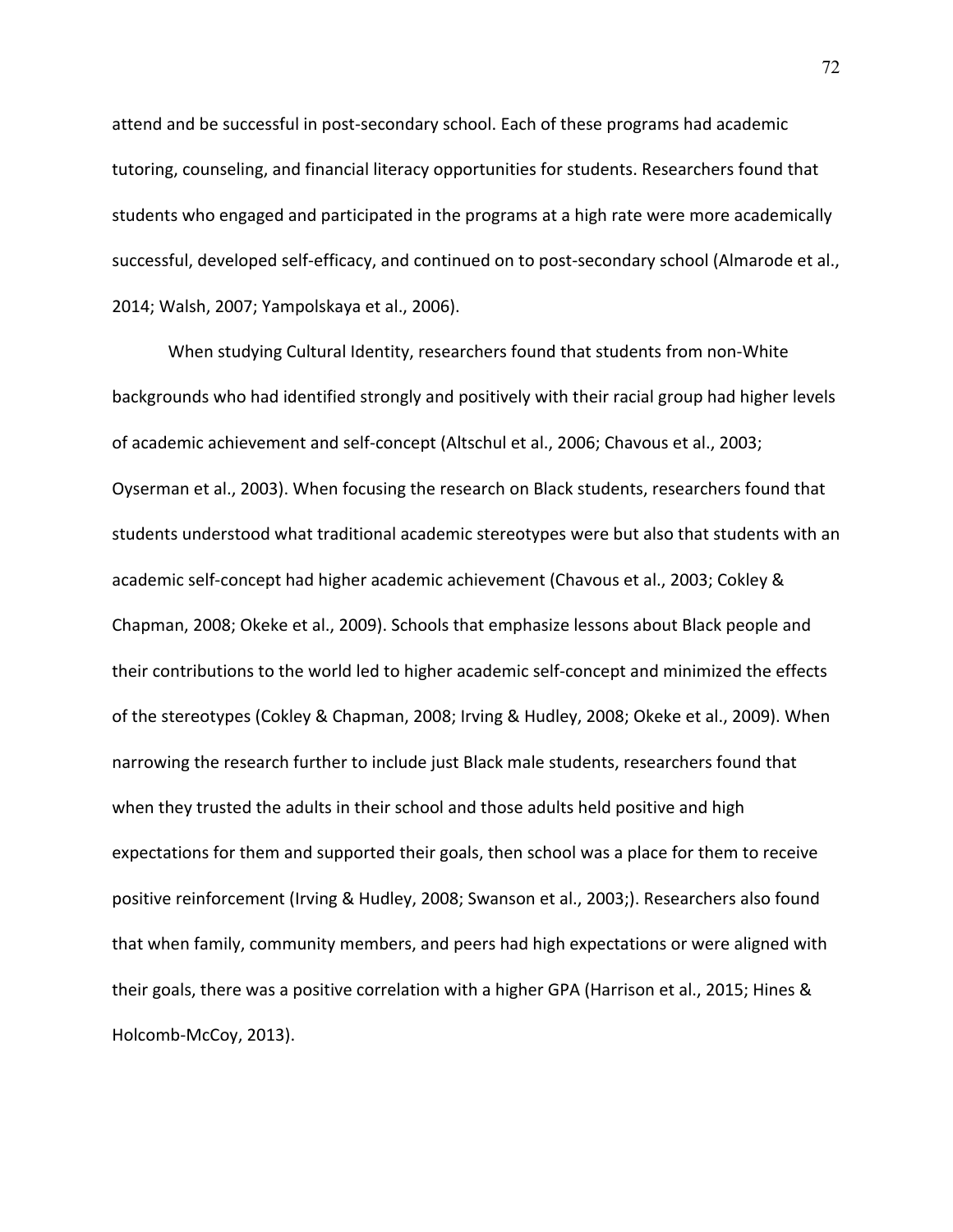attend and be successful in post-secondary school. Each of these programs had academic tutoring, counseling, and financial literacy opportunities for students. Researchers found that students who engaged and participated in the programs at a high rate were more academically successful, developed self-efficacy, and continued on to post-secondary school (Almarode et al., 2014; Walsh, 2007; Yampolskaya et al., 2006).

When studying Cultural Identity, researchers found that students from non-White backgrounds who had identified strongly and positively with their racial group had higher levels of academic achievement and self-concept (Altschul et al., 2006; Chavous et al., 2003; Oyserman et al., 2003). When focusing the research on Black students, researchers found that students understood what traditional academic stereotypes were but also that students with an academic self-concept had higher academic achievement (Chavous et al., 2003; Cokley & Chapman, 2008; Okeke et al., 2009). Schools that emphasize lessons about Black people and their contributions to the world led to higher academic self-concept and minimized the effects of the stereotypes (Cokley & Chapman, 2008; Irving & Hudley, 2008; Okeke et al., 2009). When narrowing the research further to include just Black male students, researchers found that when they trusted the adults in their school and those adults held positive and high expectations for them and supported their goals, then school was a place for them to receive positive reinforcement (Irving & Hudley, 2008; Swanson et al., 2003;). Researchers also found that when family, community members, and peers had high expectations or were aligned with their goals, there was a positive correlation with a higher GPA (Harrison et al., 2015; Hines & Holcomb-McCoy, 2013).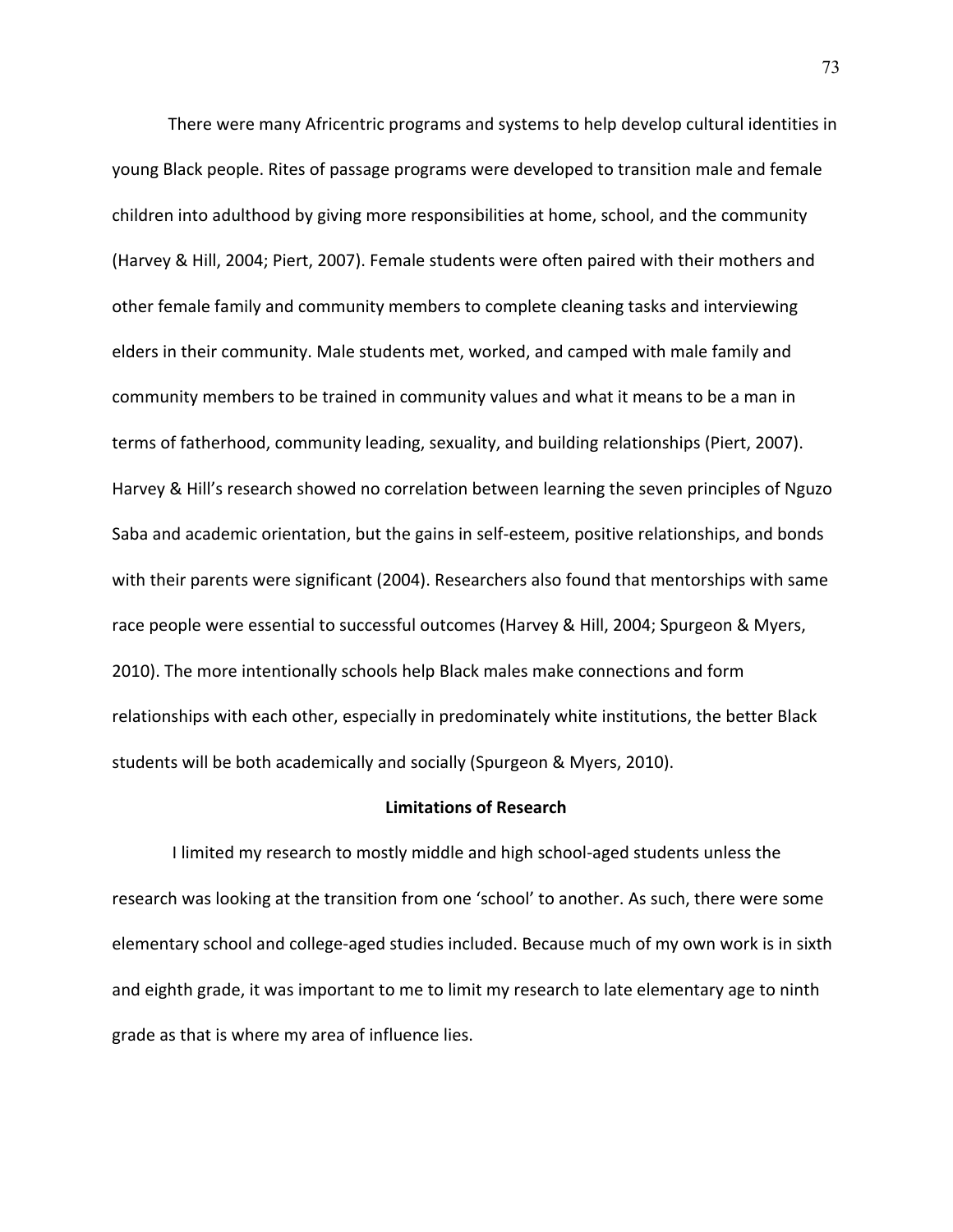There were many Africentric programs and systems to help develop cultural identities in young Black people. Rites of passage programs were developed to transition male and female children into adulthood by giving more responsibilities at home, school, and the community (Harvey & Hill, 2004; Piert, 2007). Female students were often paired with their mothers and other female family and community members to complete cleaning tasks and interviewing elders in their community. Male students met, worked, and camped with male family and community members to be trained in community values and what it means to be a man in terms of fatherhood, community leading, sexuality, and building relationships (Piert, 2007). Harvey & Hill's research showed no correlation between learning the seven principles of Nguzo Saba and academic orientation, but the gains in self-esteem, positive relationships, and bonds with their parents were significant (2004). Researchers also found that mentorships with same race people were essential to successful outcomes (Harvey & Hill, 2004; Spurgeon & Myers, 2010). The more intentionally schools help Black males make connections and form relationships with each other, especially in predominately white institutions, the better Black students will be both academically and socially (Spurgeon & Myers, 2010).

## Limitations of Research

I limited my research to mostly middle and high school-aged students unless the research was looking at the transition from one 'school' to another. As such, there were some elementary school and college-aged studies included. Because much of my own work is in sixth and eighth grade, it was important to me to limit my research to late elementary age to ninth grade as that is where my area of influence lies.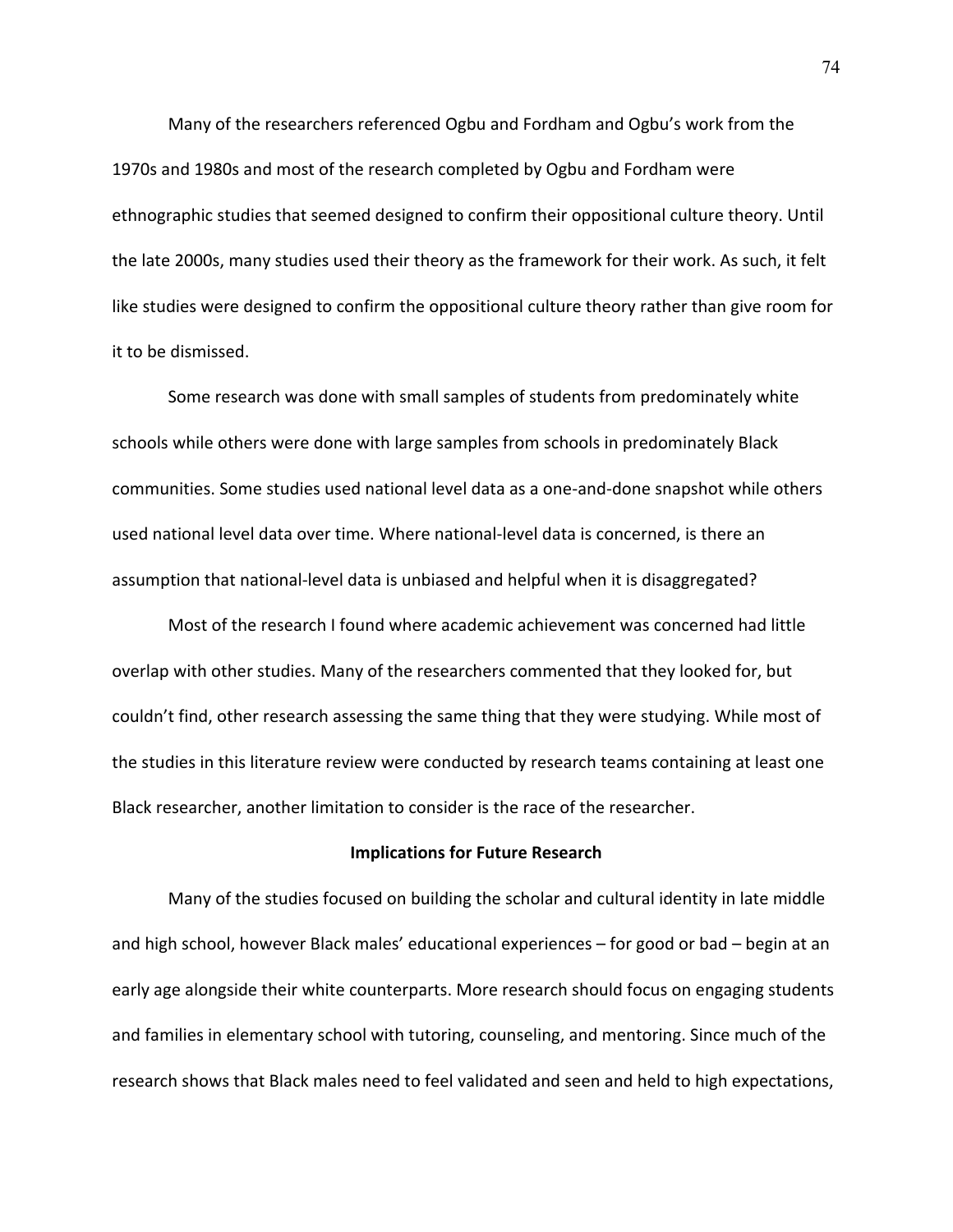Many of the researchers referenced Ogbu and Fordham and Ogbu's work from the 1970s and 1980s and most of the research completed by Ogbu and Fordham were ethnographic studies that seemed designed to confirm their oppositional culture theory. Until the late 2000s, many studies used their theory as the framework for their work. As such, it felt like studies were designed to confirm the oppositional culture theory rather than give room for it to be dismissed.

Some research was done with small samples of students from predominately white schools while others were done with large samples from schools in predominately Black communities. Some studies used national level data as a one-and-done snapshot while others used national level data over time. Where national-level data is concerned, is there an assumption that national-level data is unbiased and helpful when it is disaggregated?

Most of the research I found where academic achievement was concerned had little overlap with other studies. Many of the researchers commented that they looked for, but couldn't find, other research assessing the same thing that they were studying. While most of the studies in this literature review were conducted by research teams containing at least one Black researcher, another limitation to consider is the race of the researcher.

## Implications for Future Research

Many of the studies focused on building the scholar and cultural identity in late middle and high school, however Black males' educational experiences – for good or bad – begin at an early age alongside their white counterparts. More research should focus on engaging students and families in elementary school with tutoring, counseling, and mentoring. Since much of the research shows that Black males need to feel validated and seen and held to high expectations,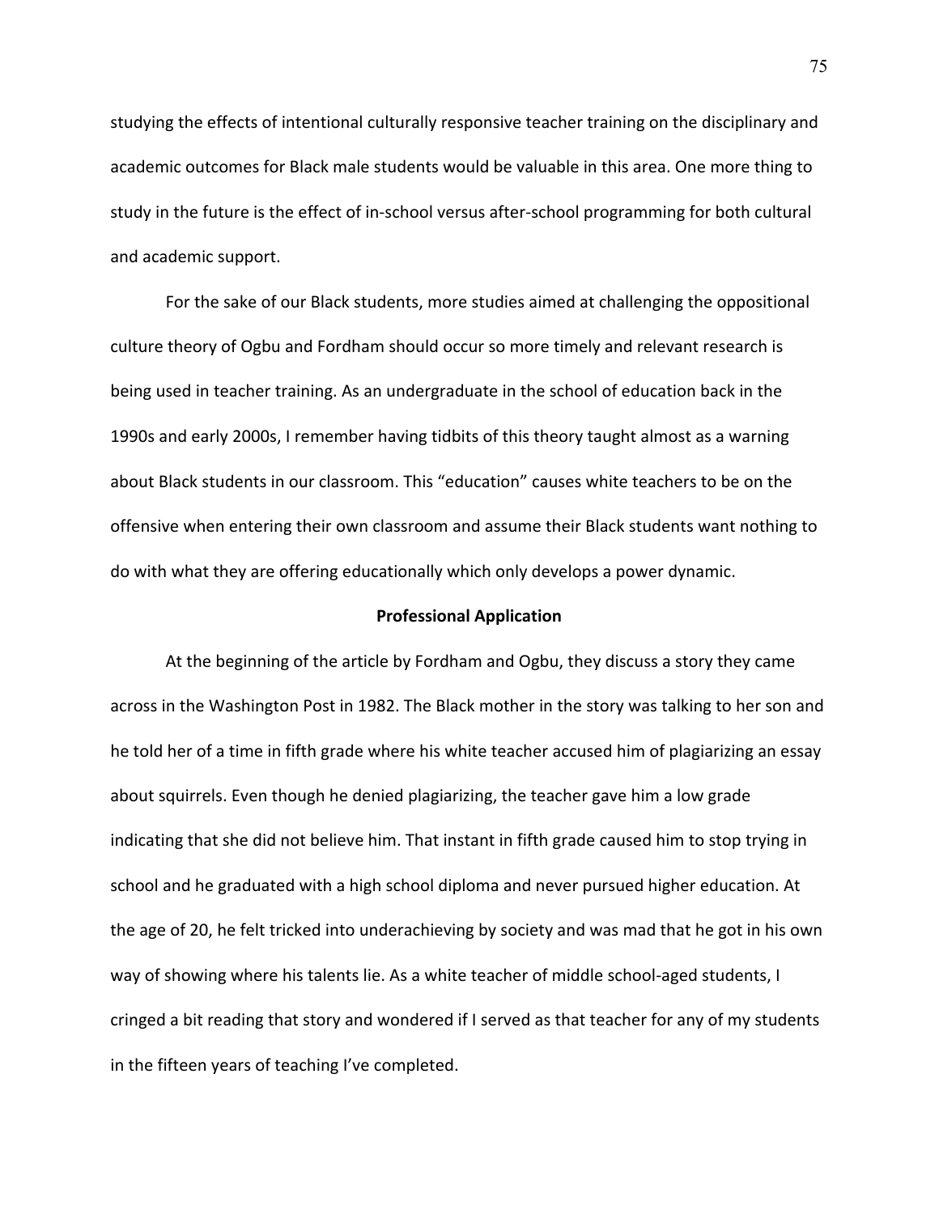studying the effects of intentional culturally responsive teacher training on the disciplinary and academic outcomes for Black male students would be valuable in this area. One more thing to study in the future is the effect of in-school versus after-school programming for both cultural and academic support.

For the sake of our Black students, more studies aimed at challenging the oppositional culture theory of Ogbu and Fordham should occur so more timely and relevant research is being used in teacher training. As an undergraduate in the school of education back in the 1990s and early 2000s, I remember having tidbits of this theory taught almost as a warning about Black students in our classroom. This "education" causes white teachers to be on the offensive when entering their own classroom and assume their Black students want nothing to do with what they are offering educationally which only develops a power dynamic.

## Professional Application

At the beginning of the article by Fordham and Ogbu, they discuss a story they came across in the Washington Post in 1982. The Black mother in the story was talking to her son and he told her of a time in fifth grade where his white teacher accused him of plagiarizing an essay about squirrels. Even though he denied plagiarizing, the teacher gave him a low grade indicating that she did not believe him. That instant in fifth grade caused him to stop trying in school and he graduated with a high school diploma and never pursued higher education. At the age of 20, he felt tricked into underachieving by society and was mad that he got in his own way of showing where his talents lie. As a white teacher of middle school-aged students, I cringed a bit reading that story and wondered if I served as that teacher for any of my students in the fifteen years of teaching I've completed.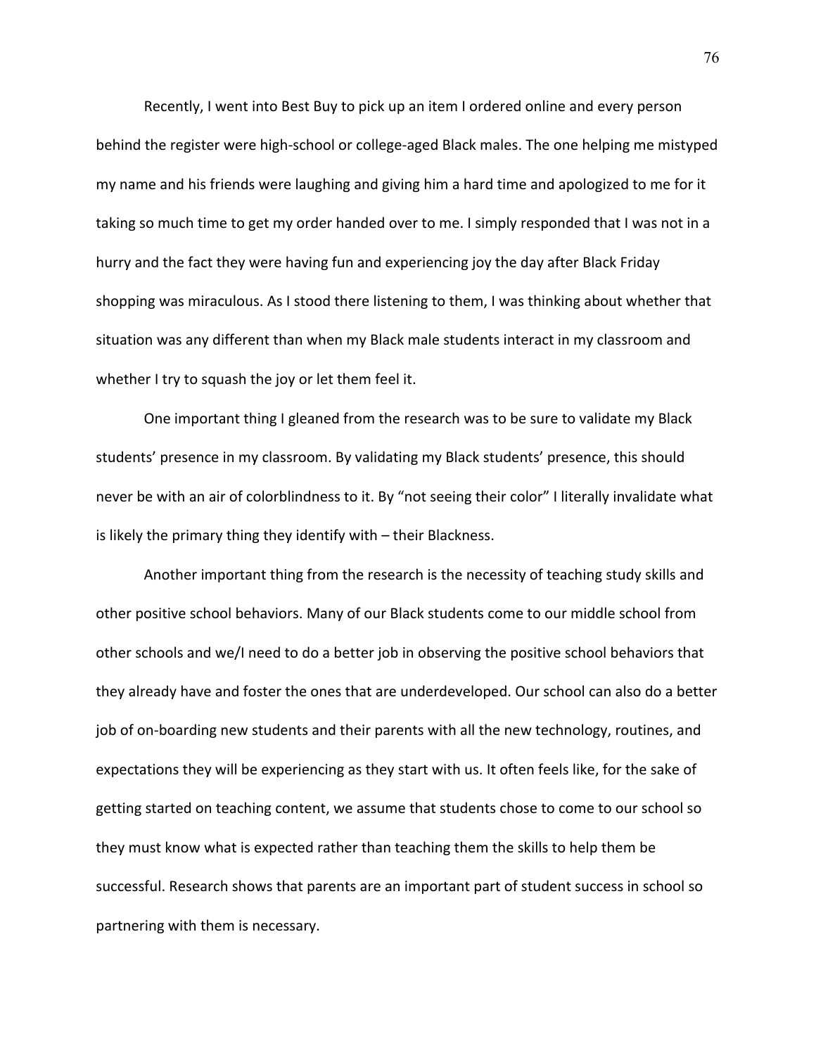Recently, I went into Best Buy to pick up an item I ordered online and every person behind the register were high-school or college-aged Black males. The one helping me mistyped my name and his friends were laughing and giving him a hard time and apologized to me for it taking so much time to get my order handed over to me. I simply responded that I was not in a hurry and the fact they were having fun and experiencing joy the day after Black Friday shopping was miraculous. As I stood there listening to them, I was thinking about whether that situation was any different than when my Black male students interact in my classroom and whether I try to squash the joy or let them feel it.

One important thing I gleaned from the research was to be sure to validate my Black students' presence in my classroom. By validating my Black students' presence, this should never be with an air of colorblindness to it. By "not seeing their color" I literally invalidate what is likely the primary thing they identify with – their Blackness.

Another important thing from the research is the necessity of teaching study skills and other positive school behaviors. Many of our Black students come to our middle school from other schools and we/I need to do a better job in observing the positive school behaviors that they already have and foster the ones that are underdeveloped. Our school can also do a better job of on-boarding new students and their parents with all the new technology, routines, and expectations they will be experiencing as they start with us. It often feels like, for the sake of getting started on teaching content, we assume that students chose to come to our school so they must know what is expected rather than teaching them the skills to help them be successful. Research shows that parents are an important part of student success in school so partnering with them is necessary.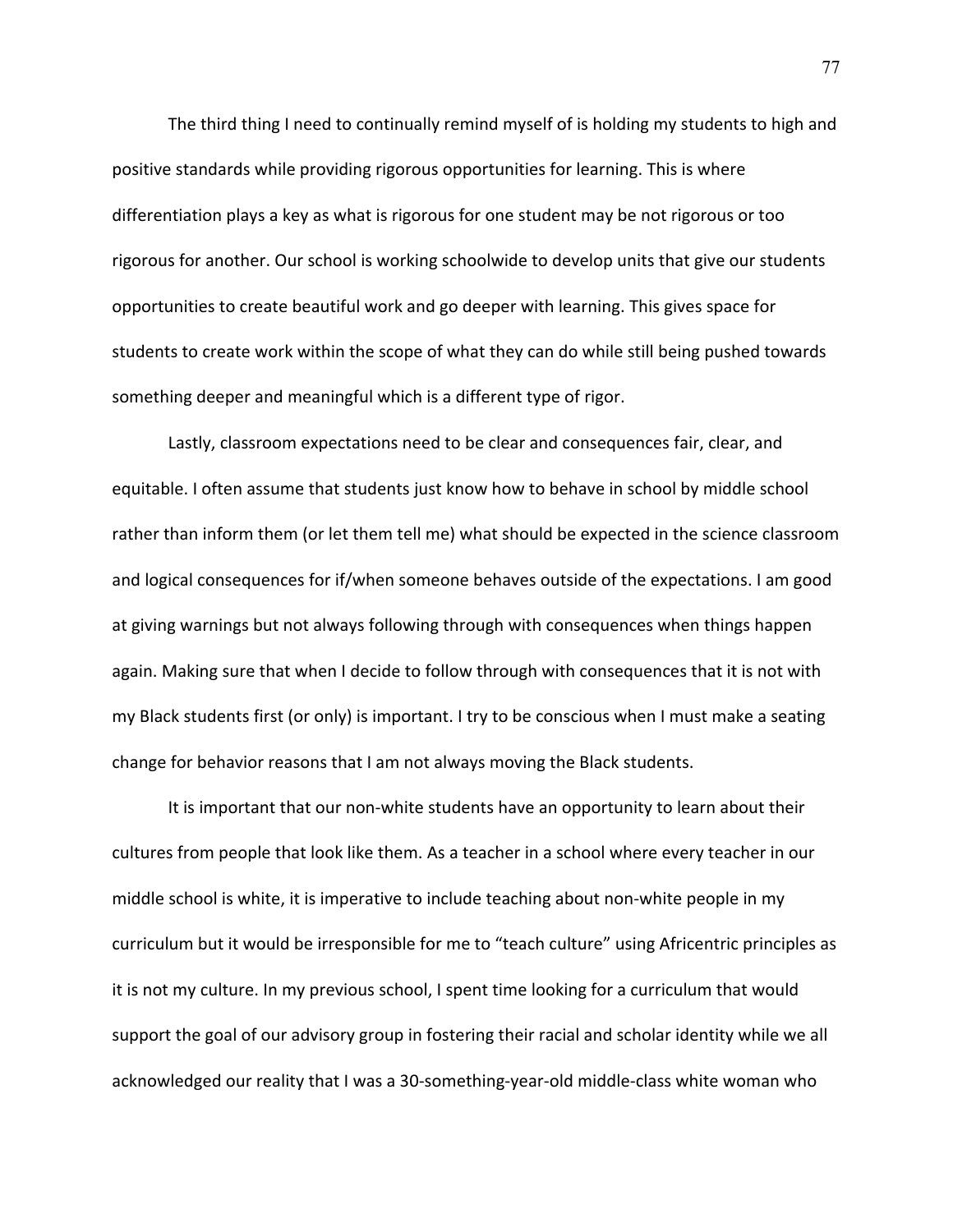The third thing I need to continually remind myself of is holding my students to high and positive standards while providing rigorous opportunities for learning. This is where differentiation plays a key as what is rigorous for one student may be not rigorous or too rigorous for another. Our school is working schoolwide to develop units that give our students opportunities to create beautiful work and go deeper with learning. This gives space for students to create work within the scope of what they can do while still being pushed towards something deeper and meaningful which is a different type of rigor.

Lastly, classroom expectations need to be clear and consequences fair, clear, and equitable. I often assume that students just know how to behave in school by middle school rather than inform them (or let them tell me) what should be expected in the science classroom and logical consequences for if/when someone behaves outside of the expectations. I am good at giving warnings but not always following through with consequences when things happen again. Making sure that when I decide to follow through with consequences that it is not with my Black students first (or only) is important. I try to be conscious when I must make a seating change for behavior reasons that I am not always moving the Black students.

It is important that our non-white students have an opportunity to learn about their cultures from people that look like them. As a teacher in a school where every teacher in our middle school is white, it is imperative to include teaching about non-white people in my curriculum but it would be irresponsible for me to "teach culture" using Africentric principles as it is not my culture. In my previous school, I spent time looking for a curriculum that would support the goal of our advisory group in fostering their racial and scholar identity while we all acknowledged our reality that I was a 30-something-year-old middle-class white woman who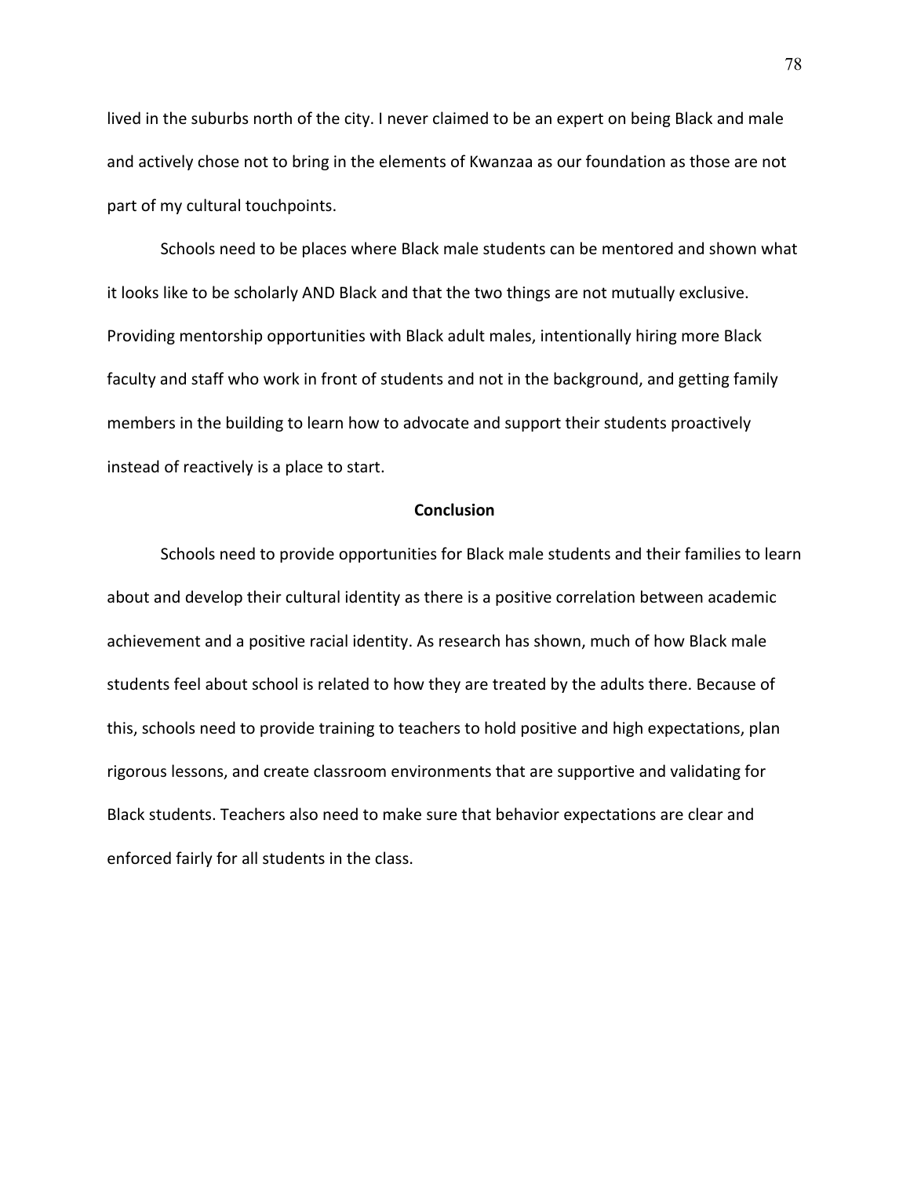lived in the suburbs north of the city. I never claimed to be an expert on being Black and male and actively chose not to bring in the elements of Kwanzaa as our foundation as those are not part of my cultural touchpoints.

Schools need to be places where Black male students can be mentored and shown what it looks like to be scholarly AND Black and that the two things are not mutually exclusive. Providing mentorship opportunities with Black adult males, intentionally hiring more Black faculty and staff who work in front of students and not in the background, and getting family members in the building to learn how to advocate and support their students proactively instead of reactively is a place to start.

## Conclusion

Schools need to provide opportunities for Black male students and their families to learn about and develop their cultural identity as there is a positive correlation between academic achievement and a positive racial identity. As research has shown, much of how Black male students feel about school is related to how they are treated by the adults there. Because of this, schools need to provide training to teachers to hold positive and high expectations, plan rigorous lessons, and create classroom environments that are supportive and validating for Black students. Teachers also need to make sure that behavior expectations are clear and enforced fairly for all students in the class.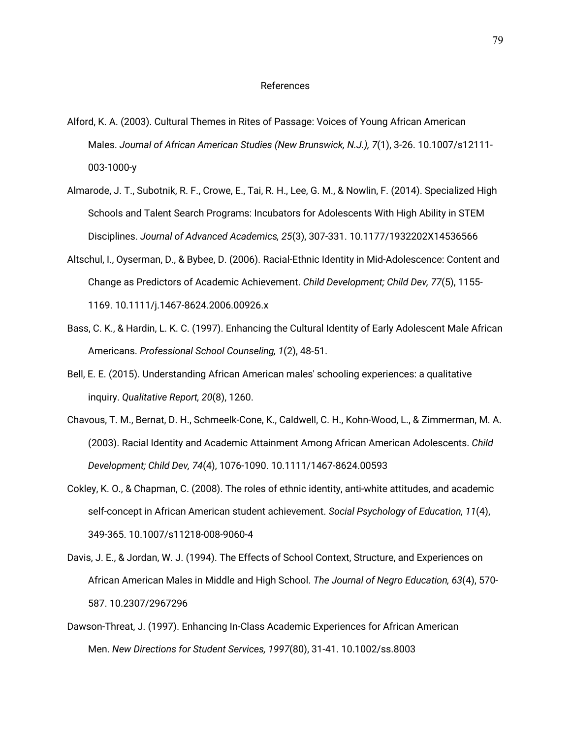# References

Alford, K. A. (2003). Cultural Themes in Rites of Passage: Voices of Young African American Males. *Journal of African American Studies (New Brunswick, N.J.), 7*(1), 3-26. 10.1007/s12111-003-1000-y

Almarode, J. T., Subotnik, R. F., Crowe, E., Tai, R. H., Lee, G. M., & Nowlin, F. (2014). Specialized High Schools and Talent Search Programs: Incubators for Adolescents With High Ability in STEM Disciplines. *Journal of Advanced Academics, 25*(3), 307-331. 10.1177/1932202X14536566

Altschul, I., Oyserman, D., & Bybee, D. (2006). Racial-Ethnic Identity in Mid-Adolescence: Content and Change as Predictors of Academic Achievement. *Child Development; Child Dev, 77*(5), 1155-1169. 10.1111/j.1467-8624.2006.00926.x

Bass, C. K., & Hardin, L. K. C. (1997). Enhancing the Cultural Identity of Early Adolescent Male African Americans. *Professional School Counseling, 1*(2), 48-51.

Bell, E. E. (2015). Understanding African American males' schooling experiences: a qualitative inquiry. *Qualitative Report, 20*(8), 1260.

Chavous, T. M., Bernat, D. H., Schmeelk-Cone, K., Caldwell, C. H., Kohn-Wood, L., & Zimmerman, M. A. (2003). Racial Identity and Academic Attainment Among African American Adolescents. *Child Development; Child Dev, 74*(4), 1076-1090. 10.1111/1467-8624.00593

Cokley, K. O., & Chapman, C. (2008). The roles of ethnic identity, anti-white attitudes, and academic self-concept in African American student achievement. *Social Psychology of Education, 11*(4), 349-365. 10.1007/s11218-008-9060-4

Davis, J. E., & Jordan, W. J. (1994). The Effects of School Context, Structure, and Experiences on African American Males in Middle and High School. *The Journal of Negro Education, 63*(4), 570-587. 10.2307/2967296

Dawson-Threat, J. (1997). Enhancing In-Class Academic Experiences for African American Men. *New Directions for Student Services, 1997*(80), 31-41. 10.1002/ss.8003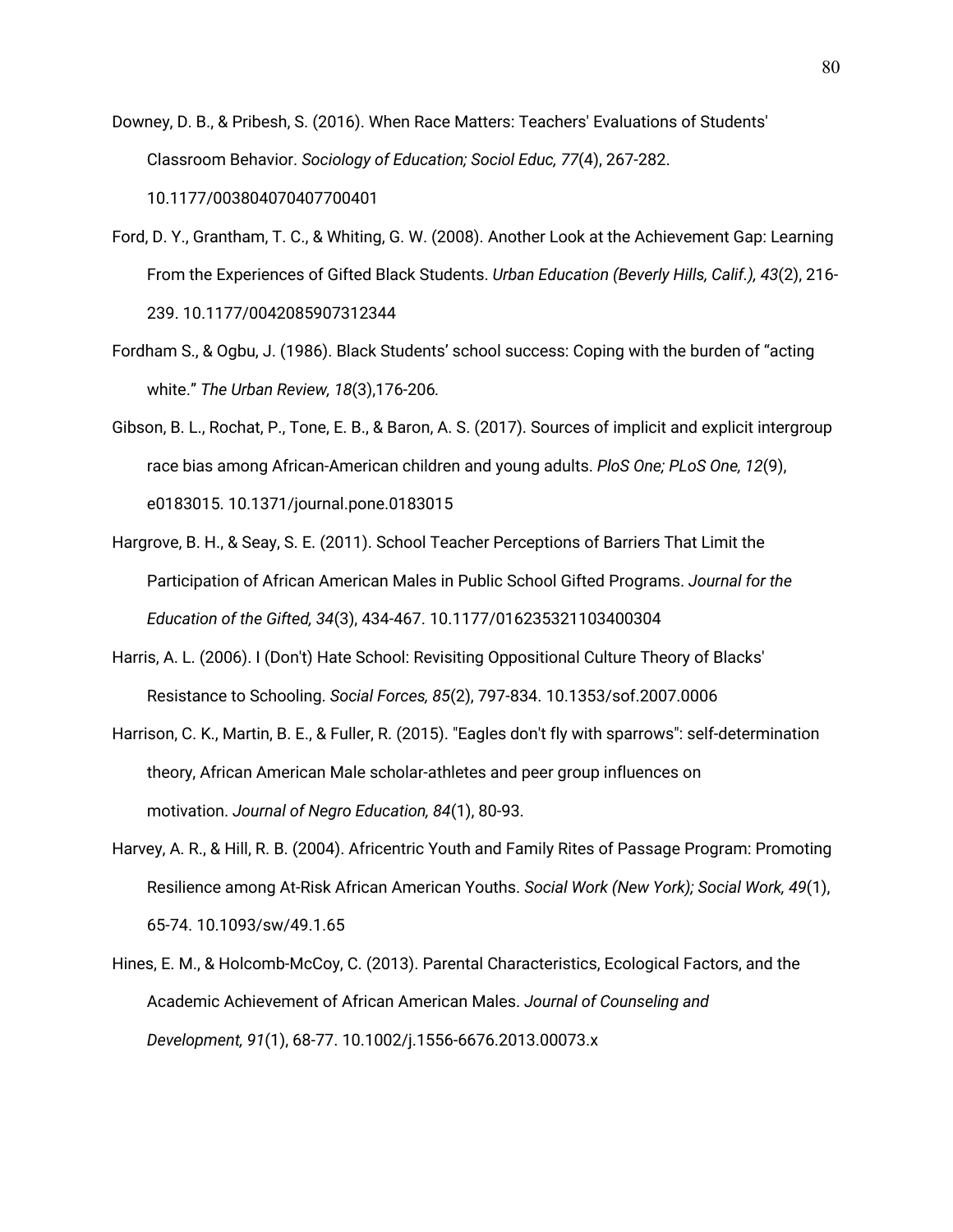Downey, D. B., & Pribesh, S. (2016). When Race Matters: Teachers' Evaluations of Students' Classroom Behavior. *Sociology of Education; Sociol Educ, 77*(4), 267-282. 10.1177/003804070407700401

Ford, D. Y., Grantham, T. C., & Whiting, G. W. (2008). Another Look at the Achievement Gap: Learning From the Experiences of Gifted Black Students. *Urban Education (Beverly Hills, Calif.), 43*(2), 216-239. 10.1177/0042085907312344

Fordham S., & Ogbu, J. (1986). Black Students' school success: Coping with the burden of "acting white." *The Urban Review, 18*(3),176-206.

Gibson, B. L., Rochat, P., Tone, E. B., & Baron, A. S. (2017). Sources of implicit and explicit intergroup race bias among African-American children and young adults. *PloS One; PLoS One, 12*(9), e0183015. 10.1371/journal.pone.0183015

Hargrove, B. H., & Seay, S. E. (2011). School Teacher Perceptions of Barriers That Limit the Participation of African American Males in Public School Gifted Programs. *Journal for the Education of the Gifted, 34*(3), 434-467. 10.1177/016235321103400304

Harris, A. L. (2006). I (Don't) Hate School: Revisiting Oppositional Culture Theory of Blacks' Resistance to Schooling. *Social Forces, 85*(2), 797-834. 10.1353/sof.2007.0006

Harrison, C. K., Martin, B. E., & Fuller, R. (2015). "Eagles don't fly with sparrows": self-determination theory, African American Male scholar-athletes and peer group influences on motivation. *Journal of Negro Education, 84*(1), 80-93.

Harvey, A. R., & Hill, R. B. (2004). Africentric Youth and Family Rites of Passage Program: Promoting Resilience among At-Risk African American Youths. *Social Work (New York); Social Work, 49*(1), 65-74. 10.1093/sw/49.1.65

Hines, E. M., & Holcomb-McCoy, C. (2013). Parental Characteristics, Ecological Factors, and the Academic Achievement of African American Males. *Journal of Counseling and Development, 91*(1), 68-77. 10.1002/j.1556-6676.2013.00073.x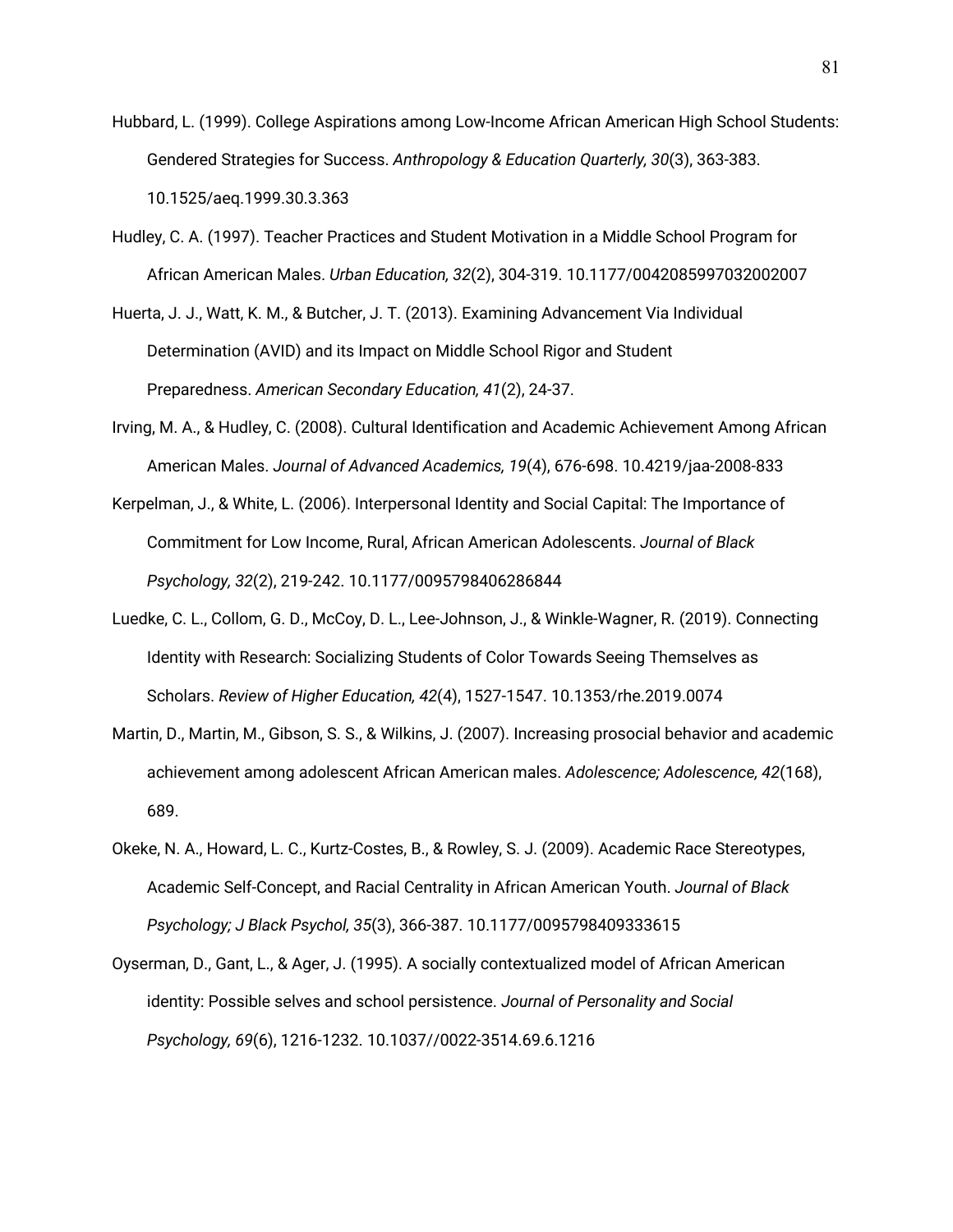Hubbard, L. (1999). College Aspirations among Low-Income African American High School Students: Gendered Strategies for Success. *Anthropology & Education Quarterly, 30*(3), 363-383. 10.1525/aeq.1999.30.3.363

Hudley, C. A. (1997). Teacher Practices and Student Motivation in a Middle School Program for African American Males. *Urban Education, 32*(2), 304-319. 10.1177/0042085997032002007

Huerta, J. J., Watt, K. M., & Butcher, J. T. (2013). Examining Advancement Via Individual Determination (AVID) and its Impact on Middle School Rigor and Student Preparedness. *American Secondary Education, 41*(2), 24-37.

Irving, M. A., & Hudley, C. (2008). Cultural Identification and Academic Achievement Among African American Males. *Journal of Advanced Academics, 19*(4), 676-698. 10.4219/jaa-2008-833

Kerpelman, J., & White, L. (2006). Interpersonal Identity and Social Capital: The Importance of Commitment for Low Income, Rural, African American Adolescents. *Journal of Black Psychology, 32*(2), 219-242. 10.1177/0095798406286844

Luedke, C. L., Collom, G. D., McCoy, D. L., Lee-Johnson, J., & Winkle-Wagner, R. (2019). Connecting Identity with Research: Socializing Students of Color Towards Seeing Themselves as Scholars. *Review of Higher Education, 42*(4), 1527-1547. 10.1353/rhe.2019.0074

Martin, D., Martin, M., Gibson, S. S., & Wilkins, J. (2007). Increasing prosocial behavior and academic achievement among adolescent African American males. *Adolescence; Adolescence, 42*(168), 689.

Okeke, N. A., Howard, L. C., Kurtz-Costes, B., & Rowley, S. J. (2009). Academic Race Stereotypes, Academic Self-Concept, and Racial Centrality in African American Youth. *Journal of Black Psychology; J Black Psychol, 35*(3), 366-387. 10.1177/0095798409333615

Oyserman, D., Gant, L., & Ager, J. (1995). A socially contextualized model of African American identity: Possible selves and school persistence. *Journal of Personality and Social Psychology, 69*(6), 1216-1232. 10.1037//0022-3514.69.6.1216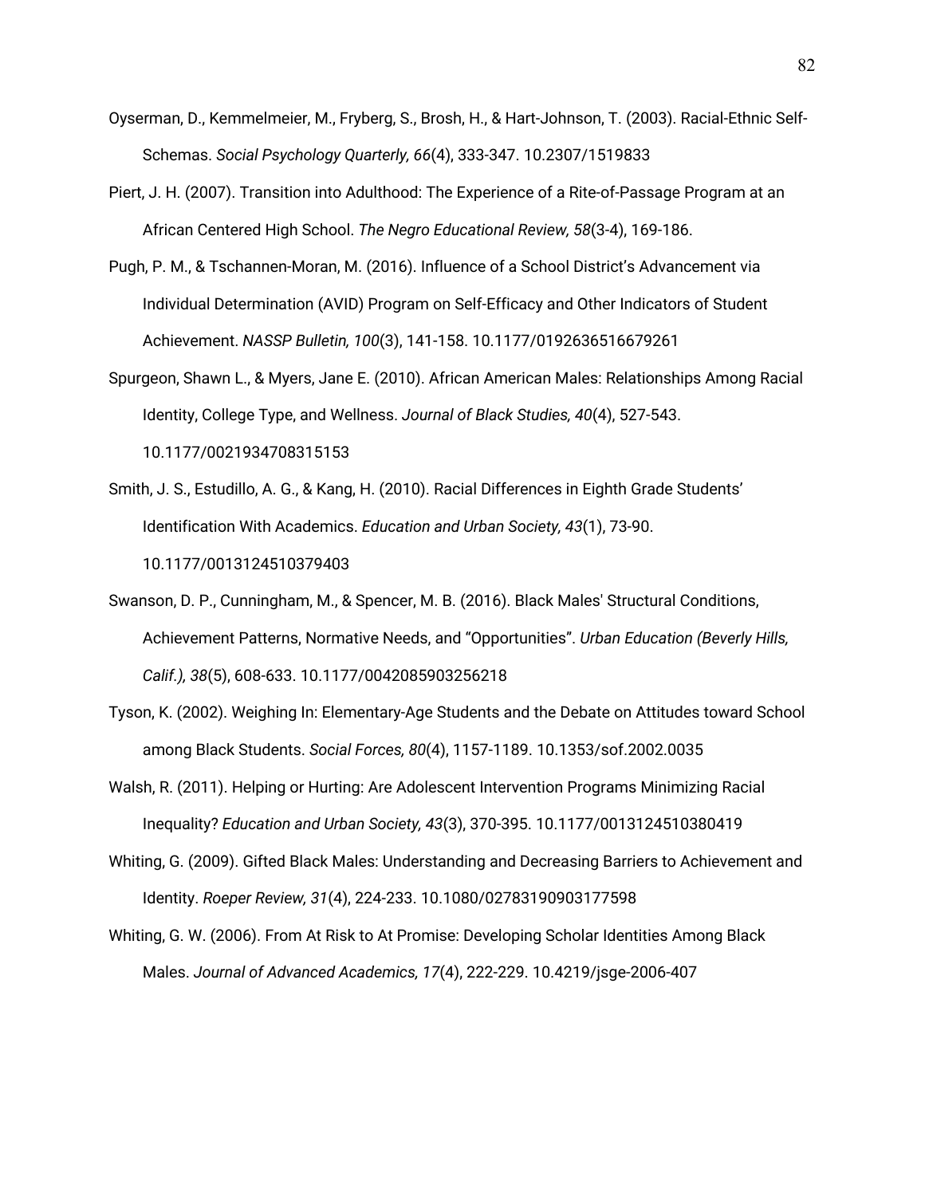Oyserman, D., Kemmelmeier, M., Fryberg, S., Brosh, H., & Hart-Johnson, T. (2003). Racial-Ethnic Self-Schemas. *Social Psychology Quarterly, 66*(4), 333-347. 10.2307/1519833

Piert, J. H. (2007). Transition into Adulthood: The Experience of a Rite-of-Passage Program at an African Centered High School. *The Negro Educational Review, 58*(3-4), 169-186.

Pugh, P. M., & Tschannen-Moran, M. (2016). Influence of a School District's Advancement via Individual Determination (AVID) Program on Self-Efficacy and Other Indicators of Student Achievement. *NASSP Bulletin, 100*(3), 141-158. 10.1177/0192636516679261

Spurgeon, Shawn L., & Myers, Jane E. (2010). African American Males: Relationships Among Racial Identity, College Type, and Wellness. *Journal of Black Studies, 40*(4), 527-543. 10.1177/0021934708315153

Smith, J. S., Estudillo, A. G., & Kang, H. (2010). Racial Differences in Eighth Grade Students' Identification With Academics. *Education and Urban Society, 43*(1), 73-90. 10.1177/0013124510379403

Swanson, D. P., Cunningham, M., & Spencer, M. B. (2016). Black Males' Structural Conditions, Achievement Patterns, Normative Needs, and "Opportunities". *Urban Education (Beverly Hills, Calif.), 38*(5), 608-633. 10.1177/0042085903256218

Tyson, K. (2002). Weighing In: Elementary-Age Students and the Debate on Attitudes toward School among Black Students. *Social Forces, 80*(4), 1157-1189. 10.1353/sof.2002.0035

Walsh, R. (2011). Helping or Hurting: Are Adolescent Intervention Programs Minimizing Racial Inequality? *Education and Urban Society, 43*(3), 370-395. 10.1177/0013124510380419

Whiting, G. (2009). Gifted Black Males: Understanding and Decreasing Barriers to Achievement and Identity. *Roeper Review, 31*(4), 224-233. 10.1080/02783190903177598

Whiting, G. W. (2006). From At Risk to At Promise: Developing Scholar Identities Among Black Males. *Journal of Advanced Academics, 17*(4), 222-229. 10.4219/jsge-2006-407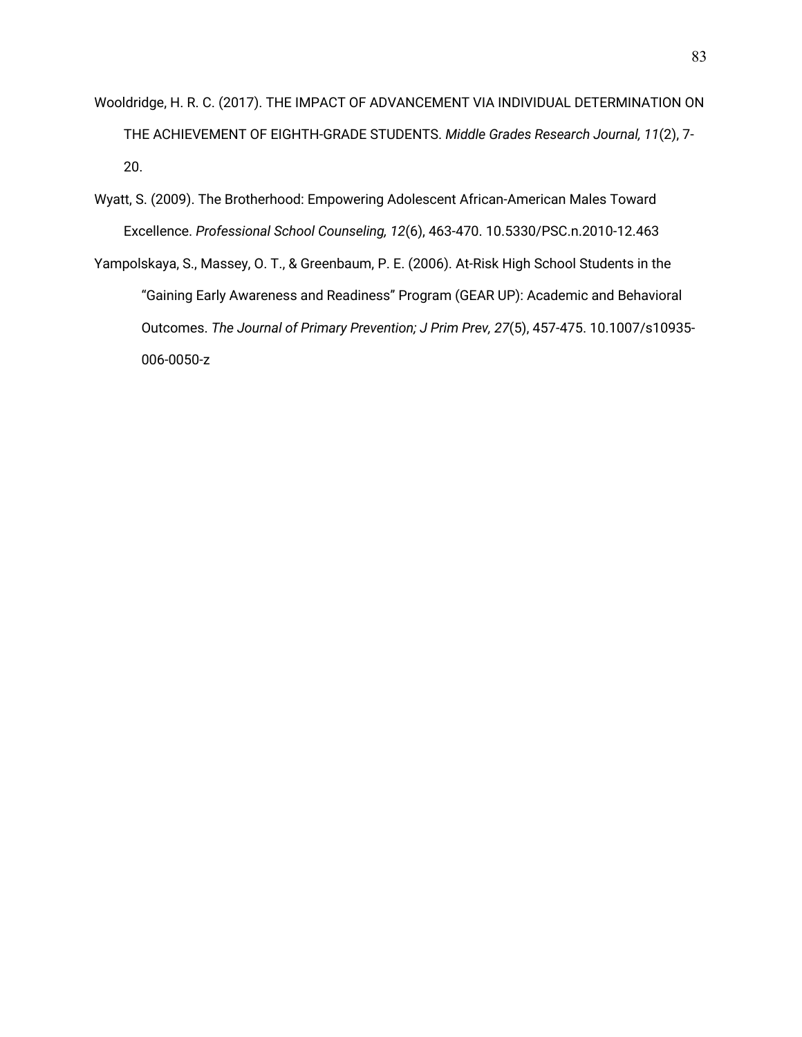Wooldridge, H. R. C. (2017). THE IMPACT OF ADVANCEMENT VIA INDIVIDUAL DETERMINATION ON THE ACHIEVEMENT OF EIGHTH-GRADE STUDENTS. *Middle Grades Research Journal, 11*(2), 7-20.

Wyatt, S. (2009). The Brotherhood: Empowering Adolescent African-American Males Toward Excellence. *Professional School Counseling, 12*(6), 463-470. 10.5330/PSC.n.2010-12.463

Yampolskaya, S., Massey, O. T., & Greenbaum, P. E. (2006). At-Risk High School Students in the "Gaining Early Awareness and Readiness" Program (GEAR UP): Academic and Behavioral Outcomes. *The Journal of Primary Prevention; J Prim Prev, 27*(5), 457-475. 10.1007/s10935-006-0050-z